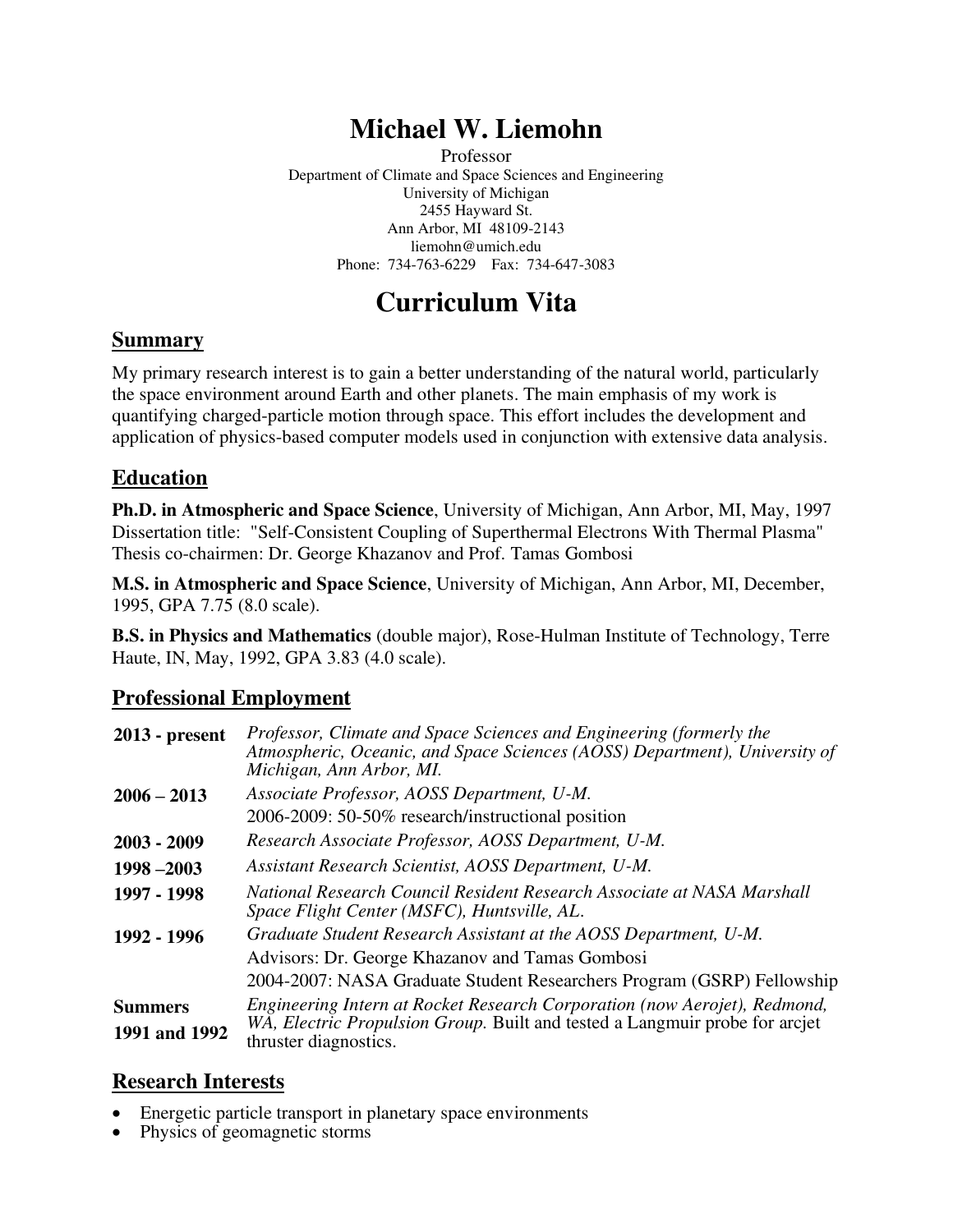# Michael W. Liemohn

Professor
Department of Climate and Space Sciences and Engineering
University of Michigan
2455 Hayward St.
Ann Arbor, MI 48109-2143
liemohn@umich.edu
Phone: 734-763-6229 Fax: 734-647-3083

# Curriculum Vita

## Summary

My primary research interest is to gain a better understanding of the natural world, particularly the space environment around Earth and other planets. The main emphasis of my work is quantifying charged-particle motion through space. This effort includes the development and application of physics-based computer models used in conjunction with extensive data analysis.

## Education

**Ph.D. in Atmospheric and Space Science**, University of Michigan, Ann Arbor, MI, May, 1997
Dissertation title: "Self-Consistent Coupling of Superthermal Electrons With Thermal Plasma"
Thesis co-chairmen: Dr. George Khazanov and Prof. Tamas Gombosi

**M.S. in Atmospheric and Space Science**, University of Michigan, Ann Arbor, MI, December, 1995, GPA 7.75 (8.0 scale).

**B.S. in Physics and Mathematics** (double major), Rose-Hulman Institute of Technology, Terre Haute, IN, May, 1992, GPA 3.83 (4.0 scale).

## Professional Employment

| | |
|---|---|
| **2013 - present** | *Professor, Climate and Space Sciences and Engineering (formerly the Atmospheric, Oceanic, and Space Sciences (AOSS) Department), University of Michigan, Ann Arbor, MI.* |
| **2006 – 2013** | *Associate Professor, AOSS Department, U-M.*<br>2006-2009: 50-50% research/instructional position |
| **2003 - 2009** | *Research Associate Professor, AOSS Department, U-M.* |
| **1998 –2003** | *Assistant Research Scientist, AOSS Department, U-M.* |
| **1997 - 1998** | *National Research Council Resident Research Associate at NASA Marshall Space Flight Center (MSFC), Huntsville, AL.* |
| **1992 - 1996** | *Graduate Student Research Assistant at the AOSS Department, U-M.*<br>Advisors: Dr. George Khazanov and Tamas Gombosi<br>2004-2007: NASA Graduate Student Researchers Program (GSRP) Fellowship |
| **Summers 1991 and 1992** | *Engineering Intern at Rocket Research Corporation (now Aerojet), Redmond, WA, Electric Propulsion Group.* Built and tested a Langmuir probe for arcjet thruster diagnostics. |

## Research Interests

- Energetic particle transport in planetary space environments
- Physics of geomagnetic storms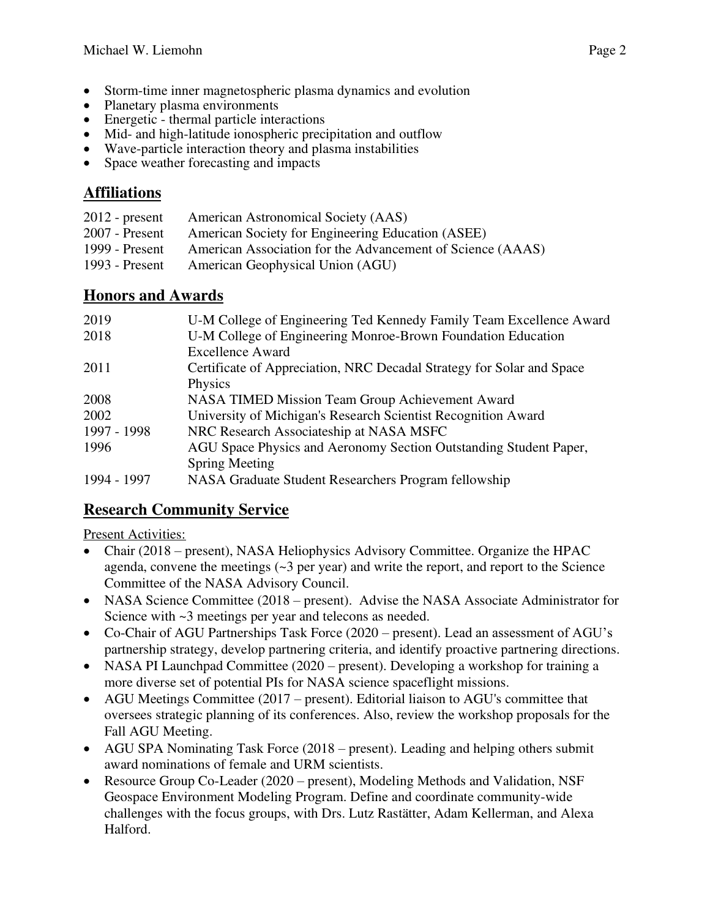- Storm-time inner magnetospheric plasma dynamics and evolution
- Planetary plasma environments
- Energetic - thermal particle interactions
- Mid- and high-latitude ionospheric precipitation and outflow
- Wave-particle interaction theory and plasma instabilities
- Space weather forecasting and impacts

## Affiliations

| | |
|---|---|
| 2012 - present | American Astronomical Society (AAS) |
| 2007 - Present | American Society for Engineering Education (ASEE) |
| 1999 - Present | American Association for the Advancement of Science (AAAS) |
| 1993 - Present | American Geophysical Union (AGU) |

## Honors and Awards

| | |
|---|---|
| 2019 | U-M College of Engineering Ted Kennedy Family Team Excellence Award |
| 2018 | U-M College of Engineering Monroe-Brown Foundation Education Excellence Award |
| 2011 | Certificate of Appreciation, NRC Decadal Strategy for Solar and Space Physics |
| 2008 | NASA TIMED Mission Team Group Achievement Award |
| 2002 | University of Michigan's Research Scientist Recognition Award |
| 1997 - 1998 | NRC Research Associateship at NASA MSFC |
| 1996 | AGU Space Physics and Aeronomy Section Outstanding Student Paper, Spring Meeting |
| 1994 - 1997 | NASA Graduate Student Researchers Program fellowship |

## Research Community Service

Present Activities:

- Chair (2018 – present), NASA Heliophysics Advisory Committee. Organize the HPAC agenda, convene the meetings (~3 per year) and write the report, and report to the Science Committee of the NASA Advisory Council.
- NASA Science Committee (2018 – present). Advise the NASA Associate Administrator for Science with ~3 meetings per year and telecons as needed.
- Co-Chair of AGU Partnerships Task Force (2020 – present). Lead an assessment of AGU's partnership strategy, develop partnering criteria, and identify proactive partnering directions.
- NASA PI Launchpad Committee (2020 – present). Developing a workshop for training a more diverse set of potential PIs for NASA science spaceflight missions.
- AGU Meetings Committee (2017 – present). Editorial liaison to AGU's committee that oversees strategic planning of its conferences. Also, review the workshop proposals for the Fall AGU Meeting.
- AGU SPA Nominating Task Force (2018 – present). Leading and helping others submit award nominations of female and URM scientists.
- Resource Group Co-Leader (2020 – present), Modeling Methods and Validation, NSF Geospace Environment Modeling Program. Define and coordinate community-wide challenges with the focus groups, with Drs. Lutz Rastätter, Adam Kellerman, and Alexa Halford.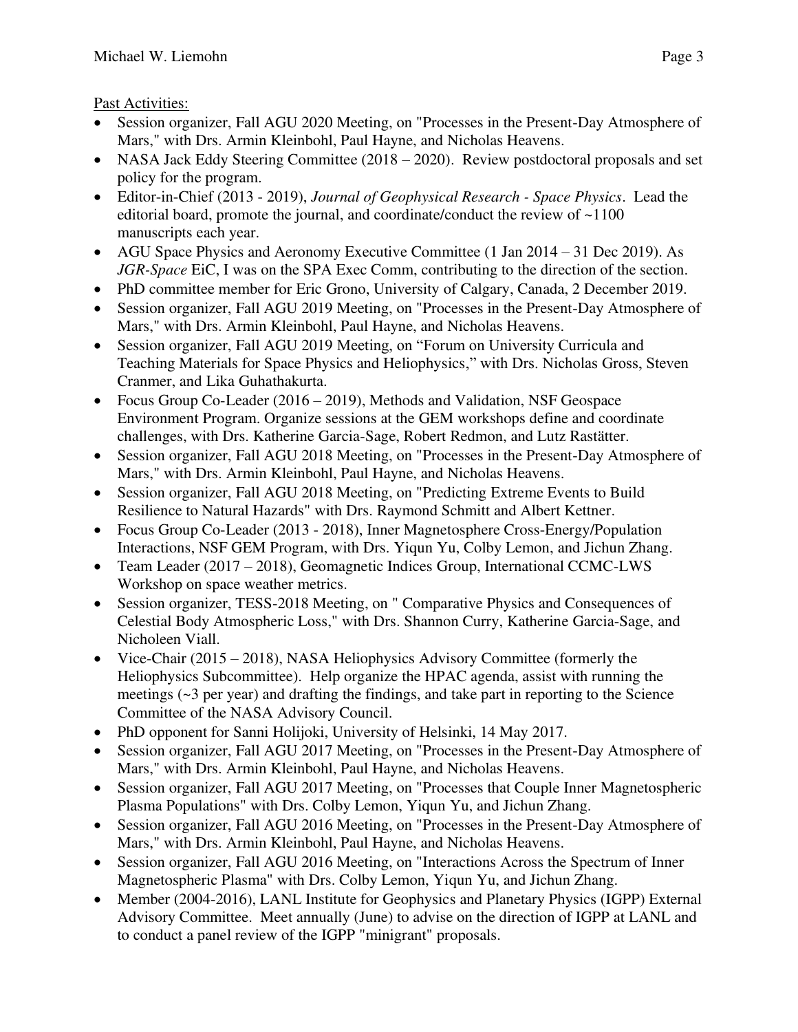Past Activities:

- Session organizer, Fall AGU 2020 Meeting, on "Processes in the Present-Day Atmosphere of Mars," with Drs. Armin Kleinbohl, Paul Hayne, and Nicholas Heavens.
- NASA Jack Eddy Steering Committee (2018 – 2020). Review postdoctoral proposals and set policy for the program.
- Editor-in-Chief (2013 - 2019), *Journal of Geophysical Research - Space Physics*. Lead the editorial board, promote the journal, and coordinate/conduct the review of ~1100 manuscripts each year.
- AGU Space Physics and Aeronomy Executive Committee (1 Jan 2014 – 31 Dec 2019). As *JGR-Space* EiC, I was on the SPA Exec Comm, contributing to the direction of the section.
- PhD committee member for Eric Grono, University of Calgary, Canada, 2 December 2019.
- Session organizer, Fall AGU 2019 Meeting, on "Processes in the Present-Day Atmosphere of Mars," with Drs. Armin Kleinbohl, Paul Hayne, and Nicholas Heavens.
- Session organizer, Fall AGU 2019 Meeting, on "Forum on University Curricula and Teaching Materials for Space Physics and Heliophysics," with Drs. Nicholas Gross, Steven Cranmer, and Lika Guhathakurta.
- Focus Group Co-Leader (2016 – 2019), Methods and Validation, NSF Geospace Environment Program. Organize sessions at the GEM workshops define and coordinate challenges, with Drs. Katherine Garcia-Sage, Robert Redmon, and Lutz Rastätter.
- Session organizer, Fall AGU 2018 Meeting, on "Processes in the Present-Day Atmosphere of Mars," with Drs. Armin Kleinbohl, Paul Hayne, and Nicholas Heavens.
- Session organizer, Fall AGU 2018 Meeting, on "Predicting Extreme Events to Build Resilience to Natural Hazards" with Drs. Raymond Schmitt and Albert Kettner.
- Focus Group Co-Leader (2013 - 2018), Inner Magnetosphere Cross-Energy/Population Interactions, NSF GEM Program, with Drs. Yiqun Yu, Colby Lemon, and Jichun Zhang.
- Team Leader (2017 – 2018), Geomagnetic Indices Group, International CCMC-LWS Workshop on space weather metrics.
- Session organizer, TESS-2018 Meeting, on " Comparative Physics and Consequences of Celestial Body Atmospheric Loss," with Drs. Shannon Curry, Katherine Garcia-Sage, and Nicholeen Viall.
- Vice-Chair (2015 – 2018), NASA Heliophysics Advisory Committee (formerly the Heliophysics Subcommittee). Help organize the HPAC agenda, assist with running the meetings (~3 per year) and drafting the findings, and take part in reporting to the Science Committee of the NASA Advisory Council.
- PhD opponent for Sanni Holijoki, University of Helsinki, 14 May 2017.
- Session organizer, Fall AGU 2017 Meeting, on "Processes in the Present-Day Atmosphere of Mars," with Drs. Armin Kleinbohl, Paul Hayne, and Nicholas Heavens.
- Session organizer, Fall AGU 2017 Meeting, on "Processes that Couple Inner Magnetospheric Plasma Populations" with Drs. Colby Lemon, Yiqun Yu, and Jichun Zhang.
- Session organizer, Fall AGU 2016 Meeting, on "Processes in the Present-Day Atmosphere of Mars," with Drs. Armin Kleinbohl, Paul Hayne, and Nicholas Heavens.
- Session organizer, Fall AGU 2016 Meeting, on "Interactions Across the Spectrum of Inner Magnetospheric Plasma" with Drs. Colby Lemon, Yiqun Yu, and Jichun Zhang.
- Member (2004-2016), LANL Institute for Geophysics and Planetary Physics (IGPP) External Advisory Committee. Meet annually (June) to advise on the direction of IGPP at LANL and to conduct a panel review of the IGPP "minigrant" proposals.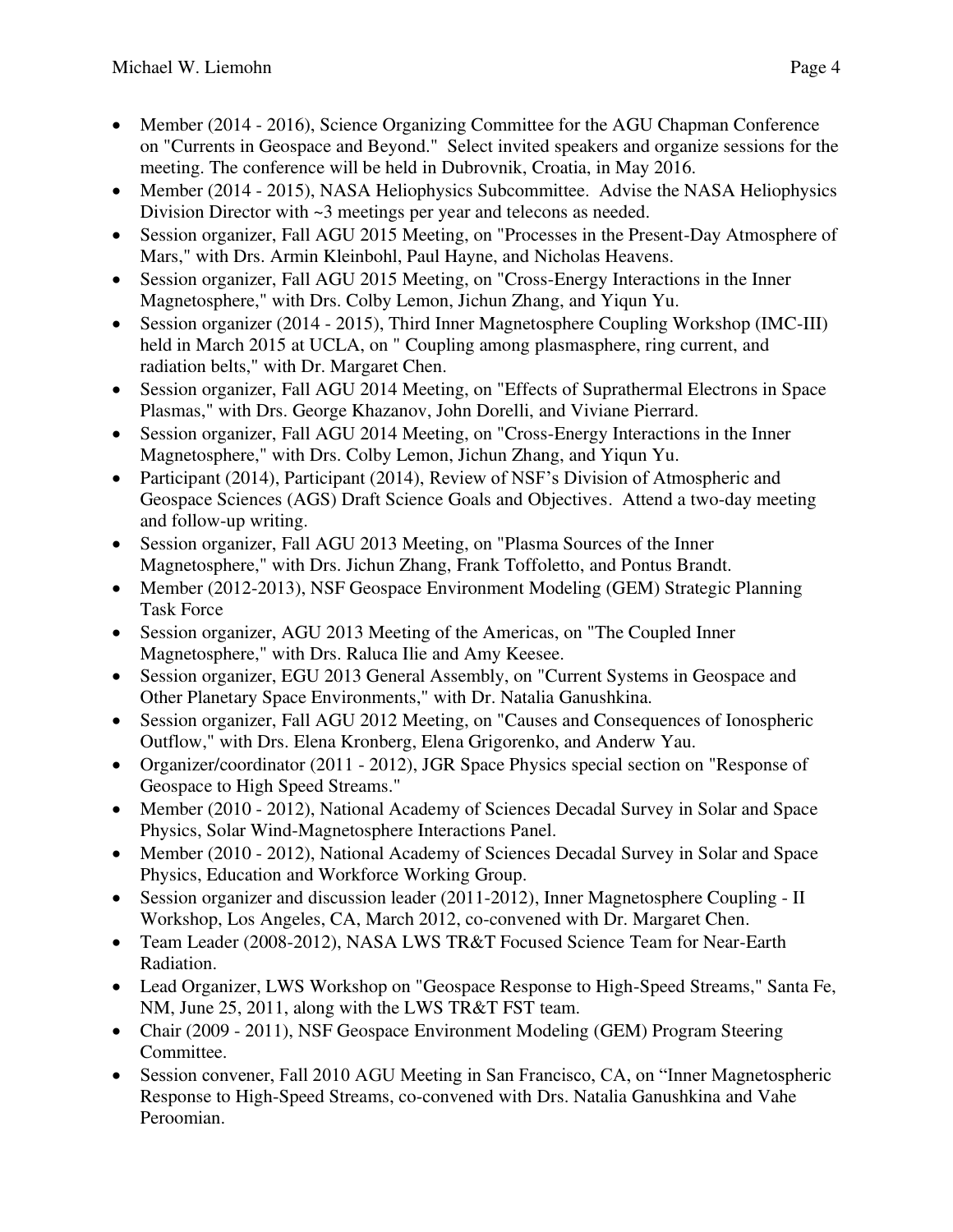- Member (2014 - 2016), Science Organizing Committee for the AGU Chapman Conference on "Currents in Geospace and Beyond." Select invited speakers and organize sessions for the meeting. The conference will be held in Dubrovnik, Croatia, in May 2016.
- Member (2014 - 2015), NASA Heliophysics Subcommittee. Advise the NASA Heliophysics Division Director with ~3 meetings per year and telecons as needed.
- Session organizer, Fall AGU 2015 Meeting, on "Processes in the Present-Day Atmosphere of Mars," with Drs. Armin Kleinbohl, Paul Hayne, and Nicholas Heavens.
- Session organizer, Fall AGU 2015 Meeting, on "Cross-Energy Interactions in the Inner Magnetosphere," with Drs. Colby Lemon, Jichun Zhang, and Yiqun Yu.
- Session organizer (2014 - 2015), Third Inner Magnetosphere Coupling Workshop (IMC-III) held in March 2015 at UCLA, on " Coupling among plasmasphere, ring current, and radiation belts," with Dr. Margaret Chen.
- Session organizer, Fall AGU 2014 Meeting, on "Effects of Suprathermal Electrons in Space Plasmas," with Drs. George Khazanov, John Dorelli, and Viviane Pierrard.
- Session organizer, Fall AGU 2014 Meeting, on "Cross-Energy Interactions in the Inner Magnetosphere," with Drs. Colby Lemon, Jichun Zhang, and Yiqun Yu.
- Participant (2014), Participant (2014), Review of NSF's Division of Atmospheric and Geospace Sciences (AGS) Draft Science Goals and Objectives. Attend a two-day meeting and follow-up writing.
- Session organizer, Fall AGU 2013 Meeting, on "Plasma Sources of the Inner Magnetosphere," with Drs. Jichun Zhang, Frank Toffoletto, and Pontus Brandt.
- Member (2012-2013), NSF Geospace Environment Modeling (GEM) Strategic Planning Task Force
- Session organizer, AGU 2013 Meeting of the Americas, on "The Coupled Inner Magnetosphere," with Drs. Raluca Ilie and Amy Keesee.
- Session organizer, EGU 2013 General Assembly, on "Current Systems in Geospace and Other Planetary Space Environments," with Dr. Natalia Ganushkina.
- Session organizer, Fall AGU 2012 Meeting, on "Causes and Consequences of Ionospheric Outflow," with Drs. Elena Kronberg, Elena Grigorenko, and Anderw Yau.
- Organizer/coordinator (2011 - 2012), JGR Space Physics special section on "Response of Geospace to High Speed Streams."
- Member (2010 - 2012), National Academy of Sciences Decadal Survey in Solar and Space Physics, Solar Wind-Magnetosphere Interactions Panel.
- Member (2010 - 2012), National Academy of Sciences Decadal Survey in Solar and Space Physics, Education and Workforce Working Group.
- Session organizer and discussion leader (2011-2012), Inner Magnetosphere Coupling - II Workshop, Los Angeles, CA, March 2012, co-convened with Dr. Margaret Chen.
- Team Leader (2008-2012), NASA LWS TR&T Focused Science Team for Near-Earth Radiation.
- Lead Organizer, LWS Workshop on "Geospace Response to High-Speed Streams," Santa Fe, NM, June 25, 2011, along with the LWS TR&T FST team.
- Chair (2009 - 2011), NSF Geospace Environment Modeling (GEM) Program Steering Committee.
- Session convener, Fall 2010 AGU Meeting in San Francisco, CA, on "Inner Magnetospheric Response to High-Speed Streams, co-convened with Drs. Natalia Ganushkina and Vahe Peroomian.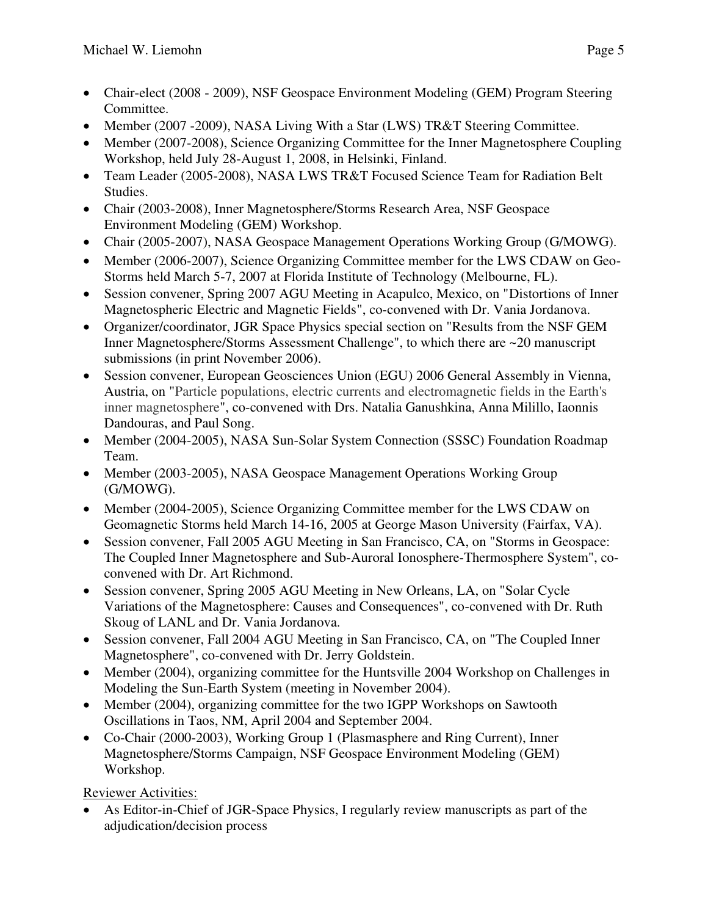- Chair-elect (2008 - 2009), NSF Geospace Environment Modeling (GEM) Program Steering Committee.
- Member (2007 -2009), NASA Living With a Star (LWS) TR&T Steering Committee.
- Member (2007-2008), Science Organizing Committee for the Inner Magnetosphere Coupling Workshop, held July 28-August 1, 2008, in Helsinki, Finland.
- Team Leader (2005-2008), NASA LWS TR&T Focused Science Team for Radiation Belt Studies.
- Chair (2003-2008), Inner Magnetosphere/Storms Research Area, NSF Geospace Environment Modeling (GEM) Workshop.
- Chair (2005-2007), NASA Geospace Management Operations Working Group (G/MOWG).
- Member (2006-2007), Science Organizing Committee member for the LWS CDAW on Geo-Storms held March 5-7, 2007 at Florida Institute of Technology (Melbourne, FL).
- Session convener, Spring 2007 AGU Meeting in Acapulco, Mexico, on "Distortions of Inner Magnetospheric Electric and Magnetic Fields", co-convened with Dr. Vania Jordanova.
- Organizer/coordinator, JGR Space Physics special section on "Results from the NSF GEM Inner Magnetosphere/Storms Assessment Challenge", to which there are ~20 manuscript submissions (in print November 2006).
- Session convener, European Geosciences Union (EGU) 2006 General Assembly in Vienna, Austria, on "Particle populations, electric currents and electromagnetic fields in the Earth's inner magnetosphere", co-convened with Drs. Natalia Ganushkina, Anna Milillo, Iaonnis Dandouras, and Paul Song.
- Member (2004-2005), NASA Sun-Solar System Connection (SSSC) Foundation Roadmap Team.
- Member (2003-2005), NASA Geospace Management Operations Working Group (G/MOWG).
- Member (2004-2005), Science Organizing Committee member for the LWS CDAW on Geomagnetic Storms held March 14-16, 2005 at George Mason University (Fairfax, VA).
- Session convener, Fall 2005 AGU Meeting in San Francisco, CA, on "Storms in Geospace: The Coupled Inner Magnetosphere and Sub-Auroral Ionosphere-Thermosphere System", co-convened with Dr. Art Richmond.
- Session convener, Spring 2005 AGU Meeting in New Orleans, LA, on "Solar Cycle Variations of the Magnetosphere: Causes and Consequences", co-convened with Dr. Ruth Skoug of LANL and Dr. Vania Jordanova.
- Session convener, Fall 2004 AGU Meeting in San Francisco, CA, on "The Coupled Inner Magnetosphere", co-convened with Dr. Jerry Goldstein.
- Member (2004), organizing committee for the Huntsville 2004 Workshop on Challenges in Modeling the Sun-Earth System (meeting in November 2004).
- Member (2004), organizing committee for the two IGPP Workshops on Sawtooth Oscillations in Taos, NM, April 2004 and September 2004.
- Co-Chair (2000-2003), Working Group 1 (Plasmasphere and Ring Current), Inner Magnetosphere/Storms Campaign, NSF Geospace Environment Modeling (GEM) Workshop.

<u>Reviewer Activities:</u>

- As Editor-in-Chief of JGR-Space Physics, I regularly review manuscripts as part of the adjudication/decision process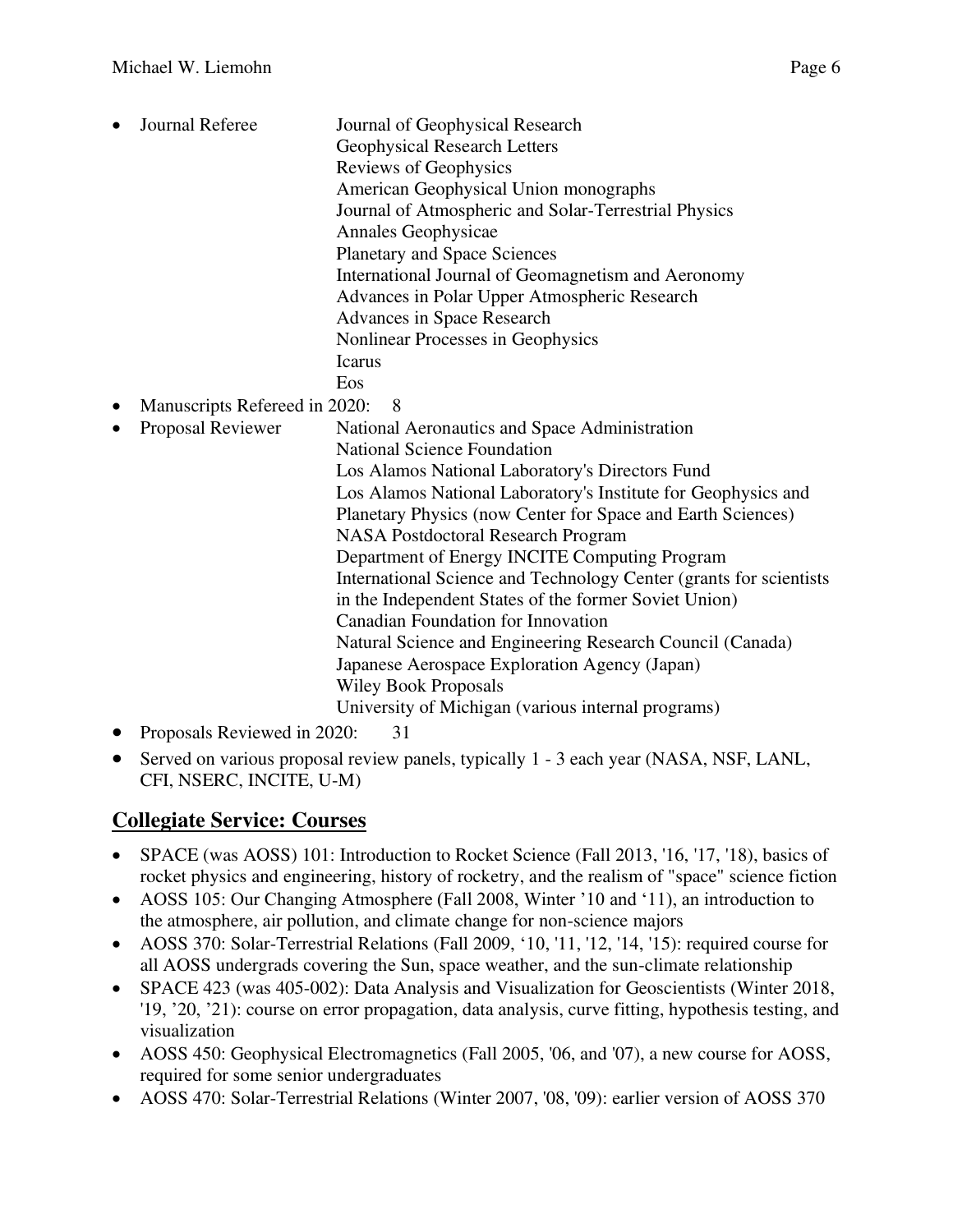- Journal Referee: Journal of Geophysical Research
  Geophysical Research Letters
  Reviews of Geophysics
  American Geophysical Union monographs
  Journal of Atmospheric and Solar-Terrestrial Physics
  Annales Geophysicae
  Planetary and Space Sciences
  International Journal of Geomagnetism and Aeronomy
  Advances in Polar Upper Atmospheric Research
  Advances in Space Research
  Nonlinear Processes in Geophysics
  Icarus
  Eos
- Manuscripts Refereed in 2020: 8
- Proposal Reviewer: National Aeronautics and Space Administration
  National Science Foundation
  Los Alamos National Laboratory's Directors Fund
  Los Alamos National Laboratory's Institute for Geophysics and Planetary Physics (now Center for Space and Earth Sciences)
  NASA Postdoctoral Research Program
  Department of Energy INCITE Computing Program
  International Science and Technology Center (grants for scientists in the Independent States of the former Soviet Union)
  Canadian Foundation for Innovation
  Natural Science and Engineering Research Council (Canada)
  Japanese Aerospace Exploration Agency (Japan)
  Wiley Book Proposals
  University of Michigan (various internal programs)
- Proposals Reviewed in 2020: 31
- Served on various proposal review panels, typically 1 - 3 each year (NASA, NSF, LANL, CFI, NSERC, INCITE, U-M)

## Collegiate Service: Courses

- SPACE (was AOSS) 101: Introduction to Rocket Science (Fall 2013, '16, '17, '18), basics of rocket physics and engineering, history of rocketry, and the realism of "space" science fiction
- AOSS 105: Our Changing Atmosphere (Fall 2008, Winter '10 and '11), an introduction to the atmosphere, air pollution, and climate change for non-science majors
- AOSS 370: Solar-Terrestrial Relations (Fall 2009, '10, '11, '12, '14, '15): required course for all AOSS undergrads covering the Sun, space weather, and the sun-climate relationship
- SPACE 423 (was 405-002): Data Analysis and Visualization for Geoscientists (Winter 2018, '19, '20, '21): course on error propagation, data analysis, curve fitting, hypothesis testing, and visualization
- AOSS 450: Geophysical Electromagnetics (Fall 2005, '06, and '07), a new course for AOSS, required for some senior undergraduates
- AOSS 470: Solar-Terrestrial Relations (Winter 2007, '08, '09): earlier version of AOSS 370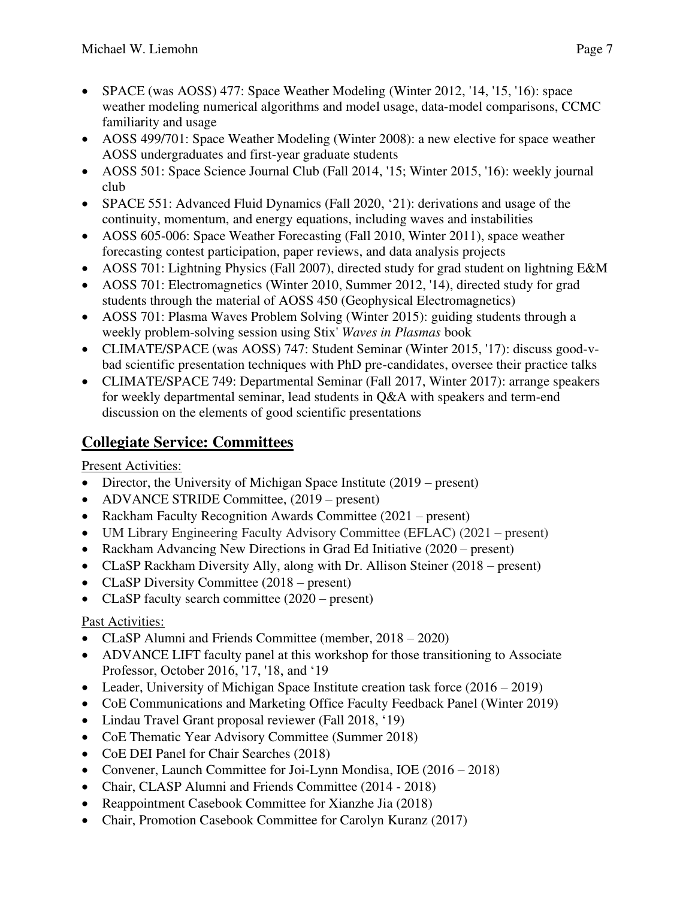- SPACE (was AOSS) 477: Space Weather Modeling (Winter 2012, '14, '15, '16): space weather modeling numerical algorithms and model usage, data-model comparisons, CCMC familiarity and usage
- AOSS 499/701: Space Weather Modeling (Winter 2008): a new elective for space weather AOSS undergraduates and first-year graduate students
- AOSS 501: Space Science Journal Club (Fall 2014, '15; Winter 2015, '16): weekly journal club
- SPACE 551: Advanced Fluid Dynamics (Fall 2020, '21): derivations and usage of the continuity, momentum, and energy equations, including waves and instabilities
- AOSS 605-006: Space Weather Forecasting (Fall 2010, Winter 2011), space weather forecasting contest participation, paper reviews, and data analysis projects
- AOSS 701: Lightning Physics (Fall 2007), directed study for grad student on lightning E&M
- AOSS 701: Electromagnetics (Winter 2010, Summer 2012, '14), directed study for grad students through the material of AOSS 450 (Geophysical Electromagnetics)
- AOSS 701: Plasma Waves Problem Solving (Winter 2015): guiding students through a weekly problem-solving session using Stix' *Waves in Plasmas* book
- CLIMATE/SPACE (was AOSS) 747: Student Seminar (Winter 2015, '17): discuss good-v-bad scientific presentation techniques with PhD pre-candidates, oversee their practice talks
- CLIMATE/SPACE 749: Departmental Seminar (Fall 2017, Winter 2017): arrange speakers for weekly departmental seminar, lead students in Q&A with speakers and term-end discussion on the elements of good scientific presentations

## Collegiate Service: Committees

Present Activities:

- Director, the University of Michigan Space Institute (2019 – present)
- ADVANCE STRIDE Committee, (2019 – present)
- Rackham Faculty Recognition Awards Committee (2021 – present)
- UM Library Engineering Faculty Advisory Committee (EFLAC) (2021 – present)
- Rackham Advancing New Directions in Grad Ed Initiative (2020 – present)
- CLaSP Rackham Diversity Ally, along with Dr. Allison Steiner (2018 – present)
- CLaSP Diversity Committee (2018 – present)
- CLaSP faculty search committee (2020 – present)

Past Activities:

- CLaSP Alumni and Friends Committee (member, 2018 – 2020)
- ADVANCE LIFT faculty panel at this workshop for those transitioning to Associate Professor, October 2016, '17, '18, and '19
- Leader, University of Michigan Space Institute creation task force (2016 – 2019)
- CoE Communications and Marketing Office Faculty Feedback Panel (Winter 2019)
- Lindau Travel Grant proposal reviewer (Fall 2018, '19)
- CoE Thematic Year Advisory Committee (Summer 2018)
- CoE DEI Panel for Chair Searches (2018)
- Convener, Launch Committee for Joi-Lynn Mondisa, IOE (2016 – 2018)
- Chair, CLASP Alumni and Friends Committee (2014 - 2018)
- Reappointment Casebook Committee for Xianzhe Jia (2018)
- Chair, Promotion Casebook Committee for Carolyn Kuranz (2017)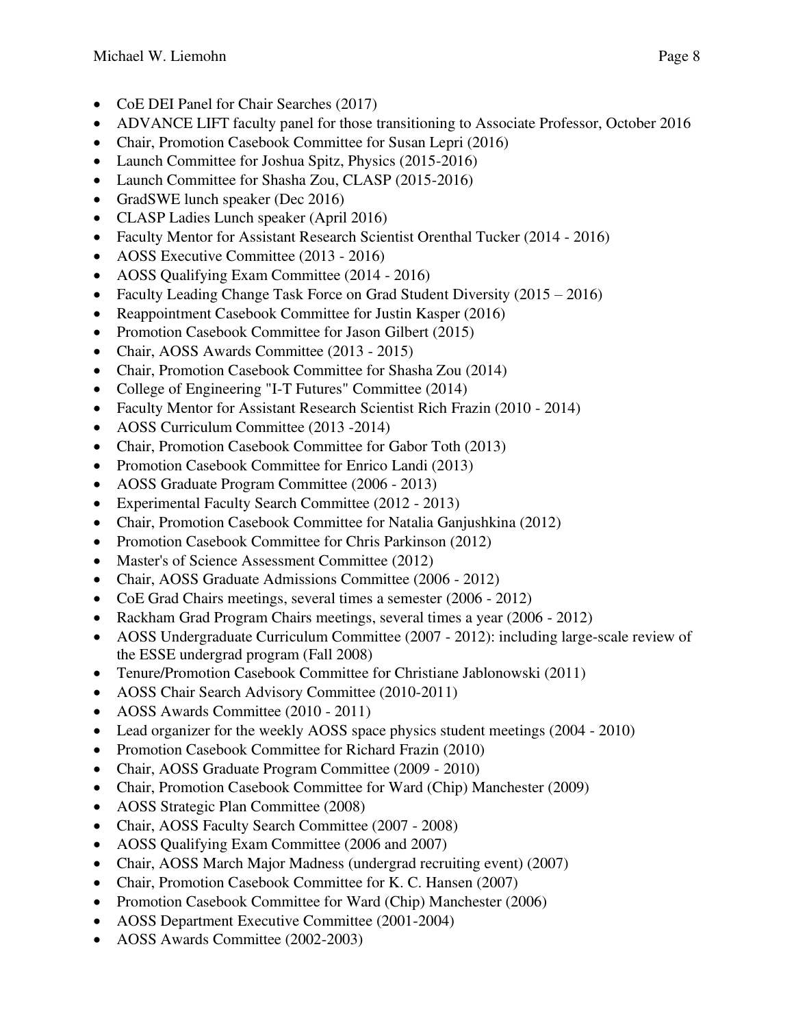- CoE DEI Panel for Chair Searches (2017)
- ADVANCE LIFT faculty panel for those transitioning to Associate Professor, October 2016
- Chair, Promotion Casebook Committee for Susan Lepri (2016)
- Launch Committee for Joshua Spitz, Physics (2015-2016)
- Launch Committee for Shasha Zou, CLASP (2015-2016)
- GradSWE lunch speaker (Dec 2016)
- CLASP Ladies Lunch speaker (April 2016)
- Faculty Mentor for Assistant Research Scientist Orenthal Tucker (2014 - 2016)
- AOSS Executive Committee (2013 - 2016)
- AOSS Qualifying Exam Committee (2014 - 2016)
- Faculty Leading Change Task Force on Grad Student Diversity (2015 – 2016)
- Reappointment Casebook Committee for Justin Kasper (2016)
- Promotion Casebook Committee for Jason Gilbert (2015)
- Chair, AOSS Awards Committee (2013 - 2015)
- Chair, Promotion Casebook Committee for Shasha Zou (2014)
- College of Engineering "I-T Futures" Committee (2014)
- Faculty Mentor for Assistant Research Scientist Rich Frazin (2010 - 2014)
- AOSS Curriculum Committee (2013 -2014)
- Chair, Promotion Casebook Committee for Gabor Toth (2013)
- Promotion Casebook Committee for Enrico Landi (2013)
- AOSS Graduate Program Committee (2006 - 2013)
- Experimental Faculty Search Committee (2012 - 2013)
- Chair, Promotion Casebook Committee for Natalia Ganjushkina (2012)
- Promotion Casebook Committee for Chris Parkinson (2012)
- Master's of Science Assessment Committee (2012)
- Chair, AOSS Graduate Admissions Committee (2006 - 2012)
- CoE Grad Chairs meetings, several times a semester (2006 - 2012)
- Rackham Grad Program Chairs meetings, several times a year (2006 - 2012)
- AOSS Undergraduate Curriculum Committee (2007 - 2012): including large-scale review of the ESSE undergrad program (Fall 2008)
- Tenure/Promotion Casebook Committee for Christiane Jablonowski (2011)
- AOSS Chair Search Advisory Committee (2010-2011)
- AOSS Awards Committee (2010 - 2011)
- Lead organizer for the weekly AOSS space physics student meetings (2004 - 2010)
- Promotion Casebook Committee for Richard Frazin (2010)
- Chair, AOSS Graduate Program Committee (2009 - 2010)
- Chair, Promotion Casebook Committee for Ward (Chip) Manchester (2009)
- AOSS Strategic Plan Committee (2008)
- Chair, AOSS Faculty Search Committee (2007 - 2008)
- AOSS Qualifying Exam Committee (2006 and 2007)
- Chair, AOSS March Major Madness (undergrad recruiting event) (2007)
- Chair, Promotion Casebook Committee for K. C. Hansen (2007)
- Promotion Casebook Committee for Ward (Chip) Manchester (2006)
- AOSS Department Executive Committee (2001-2004)
- AOSS Awards Committee (2002-2003)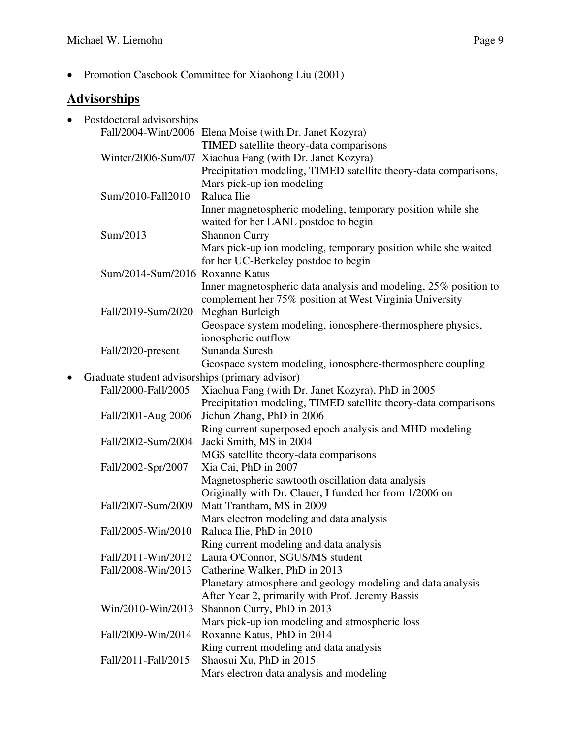- Promotion Casebook Committee for Xiaohong Liu (2001)

## Advisorships

- Postdoctoral advisorships
  - Fall/2004-Wint/2006 Elena Moise (with Dr. Janet Kozyra)
    TIMED satellite theory-data comparisons
  - Winter/2006-Sum/07 Xiaohua Fang (with Dr. Janet Kozyra)
    Precipitation modeling, TIMED satellite theory-data comparisons, Mars pick-up ion modeling
  - Sum/2010-Fall2010 Raluca Ilie
    Inner magnetospheric modeling, temporary position while she waited for her LANL postdoc to begin
  - Sum/2013 Shannon Curry
    Mars pick-up ion modeling, temporary position while she waited for her UC-Berkeley postdoc to begin
  - Sum/2014-Sum/2016 Roxanne Katus
    Inner magnetospheric data analysis and modeling, 25% position to complement her 75% position at West Virginia University
  - Fall/2019-Sum/2020 Meghan Burleigh
    Geospace system modeling, ionosphere-thermosphere physics, ionospheric outflow
  - Fall/2020-present Sunanda Suresh
    Geospace system modeling, ionosphere-thermosphere coupling
- Graduate student advisorships (primary advisor)
  - Fall/2000-Fall/2005 Xiaohua Fang (with Dr. Janet Kozyra), PhD in 2005
    Precipitation modeling, TIMED satellite theory-data comparisons
  - Fall/2001-Aug 2006 Jichun Zhang, PhD in 2006
    Ring current superposed epoch analysis and MHD modeling
  - Fall/2002-Sum/2004 Jacki Smith, MS in 2004
    MGS satellite theory-data comparisons
  - Fall/2002-Spr/2007 Xia Cai, PhD in 2007
    Magnetospheric sawtooth oscillation data analysis
    Originally with Dr. Clauer, I funded her from 1/2006 on
  - Fall/2007-Sum/2009 Matt Trantham, MS in 2009
    Mars electron modeling and data analysis
  - Fall/2005-Win/2010 Raluca Ilie, PhD in 2010
    Ring current modeling and data analysis
  - Fall/2011-Win/2012 Laura O'Connor, SGUS/MS student
  - Fall/2008-Win/2013 Catherine Walker, PhD in 2013
    Planetary atmosphere and geology modeling and data analysis
    After Year 2, primarily with Prof. Jeremy Bassis
  - Win/2010-Win/2013 Shannon Curry, PhD in 2013
    Mars pick-up ion modeling and atmospheric loss
  - Fall/2009-Win/2014 Roxanne Katus, PhD in 2014
    Ring current modeling and data analysis
  - Fall/2011-Fall/2015 Shaosui Xu, PhD in 2015
    Mars electron data analysis and modeling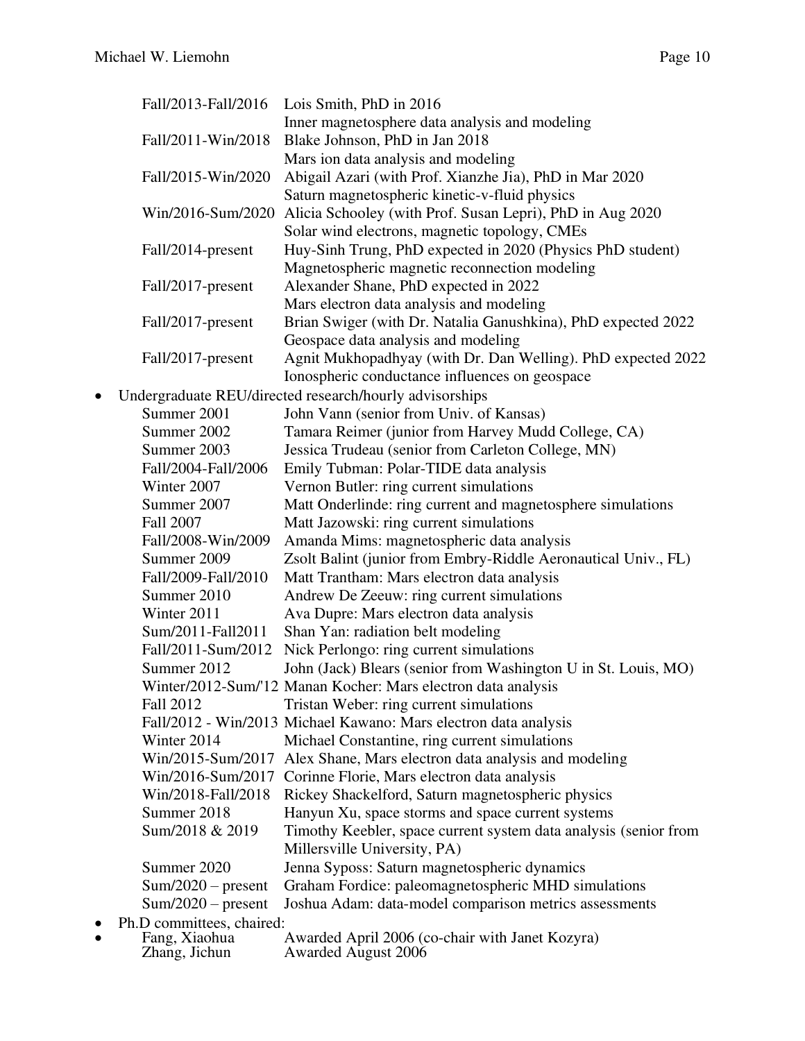| | |
|---|---|
| Fall/2013-Fall/2016 | Lois Smith, PhD in 2016<br>Inner magnetosphere data analysis and modeling |
| Fall/2011-Win/2018 | Blake Johnson, PhD in Jan 2018<br>Mars ion data analysis and modeling |
| Fall/2015-Win/2020 | Abigail Azari (with Prof. Xianzhe Jia), PhD in Mar 2020<br>Saturn magnetospheric kinetic-v-fluid physics |
| Win/2016-Sum/2020 | Alicia Schooley (with Prof. Susan Lepri), PhD in Aug 2020<br>Solar wind electrons, magnetic topology, CMEs |
| Fall/2014-present | Huy-Sinh Trung, PhD expected in 2020 (Physics PhD student)<br>Magnetospheric magnetic reconnection modeling |
| Fall/2017-present | Alexander Shane, PhD expected in 2022<br>Mars electron data analysis and modeling |
| Fall/2017-present | Brian Swiger (with Dr. Natalia Ganushkina), PhD expected 2022<br>Geospace data analysis and modeling |
| Fall/2017-present | Agnit Mukhopadhyay (with Dr. Dan Welling). PhD expected 2022<br>Ionospheric conductance influences on geospace |

- Undergraduate REU/directed research/hourly advisorships

| | |
|---|---|
| Summer 2001 | John Vann (senior from Univ. of Kansas) |
| Summer 2002 | Tamara Reimer (junior from Harvey Mudd College, CA) |
| Summer 2003 | Jessica Trudeau (senior from Carleton College, MN) |
| Fall/2004-Fall/2006 | Emily Tubman: Polar-TIDE data analysis |
| Winter 2007 | Vernon Butler: ring current simulations |
| Summer 2007 | Matt Onderlinde: ring current and magnetosphere simulations |
| Fall 2007 | Matt Jazowski: ring current simulations |
| Fall/2008-Win/2009 | Amanda Mims: magnetospheric data analysis |
| Summer 2009 | Zsolt Balint (junior from Embry-Riddle Aeronautical Univ., FL) |
| Fall/2009-Fall/2010 | Matt Trantham: Mars electron data analysis |
| Summer 2010 | Andrew De Zeeuw: ring current simulations |
| Winter 2011 | Ava Dupre: Mars electron data analysis |
| Sum/2011-Fall2011 | Shan Yan: radiation belt modeling |
| Fall/2011-Sum/2012 | Nick Perlongo: ring current simulations |
| Summer 2012 | John (Jack) Blears (senior from Washington U in St. Louis, MO) |
| Winter/2012-Sum/'12 | Manan Kocher: Mars electron data analysis |
| Fall 2012 | Tristan Weber: ring current simulations |
| Fall/2012 - Win/2013 | Michael Kawano: Mars electron data analysis |
| Winter 2014 | Michael Constantine, ring current simulations |
| Win/2015-Sum/2017 | Alex Shane, Mars electron data analysis and modeling |
| Win/2016-Sum/2017 | Corinne Florie, Mars electron data analysis |
| Win/2018-Fall/2018 | Rickey Shackelford, Saturn magnetospheric physics |
| Summer 2018 | Hanyun Xu, space storms and space current systems |
| Sum/2018 & 2019 | Timothy Keebler, space current system data analysis (senior from Millersville University, PA) |
| Summer 2020 | Jenna Syposs: Saturn magnetospheric dynamics |
| Sum/2020 – present | Graham Fordice: paleomagnetospheric MHD simulations |
| Sum/2020 – present | Joshua Adam: data-model comparison metrics assessments |

- Ph.D committees, chaired:

| | |
|---|---|
| Fang, Xiaohua | Awarded April 2006 (co-chair with Janet Kozyra) |
| Zhang, Jichun | Awarded August 2006 |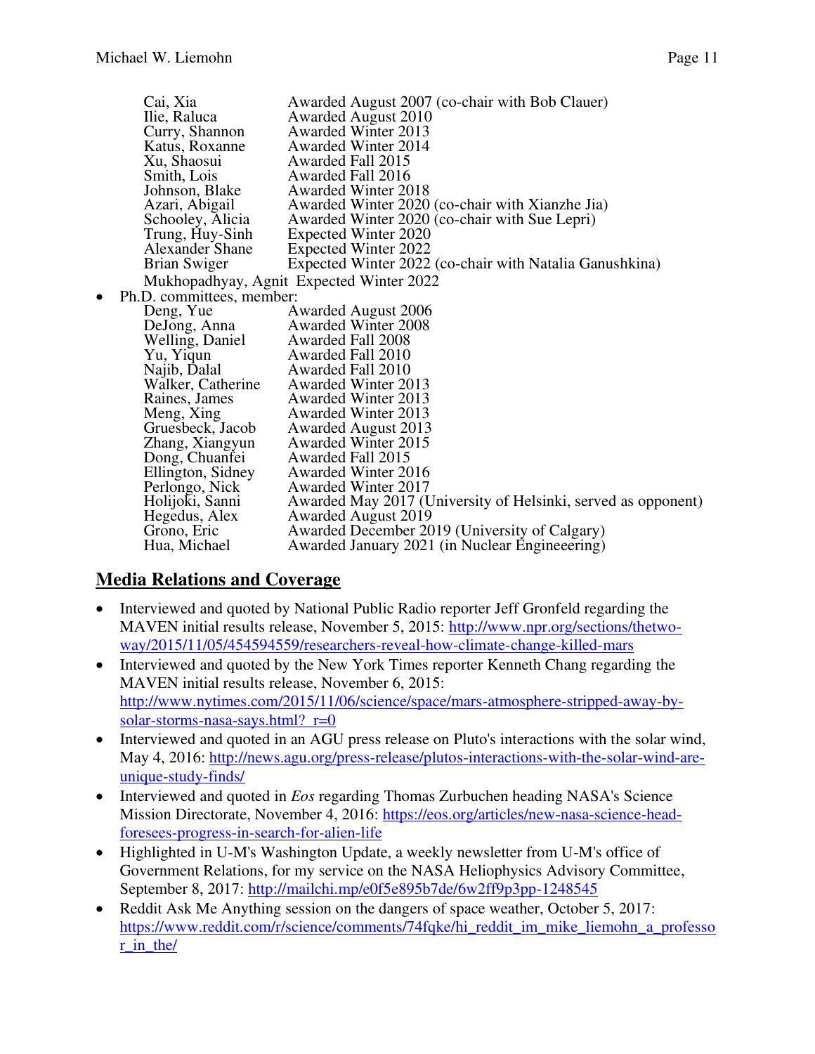Cai, Xia	Awarded August 2007 (co-chair with Bob Clauer)
Ilie, Raluca	Awarded August 2010
Curry, Shannon	Awarded Winter 2013
Katus, Roxanne	Awarded Winter 2014
Xu, Shaosui	Awarded Fall 2015
Smith, Lois	Awarded Fall 2016
Johnson, Blake	Awarded Winter 2018
Azari, Abigail	Awarded Winter 2020 (co-chair with Xianzhe Jia)
Schooley, Alicia	Awarded Winter 2020 (co-chair with Sue Lepri)
Trung, Huy-Sinh	Expected Winter 2020
Alexander Shane	Expected Winter 2022
Brian Swiger	Expected Winter 2022 (co-chair with Natalia Ganushkina)
Mukhopadhyay, Agnit	Expected Winter 2022

- Ph.D. committees, member:

Deng, Yue	Awarded August 2006
DeJong, Anna	Awarded Winter 2008
Welling, Daniel	Awarded Fall 2008
Yu, Yiqun	Awarded Fall 2010
Najib, Dalal	Awarded Fall 2010
Walker, Catherine	Awarded Winter 2013
Raines, James	Awarded Winter 2013
Meng, Xing	Awarded Winter 2013
Gruesbeck, Jacob	Awarded August 2013
Zhang, Xiangyun	Awarded Winter 2015
Dong, Chuanfei	Awarded Fall 2015
Ellington, Sidney	Awarded Winter 2016
Perlongo, Nick	Awarded Winter 2017
Holijoki, Sanni	Awarded May 2017 (University of Helsinki, served as opponent)
Hegedus, Alex	Awarded August 2019
Grono, Eric	Awarded December 2019 (University of Calgary)
Hua, Michael	Awarded January 2021 (in Nuclear Engineeering)

## Media Relations and Coverage

- Interviewed and quoted by National Public Radio reporter Jeff Gronfeld regarding the MAVEN initial results release, November 5, 2015: http://www.npr.org/sections/thetwo-way/2015/11/05/454594559/researchers-reveal-how-climate-change-killed-mars
- Interviewed and quoted by the New York Times reporter Kenneth Chang regarding the MAVEN initial results release, November 6, 2015: http://www.nytimes.com/2015/11/06/science/space/mars-atmosphere-stripped-away-by-solar-storms-nasa-says.html?_r=0
- Interviewed and quoted in an AGU press release on Pluto's interactions with the solar wind, May 4, 2016: http://news.agu.org/press-release/plutos-interactions-with-the-solar-wind-are-unique-study-finds/
- Interviewed and quoted in *Eos* regarding Thomas Zurbuchen heading NASA's Science Mission Directorate, November 4, 2016: https://eos.org/articles/new-nasa-science-head-foresees-progress-in-search-for-alien-life
- Highlighted in U-M's Washington Update, a weekly newsletter from U-M's office of Government Relations, for my service on the NASA Heliophysics Advisory Committee, September 8, 2017: http://mailchi.mp/e0f5e895b7de/6w2ff9p3pp-1248545
- Reddit Ask Me Anything session on the dangers of space weather, October 5, 2017: https://www.reddit.com/r/science/comments/74fqke/hi_reddit_im_mike_liemohn_a_professor_in_the/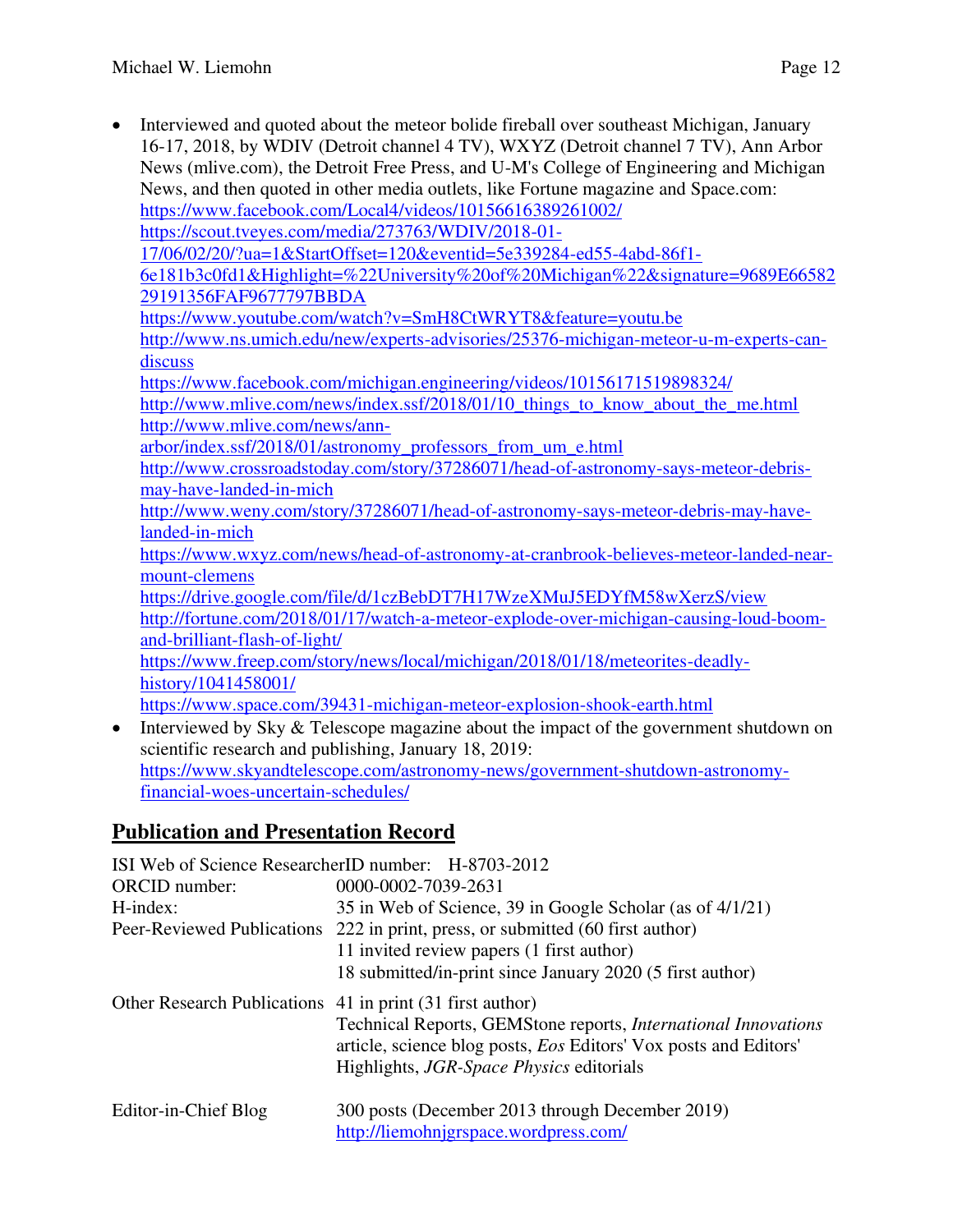- Interviewed and quoted about the meteor bolide fireball over southeast Michigan, January 16-17, 2018, by WDIV (Detroit channel 4 TV), WXYZ (Detroit channel 7 TV), Ann Arbor News (mlive.com), the Detroit Free Press, and U-M's College of Engineering and Michigan News, and then quoted in other media outlets, like Fortune magazine and Space.com:
  https://www.facebook.com/Local4/videos/10156616389261002/
  https://scout.tveyes.com/media/273763/WDIV/2018-01-17/06/02/20/?ua=1&StartOffset=120&eventid=5e339284-ed55-4abd-86f1-6e181b3c0fd1&Highlight=%22University%20of%20Michigan%22&signature=9689E6658229191356FAF9677797BBDA
  https://www.youtube.com/watch?v=SmH8CtWRYT8&feature=youtu.be
  http://www.ns.umich.edu/new/experts-advisories/25376-michigan-meteor-u-m-experts-can-discuss
  https://www.facebook.com/michigan.engineering/videos/10156171519898324/
  http://www.mlive.com/news/index.ssf/2018/01/10_things_to_know_about_the_me.html
  http://www.mlive.com/news/ann-arbor/index.ssf/2018/01/astronomy_professors_from_um_e.html
  http://www.crossroadstoday.com/story/37286071/head-of-astronomy-says-meteor-debris-may-have-landed-in-mich
  http://www.weny.com/story/37286071/head-of-astronomy-says-meteor-debris-may-have-landed-in-mich
  https://www.wxyz.com/news/head-of-astronomy-at-cranbrook-believes-meteor-landed-near-mount-clemens
  https://drive.google.com/file/d/1czBebDT7H17WzeXMuJ5EDYfM58wXerzS/view
  http://fortune.com/2018/01/17/watch-a-meteor-explode-over-michigan-causing-loud-boom-and-brilliant-flash-of-light/
  https://www.freep.com/story/news/local/michigan/2018/01/18/meteorites-deadly-history/1041458001/
  https://www.space.com/39431-michigan-meteor-explosion-shook-earth.html
- Interviewed by Sky & Telescope magazine about the impact of the government shutdown on scientific research and publishing, January 18, 2019:
  https://www.skyandtelescope.com/astronomy-news/government-shutdown-astronomy-financial-woes-uncertain-schedules/

## Publication and Presentation Record

ISI Web of Science ResearcherID number: H-8703-2012

| | |
|---|---|
| ORCID number: | 0000-0002-7039-2631 |
| H-index: | 35 in Web of Science, 39 in Google Scholar (as of 4/1/21) |
| Peer-Reviewed Publications | 222 in print, press, or submitted (60 first author)<br>11 invited review papers (1 first author)<br>18 submitted/in-print since January 2020 (5 first author) |
| Other Research Publications | 41 in print (31 first author)<br>Technical Reports, GEMStone reports, *International Innovations* article, science blog posts, *Eos* Editors' Vox posts and Editors' Highlights, *JGR-Space Physics* editorials |
| Editor-in-Chief Blog | 300 posts (December 2013 through December 2019)<br>http://liemohnjgrspace.wordpress.com/ |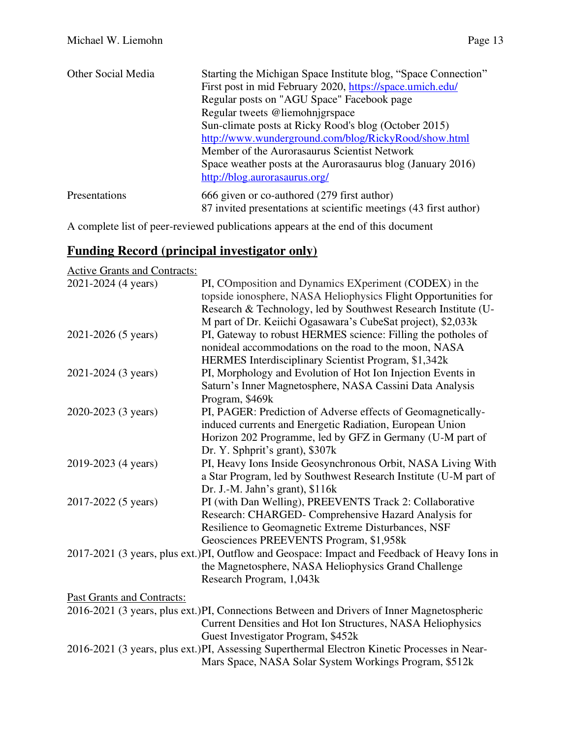| | |
|---|---|
| Other Social Media | Starting the Michigan Space Institute blog, "Space Connection" First post in mid February 2020, https://space.umich.edu/ Regular posts on "AGU Space" Facebook page Regular tweets @liemohnjgrspace Sun-climate posts at Ricky Rood's blog (October 2015) http://www.wunderground.com/blog/RickyRood/show.html Member of the Aurorasaurus Scientist Network Space weather posts at the Aurorasaurus blog (January 2016) http://blog.aurorasaurus.org/ |
| Presentations | 666 given or co-authored (279 first author) 87 invited presentations at scientific meetings (43 first author) |

A complete list of peer-reviewed publications appears at the end of this document

## Funding Record (principal investigator only)

Active Grants and Contracts:

| | |
|---|---|
| 2021-2024 (4 years) | PI, COmposition and Dynamics EXperiment (CODEX) in the topside ionosphere, NASA Heliophysics Flight Opportunities for Research & Technology, led by Southwest Research Institute (U-M part of Dr. Keiichi Ogasawara's CubeSat project), $2,033k |
| 2021-2026 (5 years) | PI, Gateway to robust HERMES science: Filling the potholes of nonideal accommodations on the road to the moon, NASA HERMES Interdisciplinary Scientist Program, $1,342k |
| 2021-2024 (3 years) | PI, Morphology and Evolution of Hot Ion Injection Events in Saturn's Inner Magnetosphere, NASA Cassini Data Analysis Program, $469k |
| 2020-2023 (3 years) | PI, PAGER: Prediction of Adverse effects of Geomagnetically-induced currents and Energetic Radiation, European Union Horizon 202 Programme, led by GFZ in Germany (U-M part of Dr. Y. Sphprit's grant), $307k |
| 2019-2023 (4 years) | PI, Heavy Ions Inside Geosynchronous Orbit, NASA Living With a Star Program, led by Southwest Research Institute (U-M part of Dr. J.-M. Jahn's grant), $116k |
| 2017-2022 (5 years) | PI (with Dan Welling), PREEVENTS Track 2: Collaborative Research: CHARGED- Comprehensive Hazard Analysis for Resilience to Geomagnetic Extreme Disturbances, NSF Geosciences PREEVENTS Program, $1,958k |
| 2017-2021 (3 years, plus ext.) | PI, Outflow and Geospace: Impact and Feedback of Heavy Ions in the Magnetosphere, NASA Heliophysics Grand Challenge Research Program, 1,043k |

Past Grants and Contracts:

| | |
|---|---|
| 2016-2021 (3 years, plus ext.) | PI, Connections Between and Drivers of Inner Magnetospheric Current Densities and Hot Ion Structures, NASA Heliophysics Guest Investigator Program, $452k |
| 2016-2021 (3 years, plus ext.) | PI, Assessing Superthermal Electron Kinetic Processes in Near-Mars Space, NASA Solar System Workings Program, $512k |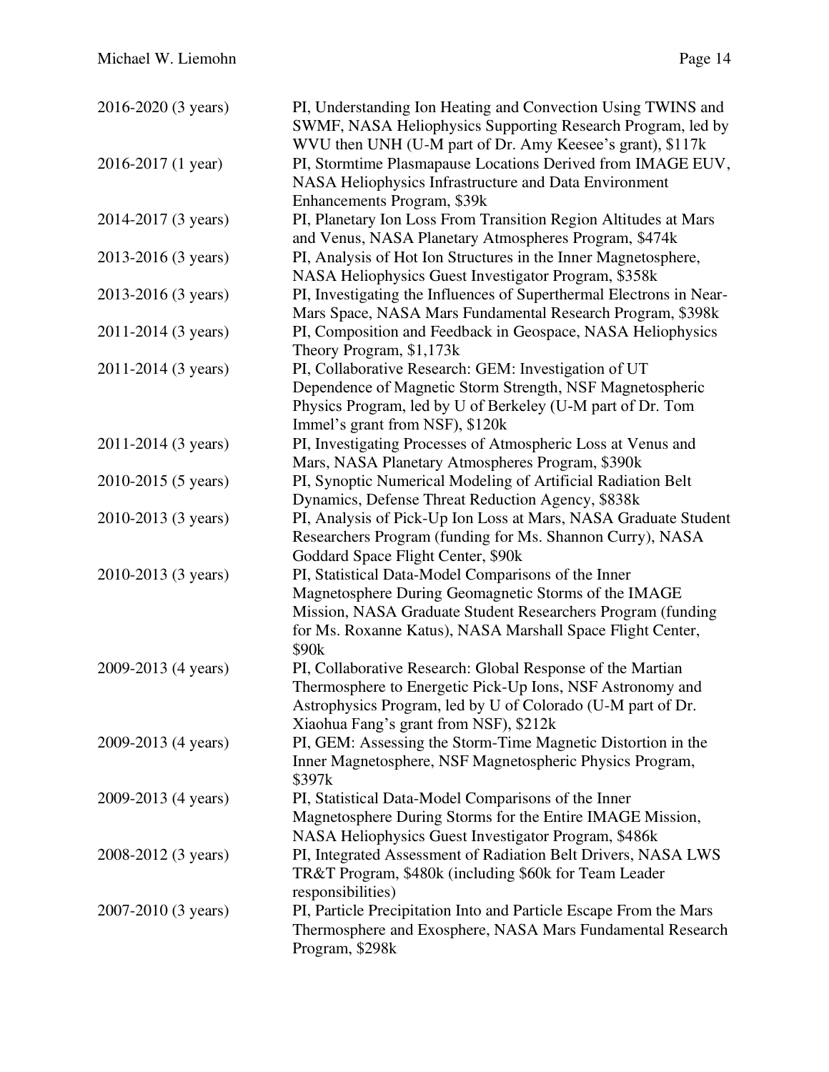| | |
|---|---|
| 2016-2020 (3 years) | PI, Understanding Ion Heating and Convection Using TWINS and SWMF, NASA Heliophysics Supporting Research Program, led by WVU then UNH (U-M part of Dr. Amy Keesee's grant), $117k |
| 2016-2017 (1 year) | PI, Stormtime Plasmapause Locations Derived from IMAGE EUV, NASA Heliophysics Infrastructure and Data Environment Enhancements Program, $39k |
| 2014-2017 (3 years) | PI, Planetary Ion Loss From Transition Region Altitudes at Mars and Venus, NASA Planetary Atmospheres Program, $474k |
| 2013-2016 (3 years) | PI, Analysis of Hot Ion Structures in the Inner Magnetosphere, NASA Heliophysics Guest Investigator Program, $358k |
| 2013-2016 (3 years) | PI, Investigating the Influences of Superthermal Electrons in Near-Mars Space, NASA Mars Fundamental Research Program, $398k |
| 2011-2014 (3 years) | PI, Composition and Feedback in Geospace, NASA Heliophysics Theory Program, $1,173k |
| 2011-2014 (3 years) | PI, Collaborative Research: GEM: Investigation of UT Dependence of Magnetic Storm Strength, NSF Magnetospheric Physics Program, led by U of Berkeley (U-M part of Dr. Tom Immel's grant from NSF), $120k |
| 2011-2014 (3 years) | PI, Investigating Processes of Atmospheric Loss at Venus and Mars, NASA Planetary Atmospheres Program, $390k |
| 2010-2015 (5 years) | PI, Synoptic Numerical Modeling of Artificial Radiation Belt Dynamics, Defense Threat Reduction Agency, $838k |
| 2010-2013 (3 years) | PI, Analysis of Pick-Up Ion Loss at Mars, NASA Graduate Student Researchers Program (funding for Ms. Shannon Curry), NASA Goddard Space Flight Center, $90k |
| 2010-2013 (3 years) | PI, Statistical Data-Model Comparisons of the Inner Magnetosphere During Geomagnetic Storms of the IMAGE Mission, NASA Graduate Student Researchers Program (funding for Ms. Roxanne Katus), NASA Marshall Space Flight Center, $90k |
| 2009-2013 (4 years) | PI, Collaborative Research: Global Response of the Martian Thermosphere to Energetic Pick-Up Ions, NSF Astronomy and Astrophysics Program, led by U of Colorado (U-M part of Dr. Xiaohua Fang's grant from NSF), $212k |
| 2009-2013 (4 years) | PI, GEM: Assessing the Storm-Time Magnetic Distortion in the Inner Magnetosphere, NSF Magnetospheric Physics Program, $397k |
| 2009-2013 (4 years) | PI, Statistical Data-Model Comparisons of the Inner Magnetosphere During Storms for the Entire IMAGE Mission, NASA Heliophysics Guest Investigator Program, $486k |
| 2008-2012 (3 years) | PI, Integrated Assessment of Radiation Belt Drivers, NASA LWS TR&T Program, $480k (including $60k for Team Leader responsibilities) |
| 2007-2010 (3 years) | PI, Particle Precipitation Into and Particle Escape From the Mars Thermosphere and Exosphere, NASA Mars Fundamental Research Program, $298k |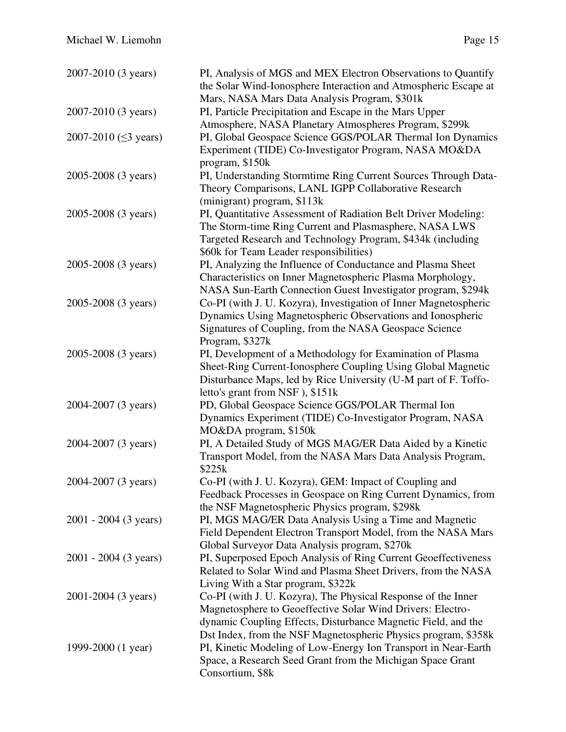2007-2010 (3 years) PI, Analysis of MGS and MEX Electron Observations to Quantify the Solar Wind-Ionosphere Interaction and Atmospheric Escape at Mars, NASA Mars Data Analysis Program, $301k

2007-2010 (3 years) PI, Particle Precipitation and Escape in the Mars Upper Atmosphere, NASA Planetary Atmospheres Program, $299k

2007-2010 (≤3 years) PI, Global Geospace Science GGS/POLAR Thermal Ion Dynamics Experiment (TIDE) Co-Investigator Program, NASA MO&DA program, $150k

2005-2008 (3 years) PI, Understanding Stormtime Ring Current Sources Through Data-Theory Comparisons, LANL IGPP Collaborative Research (minigrant) program, $113k

2005-2008 (3 years) PI, Quantitative Assessment of Radiation Belt Driver Modeling: The Storm-time Ring Current and Plasmasphere, NASA LWS Targeted Research and Technology Program, $434k (including $60k for Team Leader responsibilities)

2005-2008 (3 years) PI, Analyzing the Influence of Conductance and Plasma Sheet Characteristics on Inner Magnetospheric Plasma Morphology, NASA Sun-Earth Connection Guest Investigator program, $294k

2005-2008 (3 years) Co-PI (with J. U. Kozyra), Investigation of Inner Magnetospheric Dynamics Using Magnetospheric Observations and Ionospheric Signatures of Coupling, from the NASA Geospace Science Program, $327k

2005-2008 (3 years) PI, Development of a Methodology for Examination of Plasma Sheet-Ring Current-Ionosphere Coupling Using Global Magnetic Disturbance Maps, led by Rice University (U-M part of F. Toffoletto's grant from NSF ), $151k

2004-2007 (3 years) PD, Global Geospace Science GGS/POLAR Thermal Ion Dynamics Experiment (TIDE) Co-Investigator Program, NASA MO&DA program, $150k

2004-2007 (3 years) PI, A Detailed Study of MGS MAG/ER Data Aided by a Kinetic Transport Model, from the NASA Mars Data Analysis Program, $225k

2004-2007 (3 years) Co-PI (with J. U. Kozyra), GEM: Impact of Coupling and Feedback Processes in Geospace on Ring Current Dynamics, from the NSF Magnetospheric Physics program, $298k

2001 - 2004 (3 years) PI, MGS MAG/ER Data Analysis Using a Time and Magnetic Field Dependent Electron Transport Model, from the NASA Mars Global Surveyor Data Analysis program, $270k

2001 - 2004 (3 years) PI, Superposed Epoch Analysis of Ring Current Geoeffectiveness Related to Solar Wind and Plasma Sheet Drivers, from the NASA Living With a Star program, $322k

2001-2004 (3 years) Co-PI (with J. U. Kozyra), The Physical Response of the Inner Magnetosphere to Geoeffective Solar Wind Drivers: Electrodynamic Coupling Effects, Disturbance Magnetic Field, and the Dst Index, from the NSF Magnetospheric Physics program, $358k

1999-2000 (1 year) PI, Kinetic Modeling of Low-Energy Ion Transport in Near-Earth Space, a Research Seed Grant from the Michigan Space Grant Consortium, $8k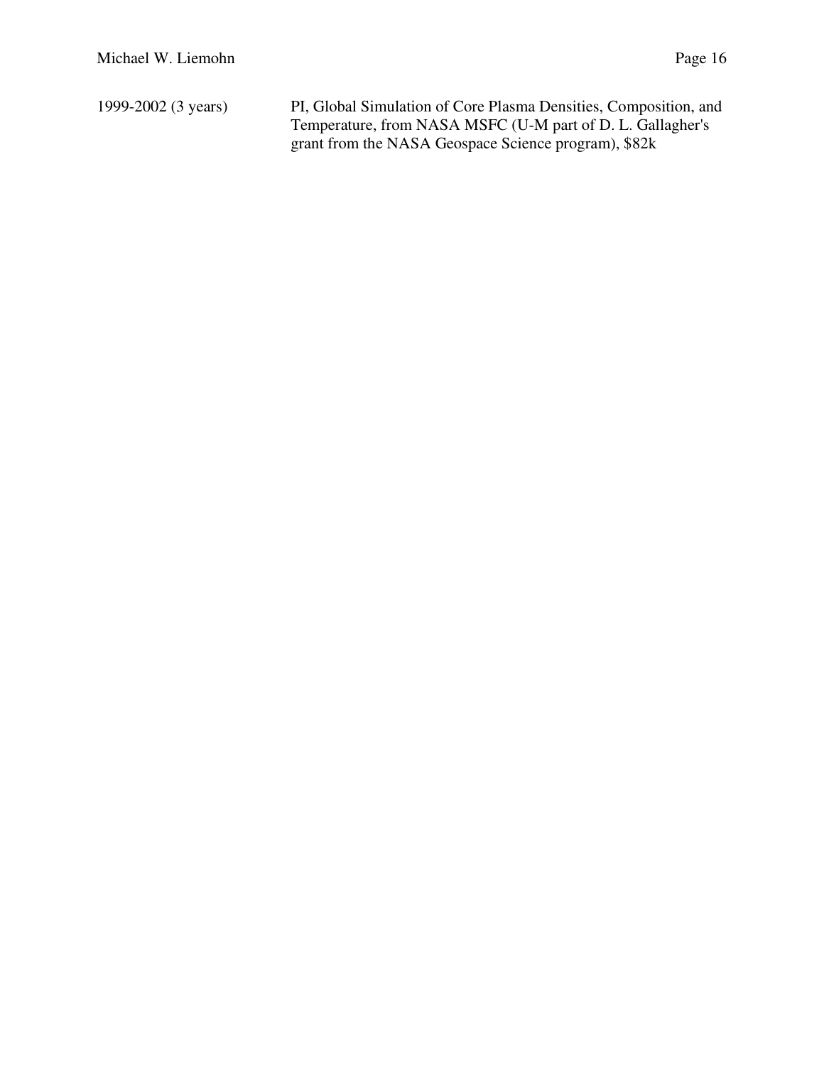| | |
|---|---|
| 1999-2002 (3 years) | PI, Global Simulation of Core Plasma Densities, Composition, and Temperature, from NASA MSFC (U-M part of D. L. Gallagher's grant from the NASA Geospace Science program), $82k |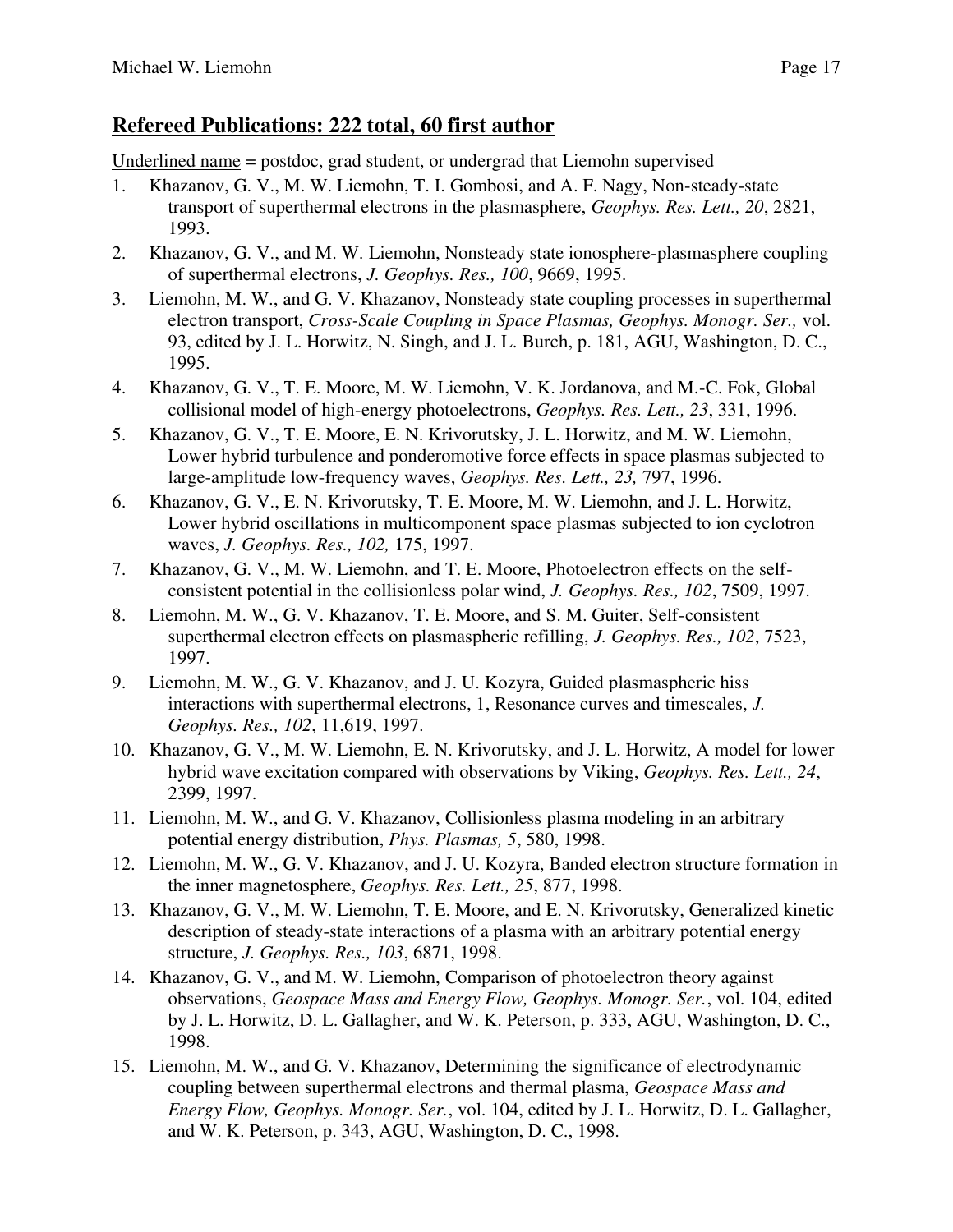## Refereed Publications: 222 total, 60 first author

Underlined name = postdoc, grad student, or undergrad that Liemohn supervised

1. Khazanov, G. V., M. W. Liemohn, T. I. Gombosi, and A. F. Nagy, Non-steady-state transport of superthermal electrons in the plasmasphere, *Geophys. Res. Lett., 20*, 2821, 1993.
2. Khazanov, G. V., and M. W. Liemohn, Nonsteady state ionosphere-plasmasphere coupling of superthermal electrons, *J. Geophys. Res., 100*, 9669, 1995.
3. Liemohn, M. W., and G. V. Khazanov, Nonsteady state coupling processes in superthermal electron transport, *Cross-Scale Coupling in Space Plasmas, Geophys. Monogr. Ser.,* vol. 93, edited by J. L. Horwitz, N. Singh, and J. L. Burch, p. 181, AGU, Washington, D. C., 1995.
4. Khazanov, G. V., T. E. Moore, M. W. Liemohn, V. K. Jordanova, and M.-C. Fok, Global collisional model of high-energy photoelectrons, *Geophys. Res. Lett., 23*, 331, 1996.
5. Khazanov, G. V., T. E. Moore, E. N. Krivorutsky, J. L. Horwitz, and M. W. Liemohn, Lower hybrid turbulence and ponderomotive force effects in space plasmas subjected to large-amplitude low-frequency waves, *Geophys. Res. Lett., 23,* 797, 1996.
6. Khazanov, G. V., E. N. Krivorutsky, T. E. Moore, M. W. Liemohn, and J. L. Horwitz, Lower hybrid oscillations in multicomponent space plasmas subjected to ion cyclotron waves, *J. Geophys. Res., 102,* 175, 1997.
7. Khazanov, G. V., M. W. Liemohn, and T. E. Moore, Photoelectron effects on the self-consistent potential in the collisionless polar wind, *J. Geophys. Res., 102*, 7509, 1997.
8. Liemohn, M. W., G. V. Khazanov, T. E. Moore, and S. M. Guiter, Self-consistent superthermal electron effects on plasmaspheric refilling, *J. Geophys. Res., 102*, 7523, 1997.
9. Liemohn, M. W., G. V. Khazanov, and J. U. Kozyra, Guided plasmaspheric hiss interactions with superthermal electrons, 1, Resonance curves and timescales, *J. Geophys. Res., 102*, 11,619, 1997.
10. Khazanov, G. V., M. W. Liemohn, E. N. Krivorutsky, and J. L. Horwitz, A model for lower hybrid wave excitation compared with observations by Viking, *Geophys. Res. Lett., 24*, 2399, 1997.
11. Liemohn, M. W., and G. V. Khazanov, Collisionless plasma modeling in an arbitrary potential energy distribution, *Phys. Plasmas, 5*, 580, 1998.
12. Liemohn, M. W., G. V. Khazanov, and J. U. Kozyra, Banded electron structure formation in the inner magnetosphere, *Geophys. Res. Lett., 25*, 877, 1998.
13. Khazanov, G. V., M. W. Liemohn, T. E. Moore, and E. N. Krivorutsky, Generalized kinetic description of steady-state interactions of a plasma with an arbitrary potential energy structure, *J. Geophys. Res., 103*, 6871, 1998.
14. Khazanov, G. V., and M. W. Liemohn, Comparison of photoelectron theory against observations, *Geospace Mass and Energy Flow, Geophys. Monogr. Ser.*, vol. 104, edited by J. L. Horwitz, D. L. Gallagher, and W. K. Peterson, p. 333, AGU, Washington, D. C., 1998.
15. Liemohn, M. W., and G. V. Khazanov, Determining the significance of electrodynamic coupling between superthermal electrons and thermal plasma, *Geospace Mass and Energy Flow, Geophys. Monogr. Ser.*, vol. 104, edited by J. L. Horwitz, D. L. Gallagher, and W. K. Peterson, p. 343, AGU, Washington, D. C., 1998.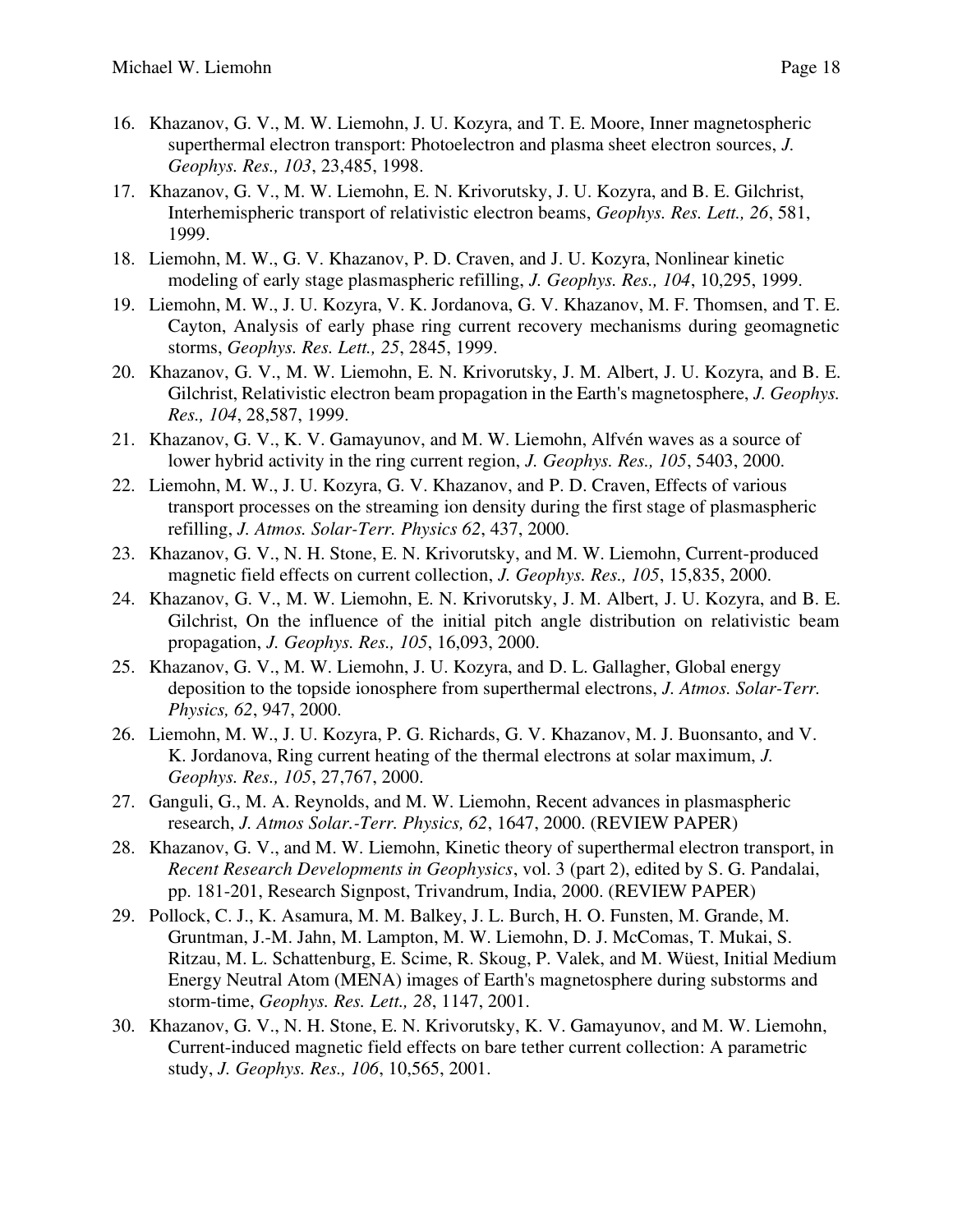16. Khazanov, G. V., M. W. Liemohn, J. U. Kozyra, and T. E. Moore, Inner magnetospheric superthermal electron transport: Photoelectron and plasma sheet electron sources, *J. Geophys. Res., 103*, 23,485, 1998.
17. Khazanov, G. V., M. W. Liemohn, E. N. Krivorutsky, J. U. Kozyra, and B. E. Gilchrist, Interhemispheric transport of relativistic electron beams, *Geophys. Res. Lett., 26*, 581, 1999.
18. Liemohn, M. W., G. V. Khazanov, P. D. Craven, and J. U. Kozyra, Nonlinear kinetic modeling of early stage plasmaspheric refilling, *J. Geophys. Res., 104*, 10,295, 1999.
19. Liemohn, M. W., J. U. Kozyra, V. K. Jordanova, G. V. Khazanov, M. F. Thomsen, and T. E. Cayton, Analysis of early phase ring current recovery mechanisms during geomagnetic storms, *Geophys. Res. Lett., 25*, 2845, 1999.
20. Khazanov, G. V., M. W. Liemohn, E. N. Krivorutsky, J. M. Albert, J. U. Kozyra, and B. E. Gilchrist, Relativistic electron beam propagation in the Earth's magnetosphere, *J. Geophys. Res., 104*, 28,587, 1999.
21. Khazanov, G. V., K. V. Gamayunov, and M. W. Liemohn, Alfvén waves as a source of lower hybrid activity in the ring current region, *J. Geophys. Res., 105*, 5403, 2000.
22. Liemohn, M. W., J. U. Kozyra, G. V. Khazanov, and P. D. Craven, Effects of various transport processes on the streaming ion density during the first stage of plasmaspheric refilling, *J. Atmos. Solar-Terr. Physics 62*, 437, 2000.
23. Khazanov, G. V., N. H. Stone, E. N. Krivorutsky, and M. W. Liemohn, Current-produced magnetic field effects on current collection, *J. Geophys. Res., 105*, 15,835, 2000.
24. Khazanov, G. V., M. W. Liemohn, E. N. Krivorutsky, J. M. Albert, J. U. Kozyra, and B. E. Gilchrist, On the influence of the initial pitch angle distribution on relativistic beam propagation, *J. Geophys. Res., 105*, 16,093, 2000.
25. Khazanov, G. V., M. W. Liemohn, J. U. Kozyra, and D. L. Gallagher, Global energy deposition to the topside ionosphere from superthermal electrons, *J. Atmos. Solar-Terr. Physics, 62*, 947, 2000.
26. Liemohn, M. W., J. U. Kozyra, P. G. Richards, G. V. Khazanov, M. J. Buonsanto, and V. K. Jordanova, Ring current heating of the thermal electrons at solar maximum, *J. Geophys. Res., 105*, 27,767, 2000.
27. Ganguli, G., M. A. Reynolds, and M. W. Liemohn, Recent advances in plasmaspheric research, *J. Atmos Solar.-Terr. Physics, 62*, 1647, 2000. (REVIEW PAPER)
28. Khazanov, G. V., and M. W. Liemohn, Kinetic theory of superthermal electron transport, in *Recent Research Developments in Geophysics*, vol. 3 (part 2), edited by S. G. Pandalai, pp. 181-201, Research Signpost, Trivandrum, India, 2000. (REVIEW PAPER)
29. Pollock, C. J., K. Asamura, M. M. Balkey, J. L. Burch, H. O. Funsten, M. Grande, M. Gruntman, J.-M. Jahn, M. Lampton, M. W. Liemohn, D. J. McComas, T. Mukai, S. Ritzau, M. L. Schattenburg, E. Scime, R. Skoug, P. Valek, and M. Wüest, Initial Medium Energy Neutral Atom (MENA) images of Earth's magnetosphere during substorms and storm-time, *Geophys. Res. Lett., 28*, 1147, 2001.
30. Khazanov, G. V., N. H. Stone, E. N. Krivorutsky, K. V. Gamayunov, and M. W. Liemohn, Current-induced magnetic field effects on bare tether current collection: A parametric study, *J. Geophys. Res., 106*, 10,565, 2001.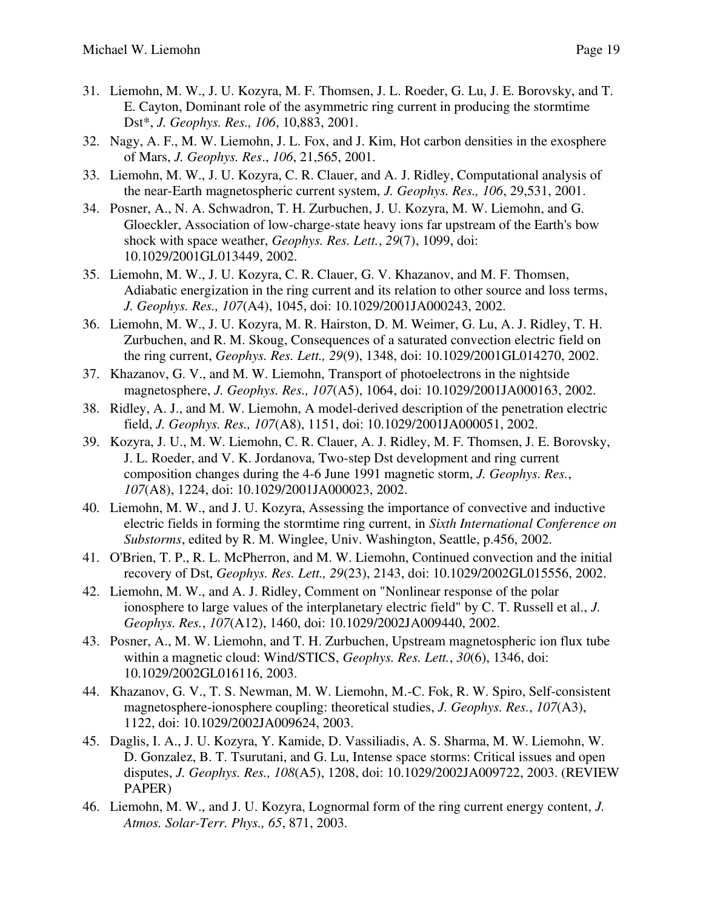31. Liemohn, M. W., J. U. Kozyra, M. F. Thomsen, J. L. Roeder, G. Lu, J. E. Borovsky, and T. E. Cayton, Dominant role of the asymmetric ring current in producing the stormtime Dst*, *J. Geophys. Res., 106*, 10,883, 2001.
32. Nagy, A. F., M. W. Liemohn, J. L. Fox, and J. Kim, Hot carbon densities in the exosphere of Mars, *J. Geophys. Res*., *106*, 21,565, 2001.
33. Liemohn, M. W., J. U. Kozyra, C. R. Clauer, and A. J. Ridley, Computational analysis of the near-Earth magnetospheric current system, *J. Geophys. Res., 106*, 29,531, 2001.
34. Posner, A., N. A. Schwadron, T. H. Zurbuchen, J. U. Kozyra, M. W. Liemohn, and G. Gloeckler, Association of low-charge-state heavy ions far upstream of the Earth's bow shock with space weather, *Geophys. Res. Lett.*, *29*(7), 1099, doi: 10.1029/2001GL013449, 2002.
35. Liemohn, M. W., J. U. Kozyra, C. R. Clauer, G. V. Khazanov, and M. F. Thomsen, Adiabatic energization in the ring current and its relation to other source and loss terms, *J. Geophys. Res., 107*(A4), 1045, doi: 10.1029/2001JA000243, 2002.
36. Liemohn, M. W., J. U. Kozyra, M. R. Hairston, D. M. Weimer, G. Lu, A. J. Ridley, T. H. Zurbuchen, and R. M. Skoug, Consequences of a saturated convection electric field on the ring current, *Geophys. Res. Lett., 29*(9), 1348, doi: 10.1029/2001GL014270, 2002.
37. Khazanov, G. V., and M. W. Liemohn, Transport of photoelectrons in the nightside magnetosphere, *J. Geophys. Res., 107*(A5), 1064, doi: 10.1029/2001JA000163, 2002.
38. Ridley, A. J., and M. W. Liemohn, A model-derived description of the penetration electric field, *J. Geophys. Res., 107*(A8), 1151, doi: 10.1029/2001JA000051, 2002.
39. Kozyra, J. U., M. W. Liemohn, C. R. Clauer, A. J. Ridley, M. F. Thomsen, J. E. Borovsky, J. L. Roeder, and V. K. Jordanova, Two-step Dst development and ring current composition changes during the 4-6 June 1991 magnetic storm, *J. Geophys. Res.*, *107*(A8), 1224, doi: 10.1029/2001JA000023, 2002.
40. Liemohn, M. W., and J. U. Kozyra, Assessing the importance of convective and inductive electric fields in forming the stormtime ring current, in *Sixth International Conference on Substorms*, edited by R. M. Winglee, Univ. Washington, Seattle, p.456, 2002.
41. O'Brien, T. P., R. L. McPherron, and M. W. Liemohn, Continued convection and the initial recovery of Dst, *Geophys. Res. Lett., 29*(23), 2143, doi: 10.1029/2002GL015556, 2002.
42. Liemohn, M. W., and A. J. Ridley, Comment on "Nonlinear response of the polar ionosphere to large values of the interplanetary electric field" by C. T. Russell et al., *J. Geophys. Res.*, *107*(A12), 1460, doi: 10.1029/2002JA009440, 2002.
43. Posner, A., M. W. Liemohn, and T. H. Zurbuchen, Upstream magnetospheric ion flux tube within a magnetic cloud: Wind/STICS, *Geophys. Res. Lett.*, *30*(6), 1346, doi: 10.1029/2002GL016116, 2003.
44. Khazanov, G. V., T. S. Newman, M. W. Liemohn, M.-C. Fok, R. W. Spiro, Self-consistent magnetosphere-ionosphere coupling: theoretical studies, *J. Geophys. Res.*, *107*(A3), 1122, doi: 10.1029/2002JA009624, 2003.
45. Daglis, I. A., J. U. Kozyra, Y. Kamide, D. Vassiliadis, A. S. Sharma, M. W. Liemohn, W. D. Gonzalez, B. T. Tsurutani, and G. Lu, Intense space storms: Critical issues and open disputes, *J. Geophys. Res., 108*(A5), 1208, doi: 10.1029/2002JA009722, 2003. (REVIEW PAPER)
46. Liemohn, M. W., and J. U. Kozyra, Lognormal form of the ring current energy content, *J. Atmos. Solar-Terr. Phys., 65*, 871, 2003.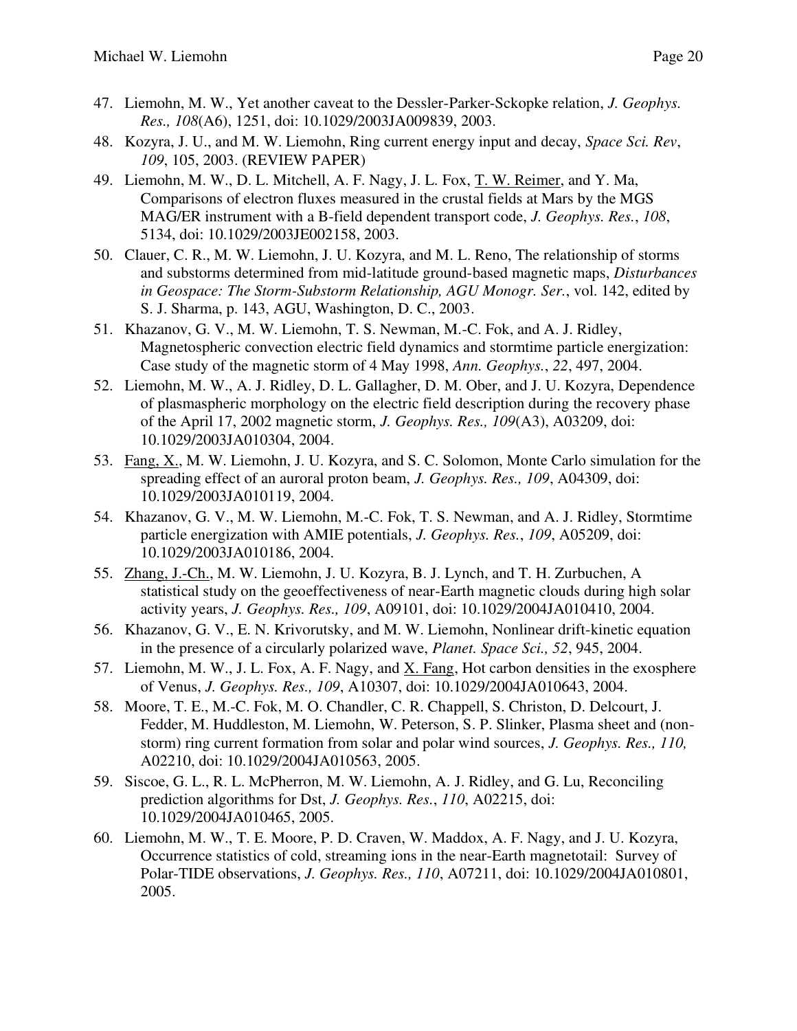47. Liemohn, M. W., Yet another caveat to the Dessler-Parker-Sckopke relation, *J. Geophys. Res., 108*(A6), 1251, doi: 10.1029/2003JA009839, 2003.
48. Kozyra, J. U., and M. W. Liemohn, Ring current energy input and decay, *Space Sci. Rev*, *109*, 105, 2003. (REVIEW PAPER)
49. Liemohn, M. W., D. L. Mitchell, A. F. Nagy, J. L. Fox, T. W. Reimer, and Y. Ma, Comparisons of electron fluxes measured in the crustal fields at Mars by the MGS MAG/ER instrument with a B-field dependent transport code, *J. Geophys. Res.*, *108*, 5134, doi: 10.1029/2003JE002158, 2003.
50. Clauer, C. R., M. W. Liemohn, J. U. Kozyra, and M. L. Reno, The relationship of storms and substorms determined from mid-latitude ground-based magnetic maps, *Disturbances in Geospace: The Storm-Substorm Relationship, AGU Monogr. Ser.*, vol. 142, edited by S. J. Sharma, p. 143, AGU, Washington, D. C., 2003.
51. Khazanov, G. V., M. W. Liemohn, T. S. Newman, M.-C. Fok, and A. J. Ridley, Magnetospheric convection electric field dynamics and stormtime particle energization: Case study of the magnetic storm of 4 May 1998, *Ann. Geophys.*, *22*, 497, 2004.
52. Liemohn, M. W., A. J. Ridley, D. L. Gallagher, D. M. Ober, and J. U. Kozyra, Dependence of plasmaspheric morphology on the electric field description during the recovery phase of the April 17, 2002 magnetic storm, *J. Geophys. Res., 109*(A3), A03209, doi: 10.1029/2003JA010304, 2004.
53. Fang, X., M. W. Liemohn, J. U. Kozyra, and S. C. Solomon, Monte Carlo simulation for the spreading effect of an auroral proton beam, *J. Geophys. Res., 109*, A04309, doi: 10.1029/2003JA010119, 2004.
54. Khazanov, G. V., M. W. Liemohn, M.-C. Fok, T. S. Newman, and A. J. Ridley, Stormtime particle energization with AMIE potentials, *J. Geophys. Res.*, *109*, A05209, doi: 10.1029/2003JA010186, 2004.
55. Zhang, J.-Ch., M. W. Liemohn, J. U. Kozyra, B. J. Lynch, and T. H. Zurbuchen, A statistical study on the geoeffectiveness of near-Earth magnetic clouds during high solar activity years, *J. Geophys. Res., 109*, A09101, doi: 10.1029/2004JA010410, 2004.
56. Khazanov, G. V., E. N. Krivorutsky, and M. W. Liemohn, Nonlinear drift-kinetic equation in the presence of a circularly polarized wave, *Planet. Space Sci., 52*, 945, 2004.
57. Liemohn, M. W., J. L. Fox, A. F. Nagy, and X. Fang, Hot carbon densities in the exosphere of Venus, *J. Geophys. Res., 109*, A10307, doi: 10.1029/2004JA010643, 2004.
58. Moore, T. E., M.-C. Fok, M. O. Chandler, C. R. Chappell, S. Christon, D. Delcourt, J. Fedder, M. Huddleston, M. Liemohn, W. Peterson, S. P. Slinker, Plasma sheet and (non-storm) ring current formation from solar and polar wind sources, *J. Geophys. Res., 110,* A02210, doi: 10.1029/2004JA010563, 2005.
59. Siscoe, G. L., R. L. McPherron, M. W. Liemohn, A. J. Ridley, and G. Lu, Reconciling prediction algorithms for Dst, *J. Geophys. Res.*, *110*, A02215, doi: 10.1029/2004JA010465, 2005.
60. Liemohn, M. W., T. E. Moore, P. D. Craven, W. Maddox, A. F. Nagy, and J. U. Kozyra, Occurrence statistics of cold, streaming ions in the near-Earth magnetotail: Survey of Polar-TIDE observations, *J. Geophys. Res., 110*, A07211, doi: 10.1029/2004JA010801, 2005.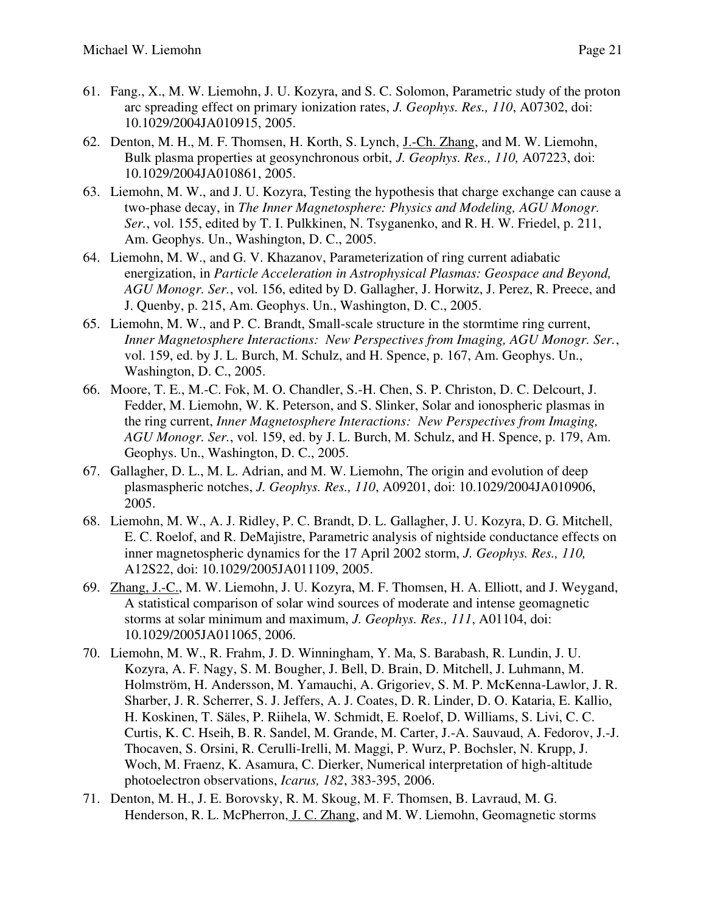61. Fang., X., M. W. Liemohn, J. U. Kozyra, and S. C. Solomon, Parametric study of the proton arc spreading effect on primary ionization rates, *J. Geophys. Res., 110*, A07302, doi: 10.1029/2004JA010915, 2005.
62. Denton, M. H., M. F. Thomsen, H. Korth, S. Lynch, J.-Ch. Zhang, and M. W. Liemohn, Bulk plasma properties at geosynchronous orbit, *J. Geophys. Res., 110,* A07223, doi: 10.1029/2004JA010861, 2005.
63. Liemohn, M. W., and J. U. Kozyra, Testing the hypothesis that charge exchange can cause a two-phase decay, in *The Inner Magnetosphere: Physics and Modeling, AGU Monogr. Ser.*, vol. 155, edited by T. I. Pulkkinen, N. Tsyganenko, and R. H. W. Friedel, p. 211, Am. Geophys. Un., Washington, D. C., 2005.
64. Liemohn, M. W., and G. V. Khazanov, Parameterization of ring current adiabatic energization, in *Particle Acceleration in Astrophysical Plasmas: Geospace and Beyond, AGU Monogr. Ser.*, vol. 156, edited by D. Gallagher, J. Horwitz, J. Perez, R. Preece, and J. Quenby, p. 215, Am. Geophys. Un., Washington, D. C., 2005.
65. Liemohn, M. W., and P. C. Brandt, Small-scale structure in the stormtime ring current, *Inner Magnetosphere Interactions: New Perspectives from Imaging, AGU Monogr. Ser.*, vol. 159, ed. by J. L. Burch, M. Schulz, and H. Spence, p. 167, Am. Geophys. Un., Washington, D. C., 2005.
66. Moore, T. E., M.-C. Fok, M. O. Chandler, S.-H. Chen, S. P. Christon, D. C. Delcourt, J. Fedder, M. Liemohn, W. K. Peterson, and S. Slinker, Solar and ionospheric plasmas in the ring current, *Inner Magnetosphere Interactions: New Perspectives from Imaging, AGU Monogr. Ser.*, vol. 159, ed. by J. L. Burch, M. Schulz, and H. Spence, p. 179, Am. Geophys. Un., Washington, D. C., 2005.
67. Gallagher, D. L., M. L. Adrian, and M. W. Liemohn, The origin and evolution of deep plasmaspheric notches, *J. Geophys. Res., 110*, A09201, doi: 10.1029/2004JA010906, 2005.
68. Liemohn, M. W., A. J. Ridley, P. C. Brandt, D. L. Gallagher, J. U. Kozyra, D. G. Mitchell, E. C. Roelof, and R. DeMajistre, Parametric analysis of nightside conductance effects on inner magnetospheric dynamics for the 17 April 2002 storm, *J. Geophys. Res., 110,* A12S22, doi: 10.1029/2005JA011109, 2005.
69. Zhang, J.-C., M. W. Liemohn, J. U. Kozyra, M. F. Thomsen, H. A. Elliott, and J. Weygand, A statistical comparison of solar wind sources of moderate and intense geomagnetic storms at solar minimum and maximum, *J. Geophys. Res., 111*, A01104, doi: 10.1029/2005JA011065, 2006.
70. Liemohn, M. W., R. Frahm, J. D. Winningham, Y. Ma, S. Barabash, R. Lundin, J. U. Kozyra, A. F. Nagy, S. M. Bougher, J. Bell, D. Brain, D. Mitchell, J. Luhmann, M. Holmström, H. Andersson, M. Yamauchi, A. Grigoriev, S. M. P. McKenna-Lawlor, J. R. Sharber, J. R. Scherrer, S. J. Jeffers, A. J. Coates, D. R. Linder, D. O. Kataria, E. Kallio, H. Koskinen, T. Säles, P. Riihela, W. Schmidt, E. Roelof, D. Williams, S. Livi, C. C. Curtis, K. C. Hseih, B. R. Sandel, M. Grande, M. Carter, J.-A. Sauvaud, A. Fedorov, J.-J. Thocaven, S. Orsini, R. Cerulli-Irelli, M. Maggi, P. Wurz, P. Bochsler, N. Krupp, J. Woch, M. Fraenz, K. Asamura, C. Dierker, Numerical interpretation of high-altitude photoelectron observations, *Icarus, 182*, 383-395, 2006.
71. Denton, M. H., J. E. Borovsky, R. M. Skoug, M. F. Thomsen, B. Lavraud, M. G. Henderson, R. L. McPherron, J. C. Zhang, and M. W. Liemohn, Geomagnetic storms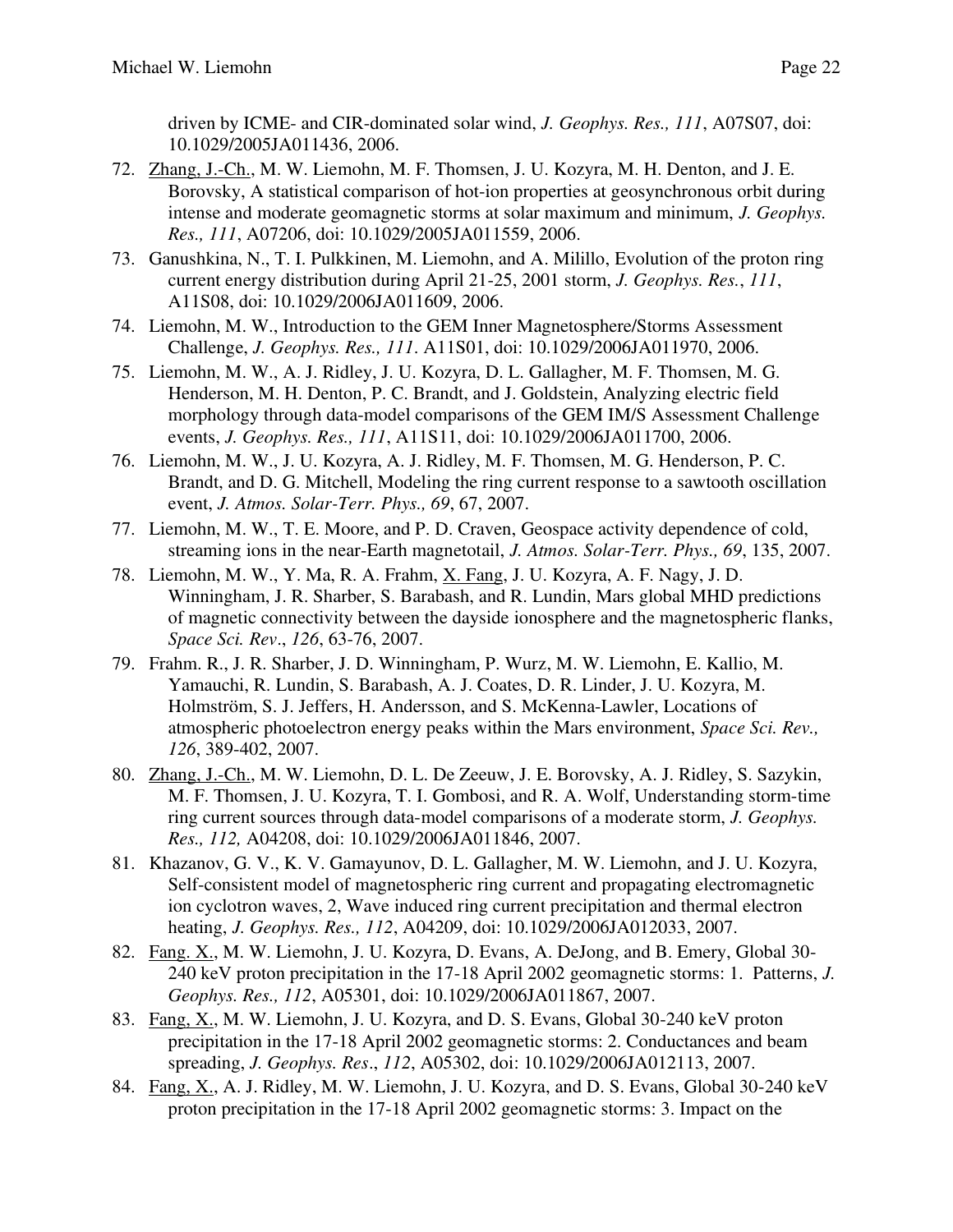driven by ICME- and CIR-dominated solar wind, *J. Geophys. Res., 111*, A07S07, doi: 10.1029/2005JA011436, 2006.

72. Zhang, J.-Ch., M. W. Liemohn, M. F. Thomsen, J. U. Kozyra, M. H. Denton, and J. E. Borovsky, A statistical comparison of hot-ion properties at geosynchronous orbit during intense and moderate geomagnetic storms at solar maximum and minimum, *J. Geophys. Res., 111*, A07206, doi: 10.1029/2005JA011559, 2006.
73. Ganushkina, N., T. I. Pulkkinen, M. Liemohn, and A. Milillo, Evolution of the proton ring current energy distribution during April 21-25, 2001 storm, *J. Geophys. Res.*, *111*, A11S08, doi: 10.1029/2006JA011609, 2006.
74. Liemohn, M. W., Introduction to the GEM Inner Magnetosphere/Storms Assessment Challenge, *J. Geophys. Res., 111*. A11S01, doi: 10.1029/2006JA011970, 2006.
75. Liemohn, M. W., A. J. Ridley, J. U. Kozyra, D. L. Gallagher, M. F. Thomsen, M. G. Henderson, M. H. Denton, P. C. Brandt, and J. Goldstein, Analyzing electric field morphology through data-model comparisons of the GEM IM/S Assessment Challenge events, *J. Geophys. Res., 111*, A11S11, doi: 10.1029/2006JA011700, 2006.
76. Liemohn, M. W., J. U. Kozyra, A. J. Ridley, M. F. Thomsen, M. G. Henderson, P. C. Brandt, and D. G. Mitchell, Modeling the ring current response to a sawtooth oscillation event, *J. Atmos. Solar-Terr. Phys., 69*, 67, 2007.
77. Liemohn, M. W., T. E. Moore, and P. D. Craven, Geospace activity dependence of cold, streaming ions in the near-Earth magnetotail, *J. Atmos. Solar-Terr. Phys., 69*, 135, 2007.
78. Liemohn, M. W., Y. Ma, R. A. Frahm, X. Fang, J. U. Kozyra, A. F. Nagy, J. D. Winningham, J. R. Sharber, S. Barabash, and R. Lundin, Mars global MHD predictions of magnetic connectivity between the dayside ionosphere and the magnetospheric flanks, *Space Sci. Rev*., *126*, 63-76, 2007.
79. Frahm. R., J. R. Sharber, J. D. Winningham, P. Wurz, M. W. Liemohn, E. Kallio, M. Yamauchi, R. Lundin, S. Barabash, A. J. Coates, D. R. Linder, J. U. Kozyra, M. Holmström, S. J. Jeffers, H. Andersson, and S. McKenna-Lawler, Locations of atmospheric photoelectron energy peaks within the Mars environment, *Space Sci. Rev., 126*, 389-402, 2007.
80. Zhang, J.-Ch., M. W. Liemohn, D. L. De Zeeuw, J. E. Borovsky, A. J. Ridley, S. Sazykin, M. F. Thomsen, J. U. Kozyra, T. I. Gombosi, and R. A. Wolf, Understanding storm-time ring current sources through data-model comparisons of a moderate storm, *J. Geophys. Res., 112,* A04208, doi: 10.1029/2006JA011846, 2007.
81. Khazanov, G. V., K. V. Gamayunov, D. L. Gallagher, M. W. Liemohn, and J. U. Kozyra, Self-consistent model of magnetospheric ring current and propagating electromagnetic ion cyclotron waves, 2, Wave induced ring current precipitation and thermal electron heating, *J. Geophys. Res., 112*, A04209, doi: 10.1029/2006JA012033, 2007.
82. Fang. X., M. W. Liemohn, J. U. Kozyra, D. Evans, A. DeJong, and B. Emery, Global 30-240 keV proton precipitation in the 17-18 April 2002 geomagnetic storms: 1. Patterns, *J. Geophys. Res., 112*, A05301, doi: 10.1029/2006JA011867, 2007.
83. Fang, X., M. W. Liemohn, J. U. Kozyra, and D. S. Evans, Global 30-240 keV proton precipitation in the 17-18 April 2002 geomagnetic storms: 2. Conductances and beam spreading, *J. Geophys. Res*., *112*, A05302, doi: 10.1029/2006JA012113, 2007.
84. Fang, X., A. J. Ridley, M. W. Liemohn, J. U. Kozyra, and D. S. Evans, Global 30-240 keV proton precipitation in the 17-18 April 2002 geomagnetic storms: 3. Impact on the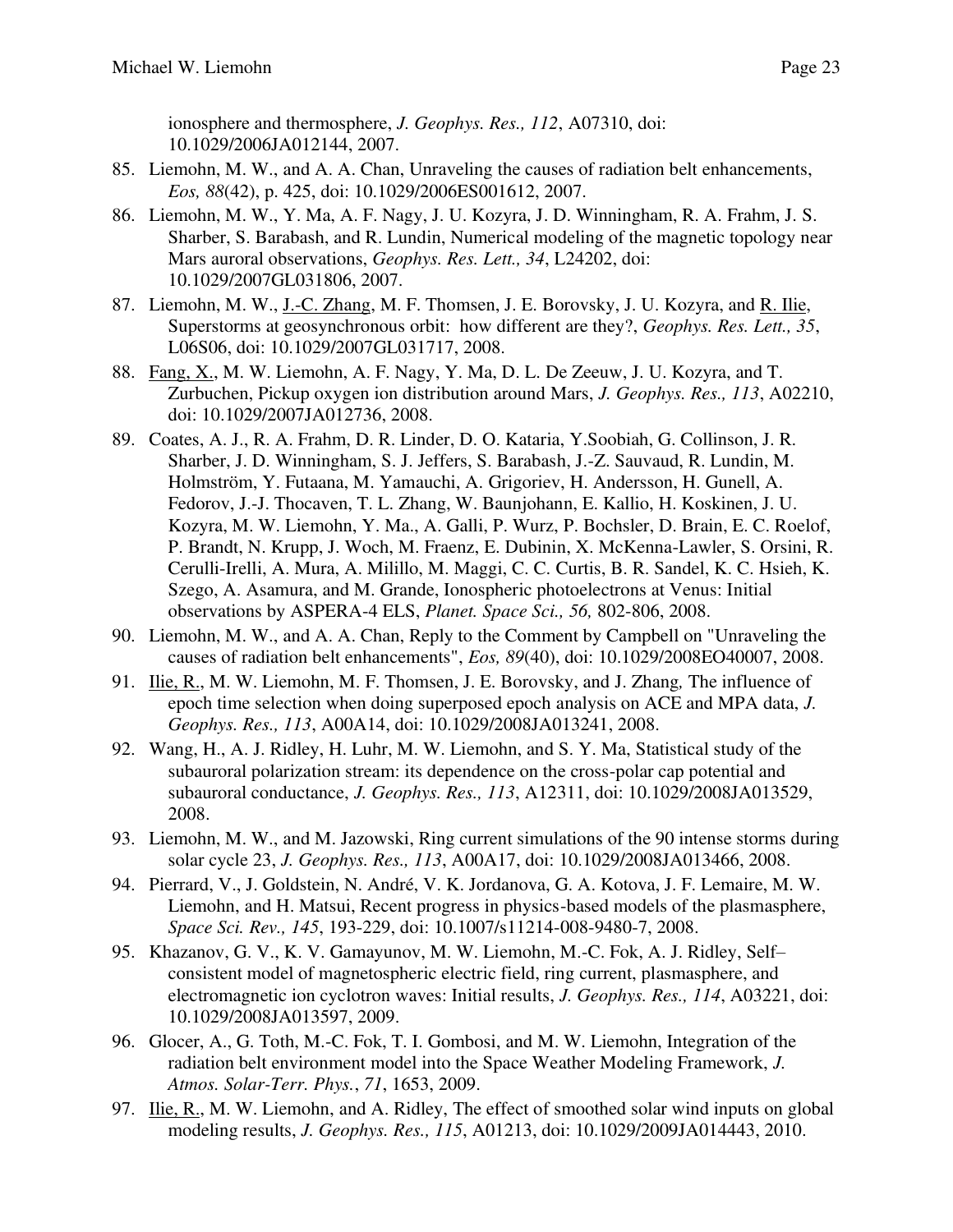ionosphere and thermosphere, *J. Geophys. Res., 112*, A07310, doi: 10.1029/2006JA012144, 2007.

85. Liemohn, M. W., and A. A. Chan, Unraveling the causes of radiation belt enhancements, *Eos, 88*(42), p. 425, doi: 10.1029/2006ES001612, 2007.
86. Liemohn, M. W., Y. Ma, A. F. Nagy, J. U. Kozyra, J. D. Winningham, R. A. Frahm, J. S. Sharber, S. Barabash, and R. Lundin, Numerical modeling of the magnetic topology near Mars auroral observations, *Geophys. Res. Lett., 34*, L24202, doi: 10.1029/2007GL031806, 2007.
87. Liemohn, M. W., J.-C. Zhang, M. F. Thomsen, J. E. Borovsky, J. U. Kozyra, and R. Ilie, Superstorms at geosynchronous orbit: how different are they?, *Geophys. Res. Lett., 35*, L06S06, doi: 10.1029/2007GL031717, 2008.
88. Fang, X., M. W. Liemohn, A. F. Nagy, Y. Ma, D. L. De Zeeuw, J. U. Kozyra, and T. Zurbuchen, Pickup oxygen ion distribution around Mars, *J. Geophys. Res., 113*, A02210, doi: 10.1029/2007JA012736, 2008.
89. Coates, A. J., R. A. Frahm, D. R. Linder, D. O. Kataria, Y.Soobiah, G. Collinson, J. R. Sharber, J. D. Winningham, S. J. Jeffers, S. Barabash, J.-Z. Sauvaud, R. Lundin, M. Holmström, Y. Futaana, M. Yamauchi, A. Grigoriev, H. Andersson, H. Gunell, A. Fedorov, J.-J. Thocaven, T. L. Zhang, W. Baunjohann, E. Kallio, H. Koskinen, J. U. Kozyra, M. W. Liemohn, Y. Ma., A. Galli, P. Wurz, P. Bochsler, D. Brain, E. C. Roelof, P. Brandt, N. Krupp, J. Woch, M. Fraenz, E. Dubinin, X. McKenna-Lawler, S. Orsini, R. Cerulli-Irelli, A. Mura, A. Milillo, M. Maggi, C. C. Curtis, B. R. Sandel, K. C. Hsieh, K. Szego, A. Asamura, and M. Grande, Ionospheric photoelectrons at Venus: Initial observations by ASPERA-4 ELS, *Planet. Space Sci., 56,* 802-806, 2008.
90. Liemohn, M. W., and A. A. Chan, Reply to the Comment by Campbell on "Unraveling the causes of radiation belt enhancements", *Eos, 89*(40), doi: 10.1029/2008EO40007, 2008.
91. Ilie, R., M. W. Liemohn, M. F. Thomsen, J. E. Borovsky, and J. Zhang, The influence of epoch time selection when doing superposed epoch analysis on ACE and MPA data, *J. Geophys. Res., 113*, A00A14, doi: 10.1029/2008JA013241, 2008.
92. Wang, H., A. J. Ridley, H. Luhr, M. W. Liemohn, and S. Y. Ma, Statistical study of the subauroral polarization stream: its dependence on the cross-polar cap potential and subauroral conductance, *J. Geophys. Res., 113*, A12311, doi: 10.1029/2008JA013529, 2008.
93. Liemohn, M. W., and M. Jazowski, Ring current simulations of the 90 intense storms during solar cycle 23, *J. Geophys. Res., 113*, A00A17, doi: 10.1029/2008JA013466, 2008.
94. Pierrard, V., J. Goldstein, N. André, V. K. Jordanova, G. A. Kotova, J. F. Lemaire, M. W. Liemohn, and H. Matsui, Recent progress in physics-based models of the plasmasphere, *Space Sci. Rev., 145*, 193-229, doi: 10.1007/s11214-008-9480-7, 2008.
95. Khazanov, G. V., K. V. Gamayunov, M. W. Liemohn, M.-C. Fok, A. J. Ridley, Self–consistent model of magnetospheric electric field, ring current, plasmasphere, and electromagnetic ion cyclotron waves: Initial results, *J. Geophys. Res., 114*, A03221, doi: 10.1029/2008JA013597, 2009.
96. Glocer, A., G. Toth, M.-C. Fok, T. I. Gombosi, and M. W. Liemohn, Integration of the radiation belt environment model into the Space Weather Modeling Framework, *J. Atmos. Solar-Terr. Phys.*, *71*, 1653, 2009.
97. Ilie, R., M. W. Liemohn, and A. Ridley, The effect of smoothed solar wind inputs on global modeling results, *J. Geophys. Res., 115*, A01213, doi: 10.1029/2009JA014443, 2010.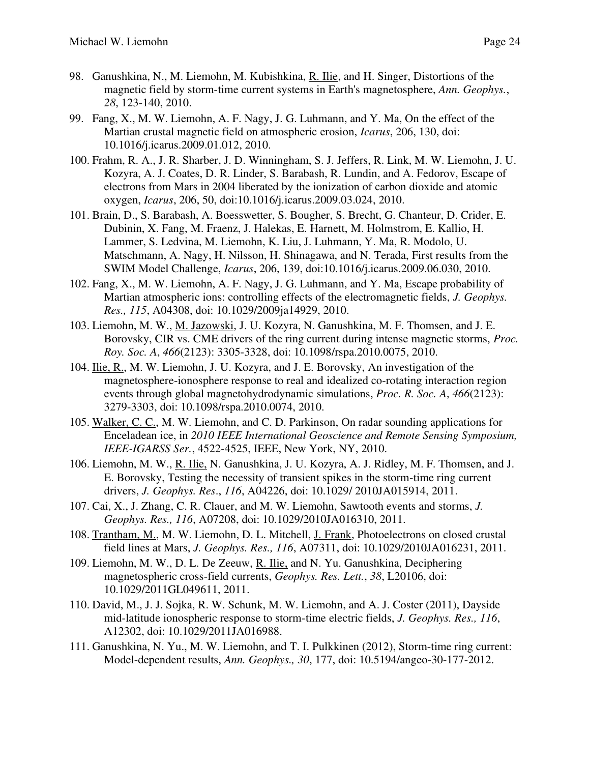98. Ganushkina, N., M. Liemohn, M. Kubishkina, R. Ilie, and H. Singer, Distortions of the magnetic field by storm-time current systems in Earth's magnetosphere, *Ann. Geophys.*, *28*, 123-140, 2010.

99. Fang, X., M. W. Liemohn, A. F. Nagy, J. G. Luhmann, and Y. Ma, On the effect of the Martian crustal magnetic field on atmospheric erosion, *Icarus*, 206, 130, doi: 10.1016/j.icarus.2009.01.012, 2010.

100. Frahm, R. A., J. R. Sharber, J. D. Winningham, S. J. Jeffers, R. Link, M. W. Liemohn, J. U. Kozyra, A. J. Coates, D. R. Linder, S. Barabash, R. Lundin, and A. Fedorov, Escape of electrons from Mars in 2004 liberated by the ionization of carbon dioxide and atomic oxygen, *Icarus*, 206, 50, doi:10.1016/j.icarus.2009.03.024, 2010.

101. Brain, D., S. Barabash, A. Boesswetter, S. Bougher, S. Brecht, G. Chanteur, D. Crider, E. Dubinin, X. Fang, M. Fraenz, J. Halekas, E. Harnett, M. Holmstrom, E. Kallio, H. Lammer, S. Ledvina, M. Liemohn, K. Liu, J. Luhmann, Y. Ma, R. Modolo, U. Matschmann, A. Nagy, H. Nilsson, H. Shinagawa, and N. Terada, First results from the SWIM Model Challenge, *Icarus*, 206, 139, doi:10.1016/j.icarus.2009.06.030, 2010.

102. Fang, X., M. W. Liemohn, A. F. Nagy, J. G. Luhmann, and Y. Ma, Escape probability of Martian atmospheric ions: controlling effects of the electromagnetic fields, *J. Geophys. Res., 115*, A04308, doi: 10.1029/2009ja14929, 2010.

103. Liemohn, M. W., M. Jazowski, J. U. Kozyra, N. Ganushkina, M. F. Thomsen, and J. E. Borovsky, CIR vs. CME drivers of the ring current during intense magnetic storms, *Proc. Roy. Soc. A*, *466*(2123): 3305-3328, doi: 10.1098/rspa.2010.0075, 2010.

104. Ilie, R., M. W. Liemohn, J. U. Kozyra, and J. E. Borovsky, An investigation of the magnetosphere-ionosphere response to real and idealized co-rotating interaction region events through global magnetohydrodynamic simulations, *Proc. R. Soc. A*, *466*(2123): 3279-3303, doi: 10.1098/rspa.2010.0074, 2010.

105. Walker, C. C., M. W. Liemohn, and C. D. Parkinson, On radar sounding applications for Enceladean ice, in *2010 IEEE International Geoscience and Remote Sensing Symposium, IEEE-IGARSS Ser.*, 4522-4525, IEEE, New York, NY, 2010.

106. Liemohn, M. W., R. Ilie, N. Ganushkina, J. U. Kozyra, A. J. Ridley, M. F. Thomsen, and J. E. Borovsky, Testing the necessity of transient spikes in the storm-time ring current drivers, *J. Geophys. Res*., *116*, A04226, doi: 10.1029/ 2010JA015914, 2011.

107. Cai, X., J. Zhang, C. R. Clauer, and M. W. Liemohn, Sawtooth events and storms, *J. Geophys. Res., 116*, A07208, doi: 10.1029/2010JA016310, 2011.

108. Trantham, M., M. W. Liemohn, D. L. Mitchell, J. Frank, Photoelectrons on closed crustal field lines at Mars, *J. Geophys. Res., 116*, A07311, doi: 10.1029/2010JA016231, 2011.

109. Liemohn, M. W., D. L. De Zeeuw, R. Ilie, and N. Yu. Ganushkina, Deciphering magnetospheric cross-field currents, *Geophys. Res. Lett.*, *38*, L20106, doi: 10.1029/2011GL049611, 2011.

110. David, M., J. J. Sojka, R. W. Schunk, M. W. Liemohn, and A. J. Coster (2011), Dayside mid-latitude ionospheric response to storm-time electric fields, *J. Geophys. Res., 116*, A12302, doi: 10.1029/2011JA016988.

111. Ganushkina, N. Yu., M. W. Liemohn, and T. I. Pulkkinen (2012), Storm-time ring current: Model-dependent results, *Ann. Geophys., 30*, 177, doi: 10.5194/angeo-30-177-2012.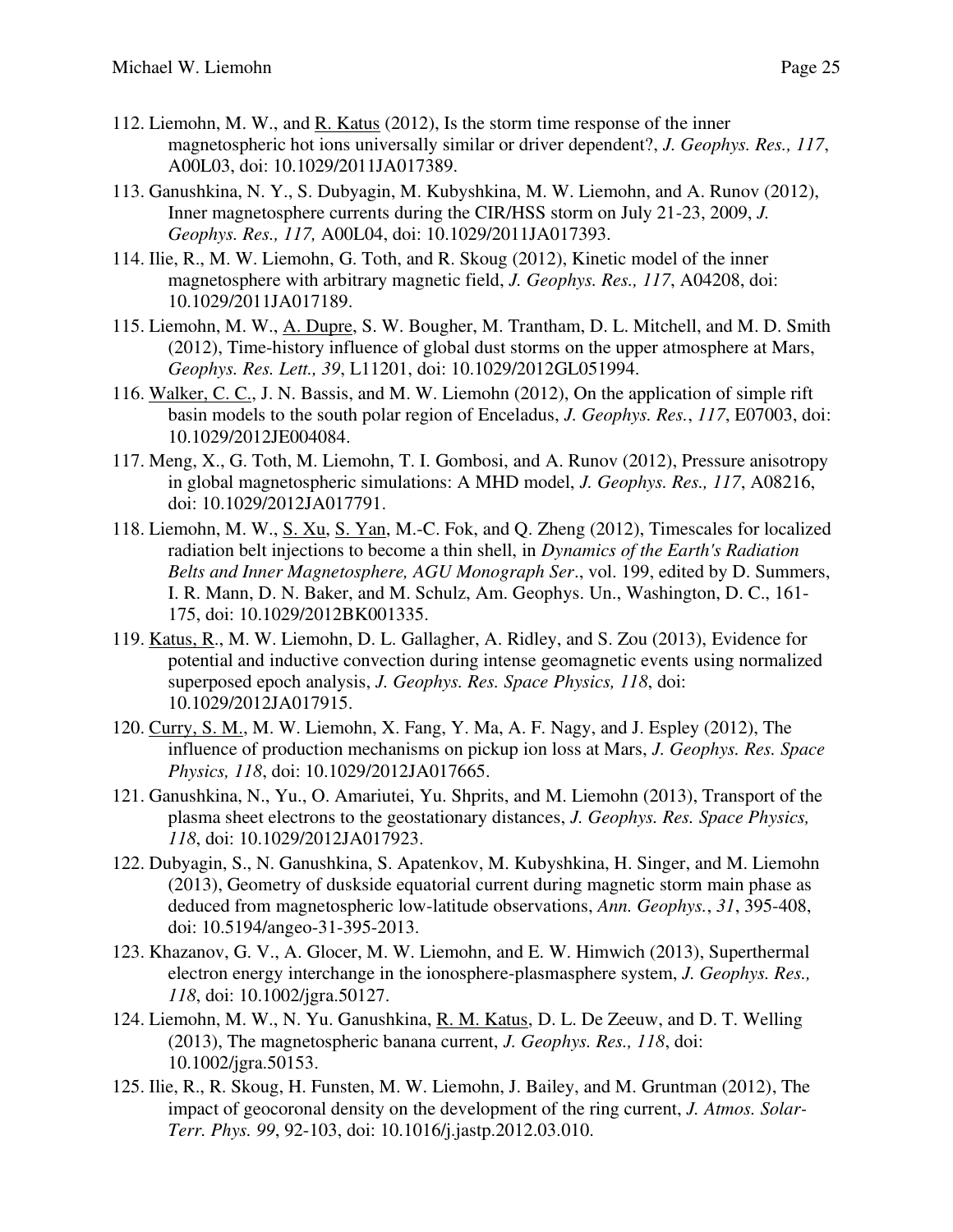112. Liemohn, M. W., and R. Katus (2012), Is the storm time response of the inner magnetospheric hot ions universally similar or driver dependent?, *J. Geophys. Res., 117*, A00L03, doi: 10.1029/2011JA017389.

113. Ganushkina, N. Y., S. Dubyagin, M. Kubyshkina, M. W. Liemohn, and A. Runov (2012), Inner magnetosphere currents during the CIR/HSS storm on July 21-23, 2009, *J. Geophys. Res., 117,* A00L04, doi: 10.1029/2011JA017393.

114. Ilie, R., M. W. Liemohn, G. Toth, and R. Skoug (2012), Kinetic model of the inner magnetosphere with arbitrary magnetic field, *J. Geophys. Res., 117*, A04208, doi: 10.1029/2011JA017189.

115. Liemohn, M. W., A. Dupre, S. W. Bougher, M. Trantham, D. L. Mitchell, and M. D. Smith (2012), Time-history influence of global dust storms on the upper atmosphere at Mars, *Geophys. Res. Lett., 39*, L11201, doi: 10.1029/2012GL051994.

116. Walker, C. C., J. N. Bassis, and M. W. Liemohn (2012), On the application of simple rift basin models to the south polar region of Enceladus, *J. Geophys. Res.*, *117*, E07003, doi: 10.1029/2012JE004084.

117. Meng, X., G. Toth, M. Liemohn, T. I. Gombosi, and A. Runov (2012), Pressure anisotropy in global magnetospheric simulations: A MHD model, *J. Geophys. Res., 117*, A08216, doi: 10.1029/2012JA017791.

118. Liemohn, M. W., S. Xu, S. Yan, M.-C. Fok, and Q. Zheng (2012), Timescales for localized radiation belt injections to become a thin shell, in *Dynamics of the Earth's Radiation Belts and Inner Magnetosphere, AGU Monograph Ser*., vol. 199, edited by D. Summers, I. R. Mann, D. N. Baker, and M. Schulz, Am. Geophys. Un., Washington, D. C., 161-175, doi: 10.1029/2012BK001335.

119. Katus, R., M. W. Liemohn, D. L. Gallagher, A. Ridley, and S. Zou (2013), Evidence for potential and inductive convection during intense geomagnetic events using normalized superposed epoch analysis, *J. Geophys. Res. Space Physics, 118*, doi: 10.1029/2012JA017915.

120. Curry, S. M., M. W. Liemohn, X. Fang, Y. Ma, A. F. Nagy, and J. Espley (2012), The influence of production mechanisms on pickup ion loss at Mars, *J. Geophys. Res. Space Physics, 118*, doi: 10.1029/2012JA017665.

121. Ganushkina, N., Yu., O. Amariutei, Yu. Shprits, and M. Liemohn (2013), Transport of the plasma sheet electrons to the geostationary distances, *J. Geophys. Res. Space Physics, 118*, doi: 10.1029/2012JA017923.

122. Dubyagin, S., N. Ganushkina, S. Apatenkov, M. Kubyshkina, H. Singer, and M. Liemohn (2013), Geometry of duskside equatorial current during magnetic storm main phase as deduced from magnetospheric low-latitude observations, *Ann. Geophys.*, *31*, 395-408, doi: 10.5194/angeo-31-395-2013.

123. Khazanov, G. V., A. Glocer, M. W. Liemohn, and E. W. Himwich (2013), Superthermal electron energy interchange in the ionosphere-plasmasphere system, *J. Geophys. Res., 118*, doi: 10.1002/jgra.50127.

124. Liemohn, M. W., N. Yu. Ganushkina, R. M. Katus, D. L. De Zeeuw, and D. T. Welling (2013), The magnetospheric banana current, *J. Geophys. Res., 118*, doi: 10.1002/jgra.50153.

125. Ilie, R., R. Skoug, H. Funsten, M. W. Liemohn, J. Bailey, and M. Gruntman (2012), The impact of geocoronal density on the development of the ring current, *J. Atmos. Solar-Terr. Phys. 99*, 92-103, doi: 10.1016/j.jastp.2012.03.010.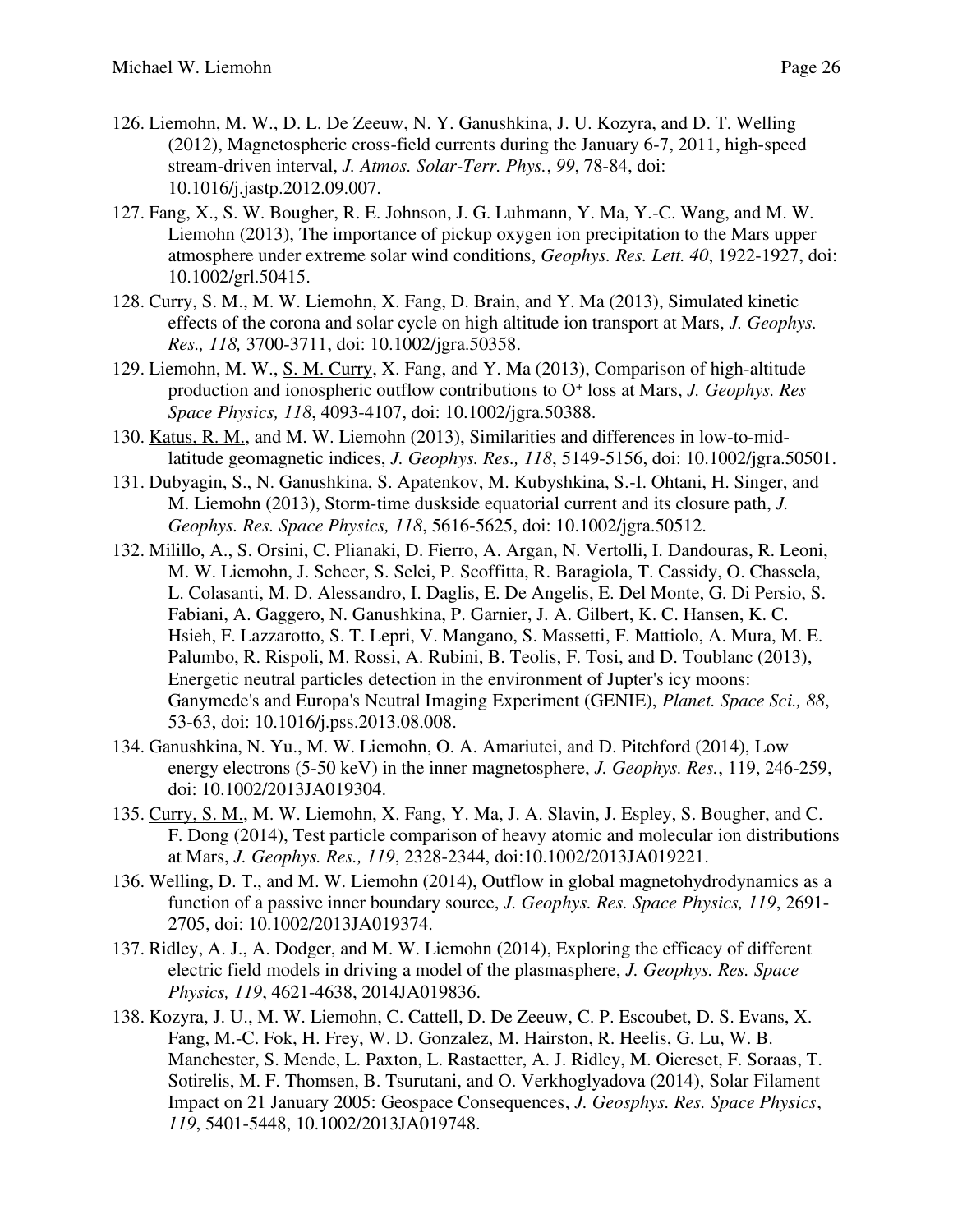126. Liemohn, M. W., D. L. De Zeeuw, N. Y. Ganushkina, J. U. Kozyra, and D. T. Welling (2012), Magnetospheric cross-field currents during the January 6-7, 2011, high-speed stream-driven interval, *J. Atmos. Solar-Terr. Phys.*, *99*, 78-84, doi: 10.1016/j.jastp.2012.09.007.

127. Fang, X., S. W. Bougher, R. E. Johnson, J. G. Luhmann, Y. Ma, Y.-C. Wang, and M. W. Liemohn (2013), The importance of pickup oxygen ion precipitation to the Mars upper atmosphere under extreme solar wind conditions, *Geophys. Res. Lett. 40*, 1922-1927, doi: 10.1002/grl.50415.

128. <u>Curry, S. M.</u>, M. W. Liemohn, X. Fang, D. Brain, and Y. Ma (2013), Simulated kinetic effects of the corona and solar cycle on high altitude ion transport at Mars, *J. Geophys. Res., 118,* 3700-3711, doi: 10.1002/jgra.50358.

129. Liemohn, M. W., <u>S. M. Curry</u>, X. Fang, and Y. Ma (2013), Comparison of high-altitude production and ionospheric outflow contributions to $O^+$ loss at Mars, *J. Geophys. Res Space Physics, 118*, 4093-4107, doi: 10.1002/jgra.50388.

130. <u>Katus, R. M.</u>, and M. W. Liemohn (2013), Similarities and differences in low-to-mid-latitude geomagnetic indices, *J. Geophys. Res., 118*, 5149-5156, doi: 10.1002/jgra.50501.

131. Dubyagin, S., N. Ganushkina, S. Apatenkov, M. Kubyshkina, S.-I. Ohtani, H. Singer, and M. Liemohn (2013), Storm-time duskside equatorial current and its closure path, *J. Geophys. Res. Space Physics, 118*, 5616-5625, doi: 10.1002/jgra.50512.

132. Milillo, A., S. Orsini, C. Plianaki, D. Fierro, A. Argan, N. Vertolli, I. Dandouras, R. Leoni, M. W. Liemohn, J. Scheer, S. Selei, P. Scoffitta, R. Baragiola, T. Cassidy, O. Chassela, L. Colasanti, M. D. Alessandro, I. Daglis, E. De Angelis, E. Del Monte, G. Di Persio, S. Fabiani, A. Gaggero, N. Ganushkina, P. Garnier, J. A. Gilbert, K. C. Hansen, K. C. Hsieh, F. Lazzarotto, S. T. Lepri, V. Mangano, S. Massetti, F. Mattiolo, A. Mura, M. E. Palumbo, R. Rispoli, M. Rossi, A. Rubini, B. Teolis, F. Tosi, and D. Toublanc (2013), Energetic neutral particles detection in the environment of Jupter's icy moons: Ganymede's and Europa's Neutral Imaging Experiment (GENIE), *Planet. Space Sci., 88*, 53-63, doi: 10.1016/j.pss.2013.08.008.

134. Ganushkina, N. Yu., M. W. Liemohn, O. A. Amariutei, and D. Pitchford (2014), Low energy electrons (5-50 keV) in the inner magnetosphere, *J. Geophys. Res.*, 119, 246-259, doi: 10.1002/2013JA019304.

135. <u>Curry, S. M.</u>, M. W. Liemohn, X. Fang, Y. Ma, J. A. Slavin, J. Espley, S. Bougher, and C. F. Dong (2014), Test particle comparison of heavy atomic and molecular ion distributions at Mars, *J. Geophys. Res., 119*, 2328-2344, doi:10.1002/2013JA019221.

136. Welling, D. T., and M. W. Liemohn (2014), Outflow in global magnetohydrodynamics as a function of a passive inner boundary source, *J. Geophys. Res. Space Physics, 119*, 2691-2705, doi: 10.1002/2013JA019374.

137. Ridley, A. J., A. Dodger, and M. W. Liemohn (2014), Exploring the efficacy of different electric field models in driving a model of the plasmasphere, *J. Geophys. Res. Space Physics, 119*, 4621-4638, 2014JA019836.

138. Kozyra, J. U., M. W. Liemohn, C. Cattell, D. De Zeeuw, C. P. Escoubet, D. S. Evans, X. Fang, M.-C. Fok, H. Frey, W. D. Gonzalez, M. Hairston, R. Heelis, G. Lu, W. B. Manchester, S. Mende, L. Paxton, L. Rastaetter, A. J. Ridley, M. Oiereset, F. Soraas, T. Sotirelis, M. F. Thomsen, B. Tsurutani, and O. Verkhoglyadova (2014), Solar Filament Impact on 21 January 2005: Geospace Consequences, *J. Geosphys. Res. Space Physics*, *119*, 5401-5448, 10.1002/2013JA019748.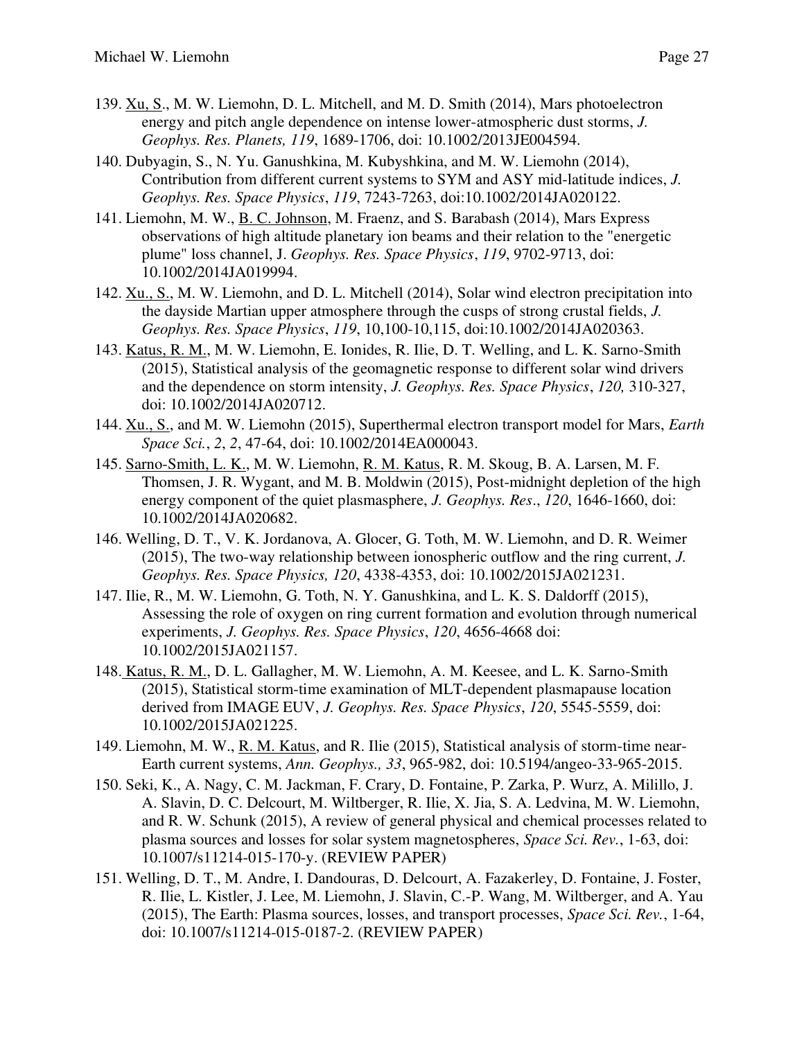139. Xu, S., M. W. Liemohn, D. L. Mitchell, and M. D. Smith (2014), Mars photoelectron energy and pitch angle dependence on intense lower-atmospheric dust storms, *J. Geophys. Res. Planets, 119*, 1689-1706, doi: 10.1002/2013JE004594.

140. Dubyagin, S., N. Yu. Ganushkina, M. Kubyshkina, and M. W. Liemohn (2014), Contribution from different current systems to SYM and ASY mid-latitude indices, *J. Geophys. Res. Space Physics*, *119*, 7243-7263, doi:10.1002/2014JA020122.

141. Liemohn, M. W., B. C. Johnson, M. Fraenz, and S. Barabash (2014), Mars Express observations of high altitude planetary ion beams and their relation to the "energetic plume" loss channel, J. *Geophys. Res. Space Physics*, *119*, 9702-9713, doi: 10.1002/2014JA019994.

142. Xu., S., M. W. Liemohn, and D. L. Mitchell (2014), Solar wind electron precipitation into the dayside Martian upper atmosphere through the cusps of strong crustal fields, *J. Geophys. Res. Space Physics*, *119*, 10,100-10,115, doi:10.1002/2014JA020363.

143. Katus, R. M., M. W. Liemohn, E. Ionides, R. Ilie, D. T. Welling, and L. K. Sarno-Smith (2015), Statistical analysis of the geomagnetic response to different solar wind drivers and the dependence on storm intensity, *J. Geophys. Res. Space Physics*, *120,* 310-327, doi: 10.1002/2014JA020712.

144. Xu., S., and M. W. Liemohn (2015), Superthermal electron transport model for Mars, *Earth Space Sci.*, *2*, *2*, 47-64, doi: 10.1002/2014EA000043.

145. Sarno-Smith, L. K., M. W. Liemohn, R. M. Katus, R. M. Skoug, B. A. Larsen, M. F. Thomsen, J. R. Wygant, and M. B. Moldwin (2015), Post-midnight depletion of the high energy component of the quiet plasmasphere, *J. Geophys. Res*., *120*, 1646-1660, doi: 10.1002/2014JA020682.

146. Welling, D. T., V. K. Jordanova, A. Glocer, G. Toth, M. W. Liemohn, and D. R. Weimer (2015), The two-way relationship between ionospheric outflow and the ring current, *J. Geophys. Res. Space Physics, 120*, 4338-4353, doi: 10.1002/2015JA021231.

147. Ilie, R., M. W. Liemohn, G. Toth, N. Y. Ganushkina, and L. K. S. Daldorff (2015), Assessing the role of oxygen on ring current formation and evolution through numerical experiments, *J. Geophys. Res. Space Physics*, *120*, 4656-4668 doi: 10.1002/2015JA021157.

148. Katus, R. M., D. L. Gallagher, M. W. Liemohn, A. M. Keesee, and L. K. Sarno-Smith (2015), Statistical storm-time examination of MLT-dependent plasmapause location derived from IMAGE EUV, *J. Geophys. Res. Space Physics*, *120*, 5545-5559, doi: 10.1002/2015JA021225.

149. Liemohn, M. W., R. M. Katus, and R. Ilie (2015), Statistical analysis of storm-time near-Earth current systems, *Ann. Geophys., 33*, 965-982, doi: 10.5194/angeo-33-965-2015.

150. Seki, K., A. Nagy, C. M. Jackman, F. Crary, D. Fontaine, P. Zarka, P. Wurz, A. Milillo, J. A. Slavin, D. C. Delcourt, M. Wiltberger, R. Ilie, X. Jia, S. A. Ledvina, M. W. Liemohn, and R. W. Schunk (2015), A review of general physical and chemical processes related to plasma sources and losses for solar system magnetospheres, *Space Sci. Rev.*, 1-63, doi: 10.1007/s11214-015-170-y. (REVIEW PAPER)

151. Welling, D. T., M. Andre, I. Dandouras, D. Delcourt, A. Fazakerley, D. Fontaine, J. Foster, R. Ilie, L. Kistler, J. Lee, M. Liemohn, J. Slavin, C.-P. Wang, M. Wiltberger, and A. Yau (2015), The Earth: Plasma sources, losses, and transport processes, *Space Sci. Rev.*, 1-64, doi: 10.1007/s11214-015-0187-2. (REVIEW PAPER)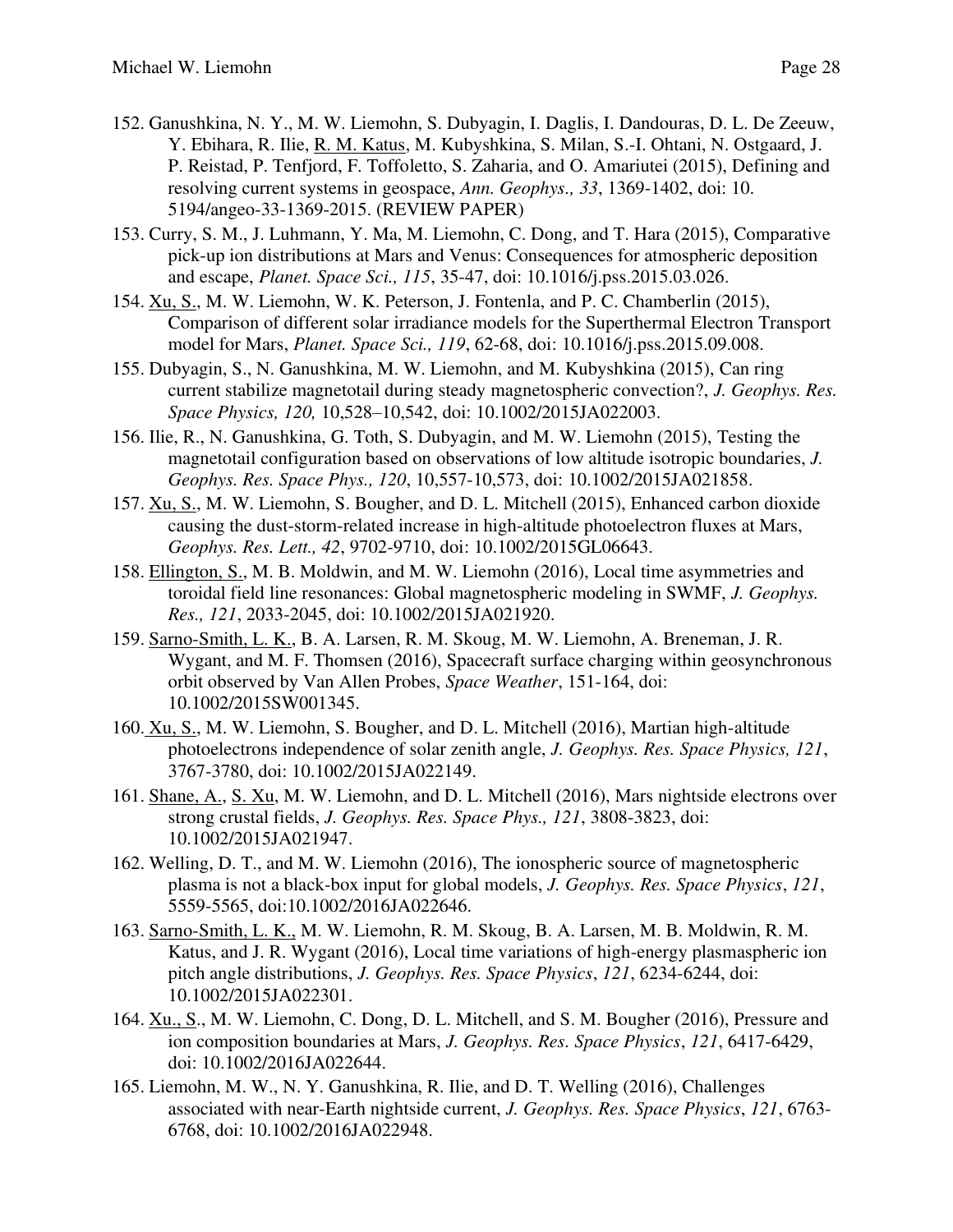152. Ganushkina, N. Y., M. W. Liemohn, S. Dubyagin, I. Daglis, I. Dandouras, D. L. De Zeeuw, Y. Ebihara, R. Ilie, <u>R. M. Katus</u>, M. Kubyshkina, S. Milan, S.-I. Ohtani, N. Ostgaard, J. P. Reistad, P. Tenfjord, F. Toffoletto, S. Zaharia, and O. Amariutei (2015), Defining and resolving current systems in geospace, *Ann. Geophys., 33*, 1369-1402, doi: 10. 5194/angeo-33-1369-2015. (REVIEW PAPER)

153. Curry, S. M., J. Luhmann, Y. Ma, M. Liemohn, C. Dong, and T. Hara (2015), Comparative pick-up ion distributions at Mars and Venus: Consequences for atmospheric deposition and escape, *Planet. Space Sci., 115*, 35-47, doi: 10.1016/j.pss.2015.03.026.

154. <u>Xu, S.</u>, M. W. Liemohn, W. K. Peterson, J. Fontenla, and P. C. Chamberlin (2015), Comparison of different solar irradiance models for the Superthermal Electron Transport model for Mars, *Planet. Space Sci., 119*, 62-68, doi: 10.1016/j.pss.2015.09.008.

155. Dubyagin, S., N. Ganushkina, M. W. Liemohn, and M. Kubyshkina (2015), Can ring current stabilize magnetotail during steady magnetospheric convection?, *J. Geophys. Res. Space Physics, 120,* 10,528–10,542, doi: 10.1002/2015JA022003.

156. Ilie, R., N. Ganushkina, G. Toth, S. Dubyagin, and M. W. Liemohn (2015), Testing the magnetotail configuration based on observations of low altitude isotropic boundaries, *J. Geophys. Res. Space Phys., 120*, 10,557-10,573, doi: 10.1002/2015JA021858.

157. <u>Xu, S.</u>, M. W. Liemohn, S. Bougher, and D. L. Mitchell (2015), Enhanced carbon dioxide causing the dust-storm-related increase in high-altitude photoelectron fluxes at Mars, *Geophys. Res. Lett., 42*, 9702-9710, doi: 10.1002/2015GL06643.

158. <u>Ellington, S.</u>, M. B. Moldwin, and M. W. Liemohn (2016), Local time asymmetries and toroidal field line resonances: Global magnetospheric modeling in SWMF, *J. Geophys. Res., 121*, 2033-2045, doi: 10.1002/2015JA021920.

159. <u>Sarno-Smith, L. K.</u>, B. A. Larsen, R. M. Skoug, M. W. Liemohn, A. Breneman, J. R. Wygant, and M. F. Thomsen (2016), Spacecraft surface charging within geosynchronous orbit observed by Van Allen Probes, *Space Weather*, 151-164, doi: 10.1002/2015SW001345.

160. <u>Xu, S.</u>, M. W. Liemohn, S. Bougher, and D. L. Mitchell (2016), Martian high-altitude photoelectrons independence of solar zenith angle, *J. Geophys. Res. Space Physics, 121*, 3767-3780, doi: 10.1002/2015JA022149.

161. <u>Shane, A.</u>, <u>S. Xu</u>, M. W. Liemohn, and D. L. Mitchell (2016), Mars nightside electrons over strong crustal fields, *J. Geophys. Res. Space Phys., 121*, 3808-3823, doi: 10.1002/2015JA021947.

162. Welling, D. T., and M. W. Liemohn (2016), The ionospheric source of magnetospheric plasma is not a black-box input for global models, *J. Geophys. Res. Space Physics*, *121*, 5559-5565, doi:10.1002/2016JA022646.

163. <u>Sarno-Smith, L. K.</u>, M. W. Liemohn, R. M. Skoug, B. A. Larsen, M. B. Moldwin, R. M. Katus, and J. R. Wygant (2016), Local time variations of high-energy plasmaspheric ion pitch angle distributions, *J. Geophys. Res. Space Physics*, *121*, 6234-6244, doi: 10.1002/2015JA022301.

164. <u>Xu., S</u>., M. W. Liemohn, C. Dong, D. L. Mitchell, and S. M. Bougher (2016), Pressure and ion composition boundaries at Mars, *J. Geophys. Res. Space Physics*, *121*, 6417-6429, doi: 10.1002/2016JA022644.

165. Liemohn, M. W., N. Y. Ganushkina, R. Ilie, and D. T. Welling (2016), Challenges associated with near-Earth nightside current, *J. Geophys. Res. Space Physics*, *121*, 6763-6768, doi: 10.1002/2016JA022948.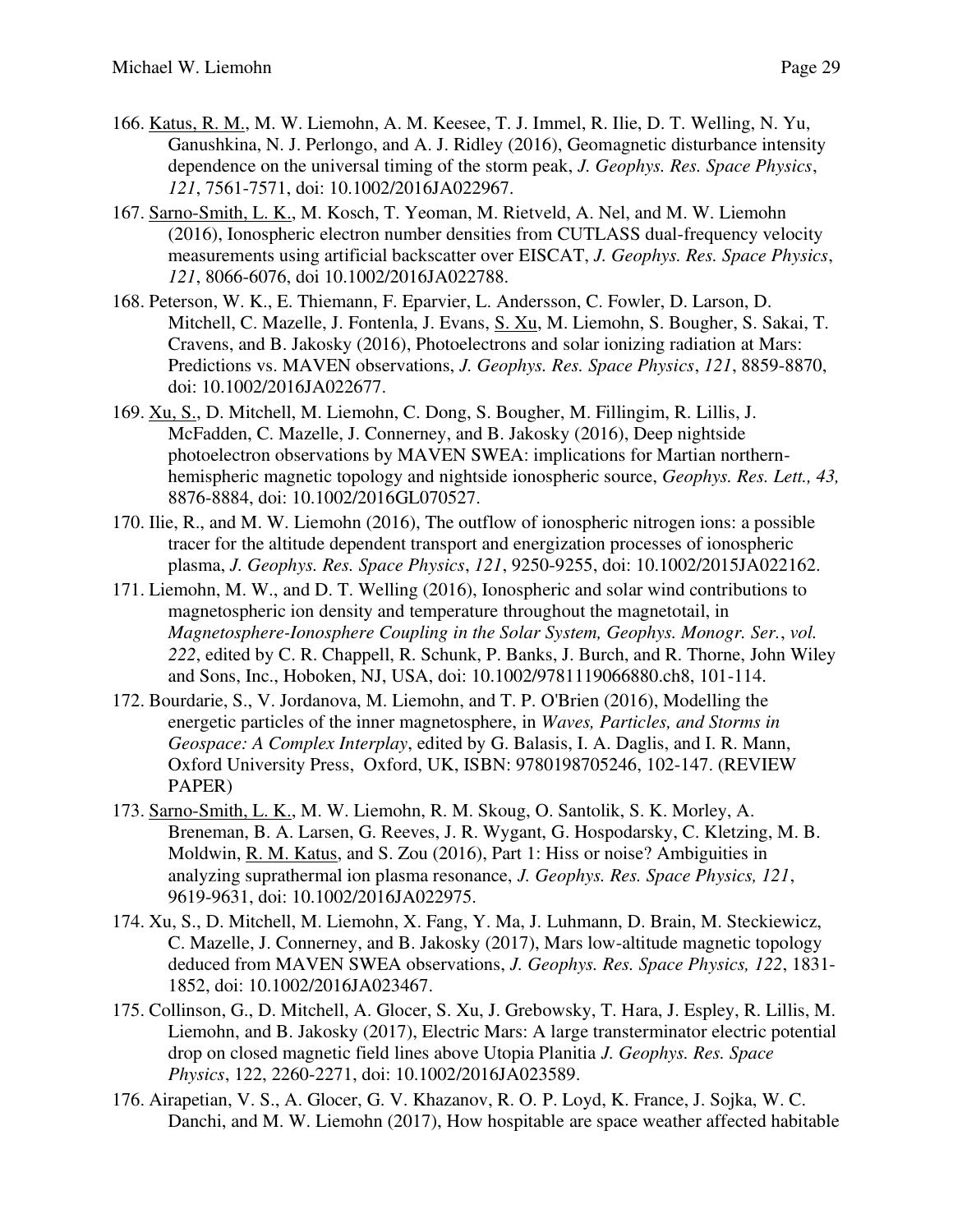166. <u>Katus, R. M.</u>, M. W. Liemohn, A. M. Keesee, T. J. Immel, R. Ilie, D. T. Welling, N. Yu, Ganushkina, N. J. Perlongo, and A. J. Ridley (2016), Geomagnetic disturbance intensity dependence on the universal timing of the storm peak, *J. Geophys. Res. Space Physics*, *121*, 7561-7571, doi: 10.1002/2016JA022967.

167. <u>Sarno-Smith, L. K.</u>, M. Kosch, T. Yeoman, M. Rietveld, A. Nel, and M. W. Liemohn (2016), Ionospheric electron number densities from CUTLASS dual-frequency velocity measurements using artificial backscatter over EISCAT, *J. Geophys. Res. Space Physics*, *121*, 8066-6076, doi 10.1002/2016JA022788.

168. Peterson, W. K., E. Thiemann, F. Eparvier, L. Andersson, C. Fowler, D. Larson, D. Mitchell, C. Mazelle, J. Fontenla, J. Evans, <u>S. Xu</u>, M. Liemohn, S. Bougher, S. Sakai, T. Cravens, and B. Jakosky (2016), Photoelectrons and solar ionizing radiation at Mars: Predictions vs. MAVEN observations, *J. Geophys. Res. Space Physics*, *121*, 8859-8870, doi: 10.1002/2016JA022677.

169. <u>Xu, S.</u>, D. Mitchell, M. Liemohn, C. Dong, S. Bougher, M. Fillingim, R. Lillis, J. McFadden, C. Mazelle, J. Connerney, and B. Jakosky (2016), Deep nightside photoelectron observations by MAVEN SWEA: implications for Martian northern-hemispheric magnetic topology and nightside ionospheric source, *Geophys. Res. Lett., 43,* 8876-8884, doi: 10.1002/2016GL070527.

170. Ilie, R., and M. W. Liemohn (2016), The outflow of ionospheric nitrogen ions: a possible tracer for the altitude dependent transport and energization processes of ionospheric plasma, *J. Geophys. Res. Space Physics*, *121*, 9250-9255, doi: 10.1002/2015JA022162.

171. Liemohn, M. W., and D. T. Welling (2016), Ionospheric and solar wind contributions to magnetospheric ion density and temperature throughout the magnetotail, in *Magnetosphere-Ionosphere Coupling in the Solar System, Geophys. Monogr. Ser.*, *vol. 222*, edited by C. R. Chappell, R. Schunk, P. Banks, J. Burch, and R. Thorne, John Wiley and Sons, Inc., Hoboken, NJ, USA, doi: 10.1002/9781119066880.ch8, 101-114.

172. Bourdarie, S., V. Jordanova, M. Liemohn, and T. P. O'Brien (2016), Modelling the energetic particles of the inner magnetosphere, in *Waves, Particles, and Storms in Geospace: A Complex Interplay*, edited by G. Balasis, I. A. Daglis, and I. R. Mann, Oxford University Press, Oxford, UK, ISBN: 9780198705246, 102-147. (REVIEW PAPER)

173. <u>Sarno-Smith, L. K.</u>, M. W. Liemohn, R. M. Skoug, O. Santolik, S. K. Morley, A. Breneman, B. A. Larsen, G. Reeves, J. R. Wygant, G. Hospodarsky, C. Kletzing, M. B. Moldwin, <u>R. M. Katus</u>, and S. Zou (2016), Part 1: Hiss or noise? Ambiguities in analyzing suprathermal ion plasma resonance, *J. Geophys. Res. Space Physics, 121*, 9619-9631, doi: 10.1002/2016JA022975.

174. Xu, S., D. Mitchell, M. Liemohn, X. Fang, Y. Ma, J. Luhmann, D. Brain, M. Steckiewicz, C. Mazelle, J. Connerney, and B. Jakosky (2017), Mars low-altitude magnetic topology deduced from MAVEN SWEA observations, *J. Geophys. Res. Space Physics, 122*, 1831-1852, doi: 10.1002/2016JA023467.

175. Collinson, G., D. Mitchell, A. Glocer, S. Xu, J. Grebowsky, T. Hara, J. Espley, R. Lillis, M. Liemohn, and B. Jakosky (2017), Electric Mars: A large transterminator electric potential drop on closed magnetic field lines above Utopia Planitia *J. Geophys. Res. Space Physics*, 122, 2260-2271, doi: 10.1002/2016JA023589.

176. Airapetian, V. S., A. Glocer, G. V. Khazanov, R. O. P. Loyd, K. France, J. Sojka, W. C. Danchi, and M. W. Liemohn (2017), How hospitable are space weather affected habitable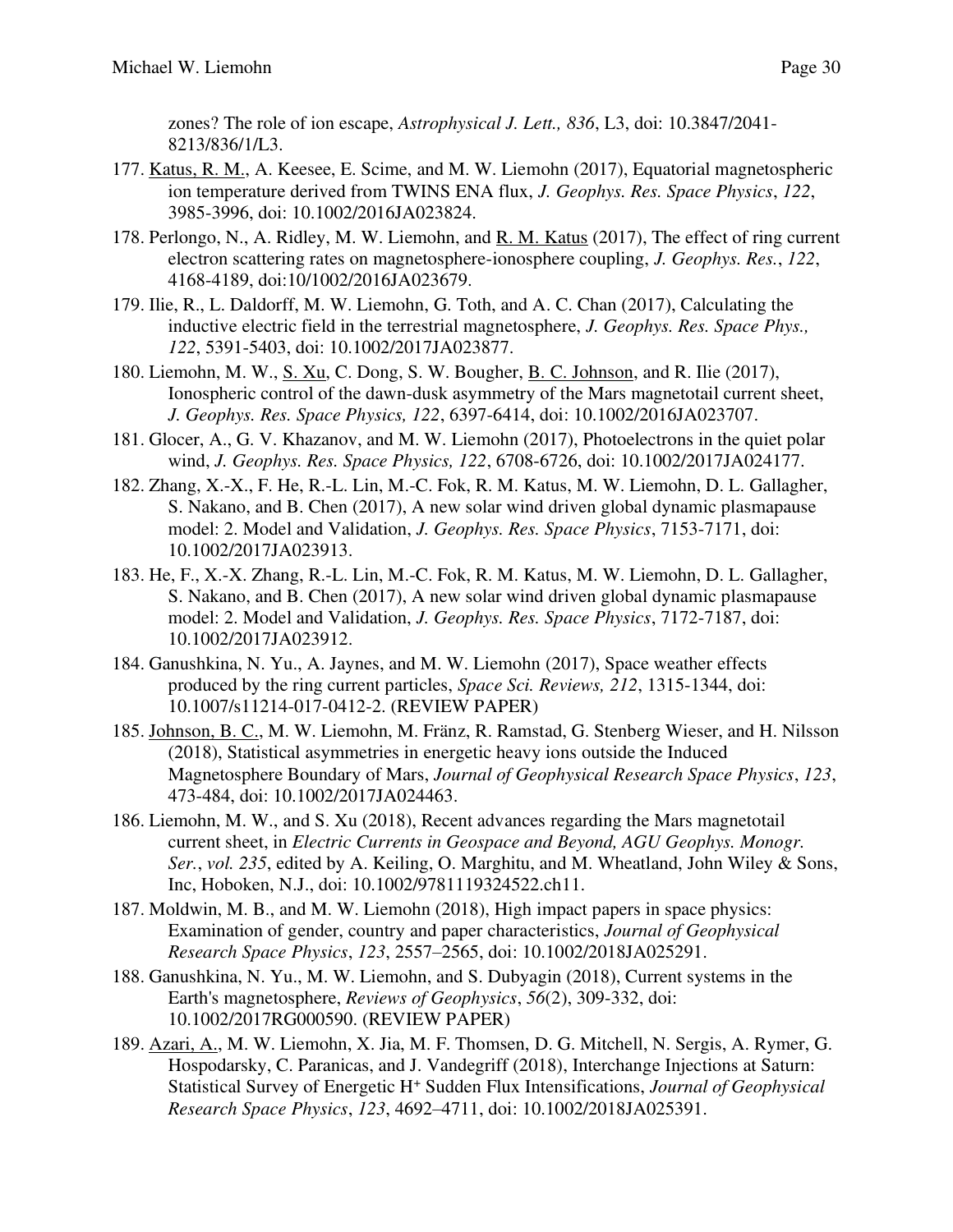zones? The role of ion escape, *Astrophysical J. Lett., 836*, L3, doi: 10.3847/2041-8213/836/1/L3.

177. Katus, R. M., A. Keesee, E. Scime, and M. W. Liemohn (2017), Equatorial magnetospheric ion temperature derived from TWINS ENA flux, *J. Geophys. Res. Space Physics*, *122*, 3985-3996, doi: 10.1002/2016JA023824.
178. Perlongo, N., A. Ridley, M. W. Liemohn, and R. M. Katus (2017), The effect of ring current electron scattering rates on magnetosphere-ionosphere coupling, *J. Geophys. Res.*, *122*, 4168-4189, doi:10/1002/2016JA023679.
179. Ilie, R., L. Daldorff, M. W. Liemohn, G. Toth, and A. C. Chan (2017), Calculating the inductive electric field in the terrestrial magnetosphere, *J. Geophys. Res. Space Phys., 122*, 5391-5403, doi: 10.1002/2017JA023877.
180. Liemohn, M. W., S. Xu, C. Dong, S. W. Bougher, B. C. Johnson, and R. Ilie (2017), Ionospheric control of the dawn-dusk asymmetry of the Mars magnetotail current sheet, *J. Geophys. Res. Space Physics, 122*, 6397-6414, doi: 10.1002/2016JA023707.
181. Glocer, A., G. V. Khazanov, and M. W. Liemohn (2017), Photoelectrons in the quiet polar wind, *J. Geophys. Res. Space Physics, 122*, 6708-6726, doi: 10.1002/2017JA024177.
182. Zhang, X.-X., F. He, R.-L. Lin, M.-C. Fok, R. M. Katus, M. W. Liemohn, D. L. Gallagher, S. Nakano, and B. Chen (2017), A new solar wind driven global dynamic plasmapause model: 2. Model and Validation, *J. Geophys. Res. Space Physics*, 7153-7171, doi: 10.1002/2017JA023913.
183. He, F., X.-X. Zhang, R.-L. Lin, M.-C. Fok, R. M. Katus, M. W. Liemohn, D. L. Gallagher, S. Nakano, and B. Chen (2017), A new solar wind driven global dynamic plasmapause model: 2. Model and Validation, *J. Geophys. Res. Space Physics*, 7172-7187, doi: 10.1002/2017JA023912.
184. Ganushkina, N. Yu., A. Jaynes, and M. W. Liemohn (2017), Space weather effects produced by the ring current particles, *Space Sci. Reviews, 212*, 1315-1344, doi: 10.1007/s11214-017-0412-2. (REVIEW PAPER)
185. Johnson, B. C., M. W. Liemohn, M. Fränz, R. Ramstad, G. Stenberg Wieser, and H. Nilsson (2018), Statistical asymmetries in energetic heavy ions outside the Induced Magnetosphere Boundary of Mars, *Journal of Geophysical Research Space Physics*, *123*, 473-484, doi: 10.1002/2017JA024463.
186. Liemohn, M. W., and S. Xu (2018), Recent advances regarding the Mars magnetotail current sheet, in *Electric Currents in Geospace and Beyond, AGU Geophys. Monogr. Ser.*, *vol. 235*, edited by A. Keiling, O. Marghitu, and M. Wheatland, John Wiley & Sons, Inc, Hoboken, N.J., doi: 10.1002/9781119324522.ch11.
187. Moldwin, M. B., and M. W. Liemohn (2018), High impact papers in space physics: Examination of gender, country and paper characteristics, *Journal of Geophysical Research Space Physics*, *123*, 2557–2565, doi: 10.1002/2018JA025291.
188. Ganushkina, N. Yu., M. W. Liemohn, and S. Dubyagin (2018), Current systems in the Earth's magnetosphere, *Reviews of Geophysics*, *56*(2), 309-332, doi: 10.1002/2017RG000590. (REVIEW PAPER)
189. Azari, A., M. W. Liemohn, X. Jia, M. F. Thomsen, D. G. Mitchell, N. Sergis, A. Rymer, G. Hospodarsky, C. Paranicas, and J. Vandegriff (2018), Interchange Injections at Saturn: Statistical Survey of Energetic $H^+$ Sudden Flux Intensifications, *Journal of Geophysical Research Space Physics*, *123*, 4692–4711, doi: 10.1002/2018JA025391.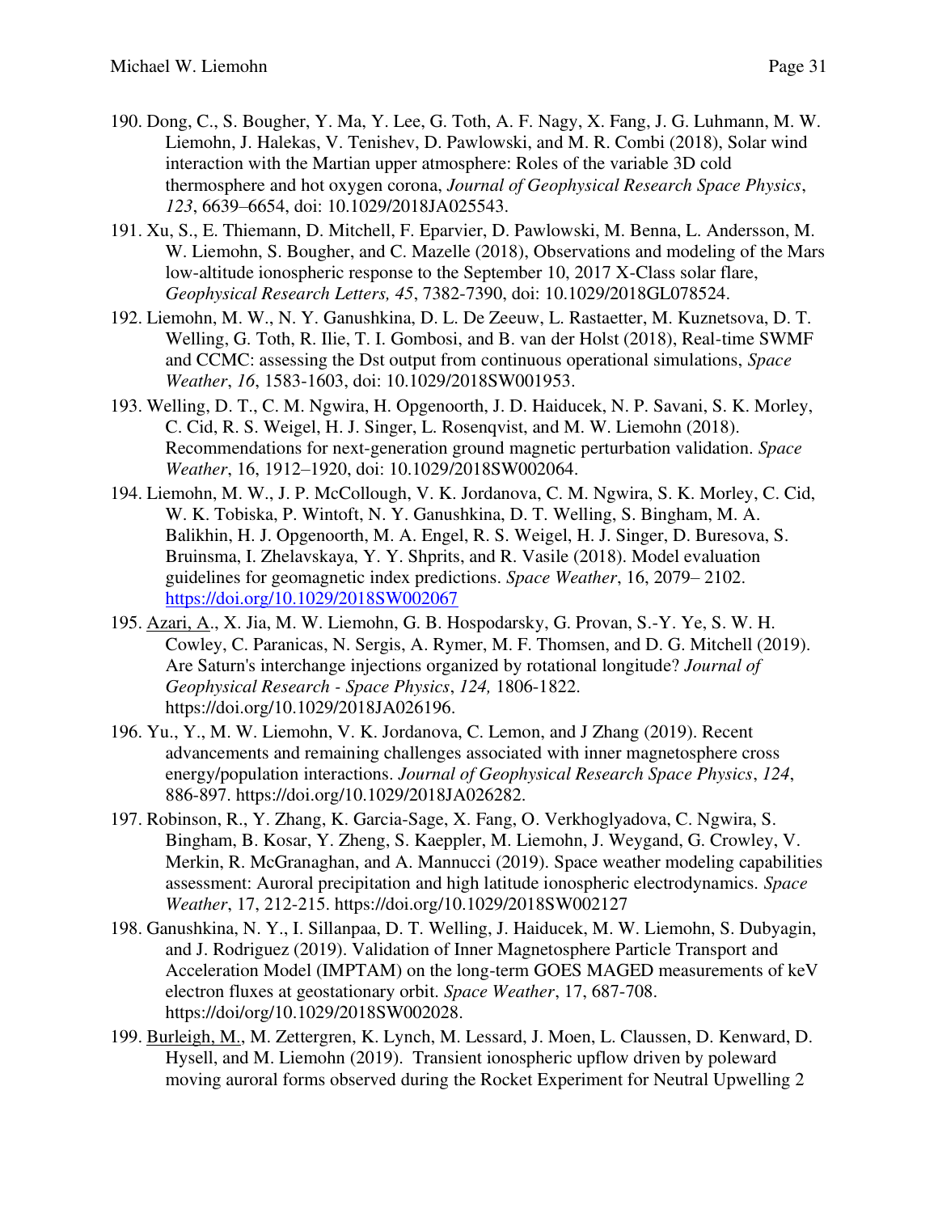190. Dong, C., S. Bougher, Y. Ma, Y. Lee, G. Toth, A. F. Nagy, X. Fang, J. G. Luhmann, M. W. Liemohn, J. Halekas, V. Tenishev, D. Pawlowski, and M. R. Combi (2018), Solar wind interaction with the Martian upper atmosphere: Roles of the variable 3D cold thermosphere and hot oxygen corona, *Journal of Geophysical Research Space Physics*, *123*, 6639–6654, doi: 10.1029/2018JA025543.

191. Xu, S., E. Thiemann, D. Mitchell, F. Eparvier, D. Pawlowski, M. Benna, L. Andersson, M. W. Liemohn, S. Bougher, and C. Mazelle (2018), Observations and modeling of the Mars low-altitude ionospheric response to the September 10, 2017 X-Class solar flare, *Geophysical Research Letters, 45*, 7382-7390, doi: 10.1029/2018GL078524.

192. Liemohn, M. W., N. Y. Ganushkina, D. L. De Zeeuw, L. Rastaetter, M. Kuznetsova, D. T. Welling, G. Toth, R. Ilie, T. I. Gombosi, and B. van der Holst (2018), Real-time SWMF and CCMC: assessing the Dst output from continuous operational simulations, *Space Weather*, *16*, 1583-1603, doi: 10.1029/2018SW001953.

193. Welling, D. T., C. M. Ngwira, H. Opgenoorth, J. D. Haiducek, N. P. Savani, S. K. Morley, C. Cid, R. S. Weigel, H. J. Singer, L. Rosenqvist, and M. W. Liemohn (2018). Recommendations for next-generation ground magnetic perturbation validation. *Space Weather*, 16, 1912–1920, doi: 10.1029/2018SW002064.

194. Liemohn, M. W., J. P. McCollough, V. K. Jordanova, C. M. Ngwira, S. K. Morley, C. Cid, W. K. Tobiska, P. Wintoft, N. Y. Ganushkina, D. T. Welling, S. Bingham, M. A. Balikhin, H. J. Opgenoorth, M. A. Engel, R. S. Weigel, H. J. Singer, D. Buresova, S. Bruinsma, I. Zhelavskaya, Y. Y. Shprits, and R. Vasile (2018). Model evaluation guidelines for geomagnetic index predictions. *Space Weather*, 16, 2079– 2102. https://doi.org/10.1029/2018SW002067

195. Azari, A., X. Jia, M. W. Liemohn, G. B. Hospodarsky, G. Provan, S.-Y. Ye, S. W. H. Cowley, C. Paranicas, N. Sergis, A. Rymer, M. F. Thomsen, and D. G. Mitchell (2019). Are Saturn's interchange injections organized by rotational longitude? *Journal of Geophysical Research - Space Physics*, *124,* 1806-1822. https://doi.org/10.1029/2018JA026196.

196. Yu., Y., M. W. Liemohn, V. K. Jordanova, C. Lemon, and J Zhang (2019). Recent advancements and remaining challenges associated with inner magnetosphere cross energy/population interactions. *Journal of Geophysical Research Space Physics*, *124*, 886-897. https://doi.org/10.1029/2018JA026282.

197. Robinson, R., Y. Zhang, K. Garcia-Sage, X. Fang, O. Verkhoglyadova, C. Ngwira, S. Bingham, B. Kosar, Y. Zheng, S. Kaeppler, M. Liemohn, J. Weygand, G. Crowley, V. Merkin, R. McGranaghan, and A. Mannucci (2019). Space weather modeling capabilities assessment: Auroral precipitation and high latitude ionospheric electrodynamics. *Space Weather*, 17, 212-215. https://doi.org/10.1029/2018SW002127

198. Ganushkina, N. Y., I. Sillanpaa, D. T. Welling, J. Haiducek, M. W. Liemohn, S. Dubyagin, and J. Rodriguez (2019). Validation of Inner Magnetosphere Particle Transport and Acceleration Model (IMPTAM) on the long-term GOES MAGED measurements of keV electron fluxes at geostationary orbit. *Space Weather*, 17, 687-708. https://doi/org/10.1029/2018SW002028.

199. Burleigh, M., M. Zettergren, K. Lynch, M. Lessard, J. Moen, L. Claussen, D. Kenward, D. Hysell, and M. Liemohn (2019). Transient ionospheric upflow driven by poleward moving auroral forms observed during the Rocket Experiment for Neutral Upwelling 2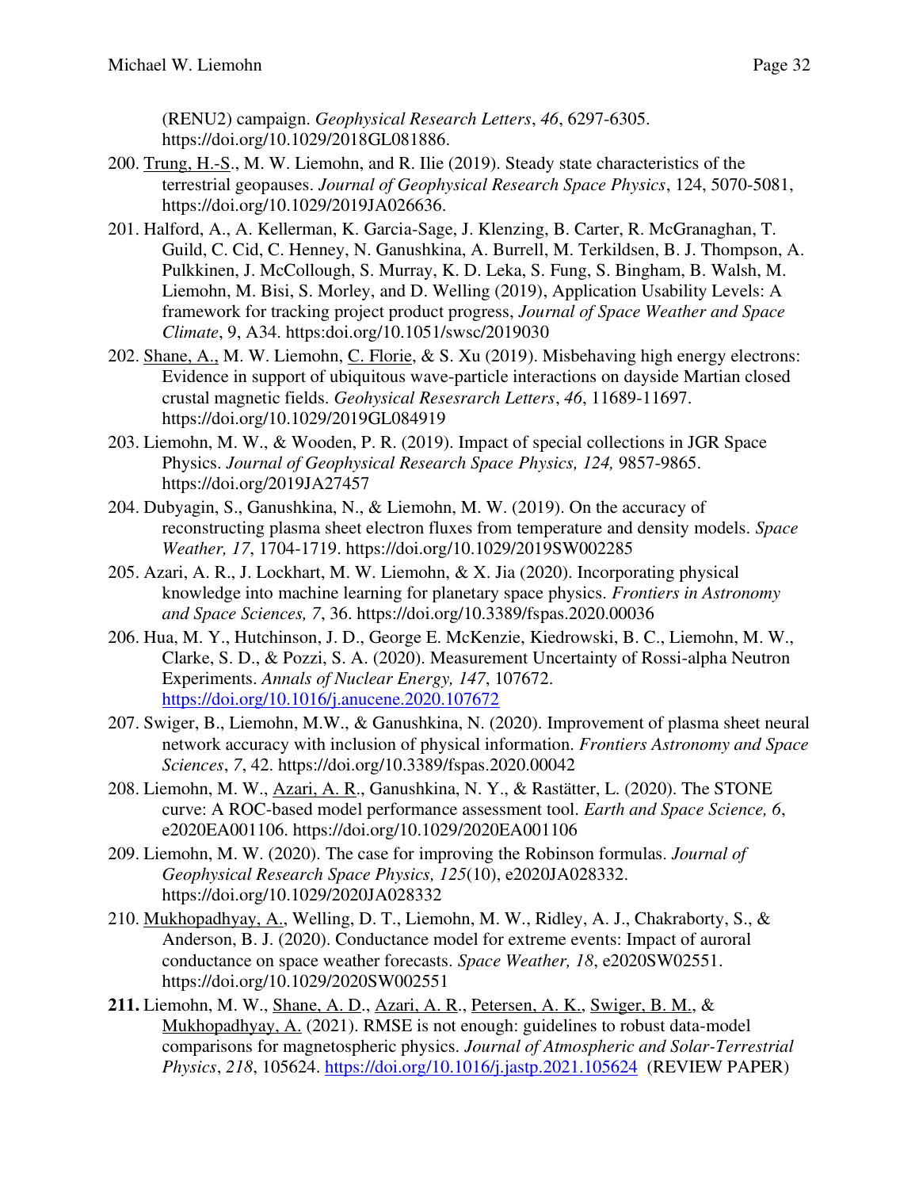(RENU2) campaign. *Geophysical Research Letters*, *46*, 6297-6305. https://doi.org/10.1029/2018GL081886.

200. Trung, H.-S., M. W. Liemohn, and R. Ilie (2019). Steady state characteristics of the terrestrial geopauses. *Journal of Geophysical Research Space Physics*, 124, 5070-5081, https://doi.org/10.1029/2019JA026636.

201. Halford, A., A. Kellerman, K. Garcia-Sage, J. Klenzing, B. Carter, R. McGranaghan, T. Guild, C. Cid, C. Henney, N. Ganushkina, A. Burrell, M. Terkildsen, B. J. Thompson, A. Pulkkinen, J. McCollough, S. Murray, K. D. Leka, S. Fung, S. Bingham, B. Walsh, M. Liemohn, M. Bisi, S. Morley, and D. Welling (2019), Application Usability Levels: A framework for tracking project product progress, *Journal of Space Weather and Space Climate*, 9, A34. https:doi.org/10.1051/swsc/2019030

202. Shane, A., M. W. Liemohn, C. Florie, & S. Xu (2019). Misbehaving high energy electrons: Evidence in support of ubiquitous wave-particle interactions on dayside Martian closed crustal magnetic fields. *Geohysical Resesrarch Letters*, *46*, 11689-11697. https://doi.org/10.1029/2019GL084919

203. Liemohn, M. W., & Wooden, P. R. (2019). Impact of special collections in JGR Space Physics. *Journal of Geophysical Research Space Physics, 124,* 9857-9865. https://doi.org/2019JA27457

204. Dubyagin, S., Ganushkina, N., & Liemohn, M. W. (2019). On the accuracy of reconstructing plasma sheet electron fluxes from temperature and density models. *Space Weather, 17*, 1704-1719. https://doi.org/10.1029/2019SW002285

205. Azari, A. R., J. Lockhart, M. W. Liemohn, & X. Jia (2020). Incorporating physical knowledge into machine learning for planetary space physics. *Frontiers in Astronomy and Space Sciences, 7*, 36. https://doi.org/10.3389/fspas.2020.00036

206. Hua, M. Y., Hutchinson, J. D., George E. McKenzie, Kiedrowski, B. C., Liemohn, M. W., Clarke, S. D., & Pozzi, S. A. (2020). Measurement Uncertainty of Rossi-alpha Neutron Experiments. *Annals of Nuclear Energy, 147*, 107672. https://doi.org/10.1016/j.anucene.2020.107672

207. Swiger, B., Liemohn, M.W., & Ganushkina, N. (2020). Improvement of plasma sheet neural network accuracy with inclusion of physical information. *Frontiers Astronomy and Space Sciences*, *7*, 42. https://doi.org/10.3389/fspas.2020.00042

208. Liemohn, M. W., Azari, A. R., Ganushkina, N. Y., & Rastätter, L. (2020). The STONE curve: A ROC-based model performance assessment tool. *Earth and Space Science, 6*, e2020EA001106. https://doi.org/10.1029/2020EA001106

209. Liemohn, M. W. (2020). The case for improving the Robinson formulas. *Journal of Geophysical Research Space Physics, 125*(10), e2020JA028332. https://doi.org/10.1029/2020JA028332

210. Mukhopadhyay, A., Welling, D. T., Liemohn, M. W., Ridley, A. J., Chakraborty, S., & Anderson, B. J. (2020). Conductance model for extreme events: Impact of auroral conductance on space weather forecasts. *Space Weather, 18*, e2020SW02551. https://doi.org/10.1029/2020SW002551

**211.** Liemohn, M. W., Shane, A. D., Azari, A. R., Petersen, A. K., Swiger, B. M., & Mukhopadhyay, A. (2021). RMSE is not enough: guidelines to robust data-model comparisons for magnetospheric physics. *Journal of Atmospheric and Solar-Terrestrial Physics*, *218*, 105624. https://doi.org/10.1016/j.jastp.2021.105624 (REVIEW PAPER)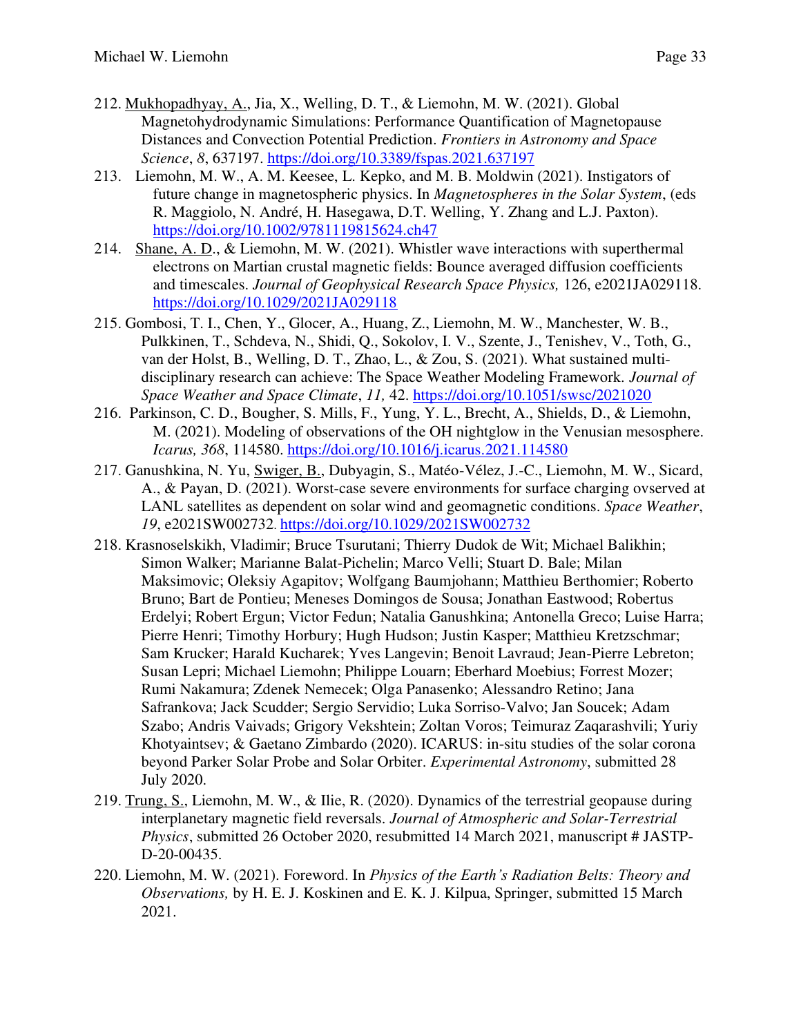212. Mukhopadhyay, A., Jia, X., Welling, D. T., & Liemohn, M. W. (2021). Global Magnetohydrodynamic Simulations: Performance Quantification of Magnetopause Distances and Convection Potential Prediction. *Frontiers in Astronomy and Space Science*, *8*, 637197. https://doi.org/10.3389/fspas.2021.637197

213. Liemohn, M. W., A. M. Keesee, L. Kepko, and M. B. Moldwin (2021). Instigators of future change in magnetospheric physics. In *Magnetospheres in the Solar System*, (eds R. Maggiolo, N. André, H. Hasegawa, D.T. Welling, Y. Zhang and L.J. Paxton). https://doi.org/10.1002/9781119815624.ch47

214. Shane, A. D., & Liemohn, M. W. (2021). Whistler wave interactions with superthermal electrons on Martian crustal magnetic fields: Bounce averaged diffusion coefficients and timescales. *Journal of Geophysical Research Space Physics,* 126, e2021JA029118. https://doi.org/10.1029/2021JA029118

215. Gombosi, T. I., Chen, Y., Glocer, A., Huang, Z., Liemohn, M. W., Manchester, W. B., Pulkkinen, T., Schdeva, N., Shidi, Q., Sokolov, I. V., Szente, J., Tenishev, V., Toth, G., van der Holst, B., Welling, D. T., Zhao, L., & Zou, S. (2021). What sustained multi-disciplinary research can achieve: The Space Weather Modeling Framework. *Journal of Space Weather and Space Climate*, *11,* 42. https://doi.org/10.1051/swsc/2021020

216. Parkinson, C. D., Bougher, S. Mills, F., Yung, Y. L., Brecht, A., Shields, D., & Liemohn, M. (2021). Modeling of observations of the OH nightglow in the Venusian mesosphere. *Icarus, 368*, 114580. https://doi.org/10.1016/j.icarus.2021.114580

217. Ganushkina, N. Yu, Swiger, B., Dubyagin, S., Matéo-Vélez, J.-C., Liemohn, M. W., Sicard, A., & Payan, D. (2021). Worst-case severe environments for surface charging ovserved at LANL satellites as dependent on solar wind and geomagnetic conditions. *Space Weather*, *19*, e2021SW002732. https://doi.org/10.1029/2021SW002732

218. Krasnoselskikh, Vladimir; Bruce Tsurutani; Thierry Dudok de Wit; Michael Balikhin; Simon Walker; Marianne Balat-Pichelin; Marco Velli; Stuart D. Bale; Milan Maksimovic; Oleksiy Agapitov; Wolfgang Baumjohann; Matthieu Berthomier; Roberto Bruno; Bart de Pontieu; Meneses Domingos de Sousa; Jonathan Eastwood; Robertus Erdelyi; Robert Ergun; Victor Fedun; Natalia Ganushkina; Antonella Greco; Luise Harra; Pierre Henri; Timothy Horbury; Hugh Hudson; Justin Kasper; Matthieu Kretzschmar; Sam Krucker; Harald Kucharek; Yves Langevin; Benoit Lavraud; Jean-Pierre Lebreton; Susan Lepri; Michael Liemohn; Philippe Louarn; Eberhard Moebius; Forrest Mozer; Rumi Nakamura; Zdenek Nemecek; Olga Panasenko; Alessandro Retino; Jana Safrankova; Jack Scudder; Sergio Servidio; Luka Sorriso-Valvo; Jan Soucek; Adam Szabo; Andris Vaivads; Grigory Vekshtein; Zoltan Voros; Teimuraz Zaqarashvili; Yuriy Khotyaintsev; & Gaetano Zimbardo (2020). ICARUS: in-situ studies of the solar corona beyond Parker Solar Probe and Solar Orbiter. *Experimental Astronomy*, submitted 28 July 2020.

219. Trung, S., Liemohn, M. W., & Ilie, R. (2020). Dynamics of the terrestrial geopause during interplanetary magnetic field reversals. *Journal of Atmospheric and Solar-Terrestrial Physics*, submitted 26 October 2020, resubmitted 14 March 2021, manuscript # JASTP-D-20-00435.

220. Liemohn, M. W. (2021). Foreword. In *Physics of the Earth's Radiation Belts: Theory and Observations,* by H. E. J. Koskinen and E. K. J. Kilpua, Springer, submitted 15 March 2021.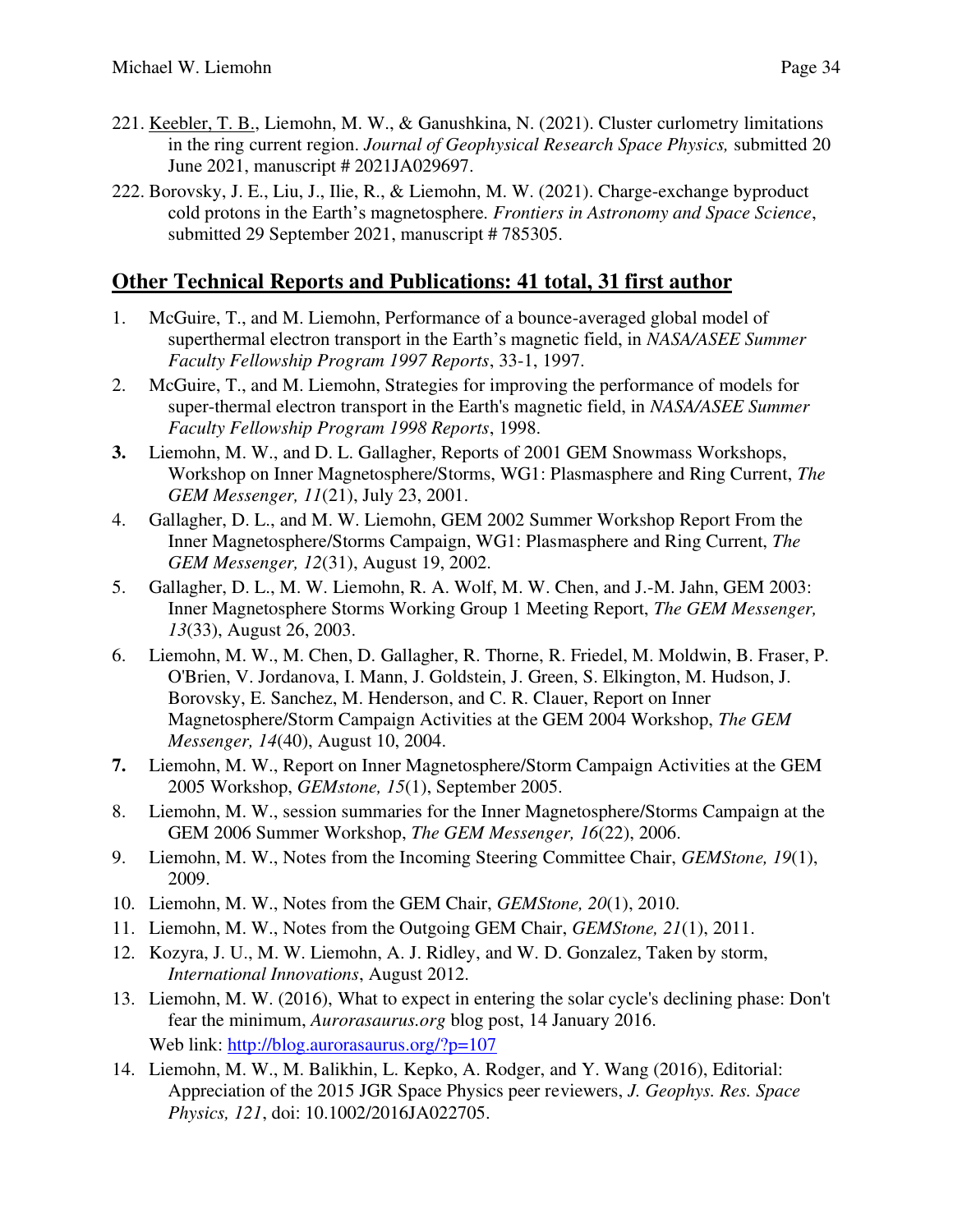221. <u>Keebler, T. B.</u>, Liemohn, M. W., & Ganushkina, N. (2021). Cluster curlometry limitations in the ring current region. *Journal of Geophysical Research Space Physics,* submitted 20 June 2021, manuscript # 2021JA029697.

222. Borovsky, J. E., Liu, J., Ilie, R., & Liemohn, M. W. (2021). Charge-exchange byproduct cold protons in the Earth's magnetosphere. *Frontiers in Astronomy and Space Science*, submitted 29 September 2021, manuscript # 785305.

## Other Technical Reports and Publications: 41 total, 31 first author

1. McGuire, T., and M. Liemohn, Performance of a bounce-averaged global model of superthermal electron transport in the Earth's magnetic field, in *NASA/ASEE Summer Faculty Fellowship Program 1997 Reports*, 33-1, 1997.
2. McGuire, T., and M. Liemohn, Strategies for improving the performance of models for super-thermal electron transport in the Earth's magnetic field, in *NASA/ASEE Summer Faculty Fellowship Program 1998 Reports*, 1998.
3. Liemohn, M. W., and D. L. Gallagher, Reports of 2001 GEM Snowmass Workshops, Workshop on Inner Magnetosphere/Storms, WG1: Plasmasphere and Ring Current, *The GEM Messenger, 11*(21), July 23, 2001.
4. Gallagher, D. L., and M. W. Liemohn, GEM 2002 Summer Workshop Report From the Inner Magnetosphere/Storms Campaign, WG1: Plasmasphere and Ring Current, *The GEM Messenger, 12*(31), August 19, 2002.
5. Gallagher, D. L., M. W. Liemohn, R. A. Wolf, M. W. Chen, and J.-M. Jahn, GEM 2003: Inner Magnetosphere Storms Working Group 1 Meeting Report, *The GEM Messenger, 13*(33), August 26, 2003.
6. Liemohn, M. W., M. Chen, D. Gallagher, R. Thorne, R. Friedel, M. Moldwin, B. Fraser, P. O'Brien, V. Jordanova, I. Mann, J. Goldstein, J. Green, S. Elkington, M. Hudson, J. Borovsky, E. Sanchez, M. Henderson, and C. R. Clauer, Report on Inner Magnetosphere/Storm Campaign Activities at the GEM 2004 Workshop, *The GEM Messenger, 14*(40), August 10, 2004.
7. Liemohn, M. W., Report on Inner Magnetosphere/Storm Campaign Activities at the GEM 2005 Workshop, *GEMstone, 15*(1), September 2005.
8. Liemohn, M. W., session summaries for the Inner Magnetosphere/Storms Campaign at the GEM 2006 Summer Workshop, *The GEM Messenger, 16*(22), 2006.
9. Liemohn, M. W., Notes from the Incoming Steering Committee Chair, *GEMStone, 19*(1), 2009.
10. Liemohn, M. W., Notes from the GEM Chair, *GEMStone, 20*(1), 2010.
11. Liemohn, M. W., Notes from the Outgoing GEM Chair, *GEMStone, 21*(1), 2011.
12. Kozyra, J. U., M. W. Liemohn, A. J. Ridley, and W. D. Gonzalez, Taken by storm, *International Innovations*, August 2012.
13. Liemohn, M. W. (2016), What to expect in entering the solar cycle's declining phase: Don't fear the minimum, *Aurorasaurus.org* blog post, 14 January 2016.  
    Web link: [http://blog.aurorasaurus.org/?p=107](http://blog.aurorasaurus.org/?p=107)
14. Liemohn, M. W., M. Balikhin, L. Kepko, A. Rodger, and Y. Wang (2016), Editorial: Appreciation of the 2015 JGR Space Physics peer reviewers, *J. Geophys. Res. Space Physics, 121*, doi: 10.1002/2016JA022705.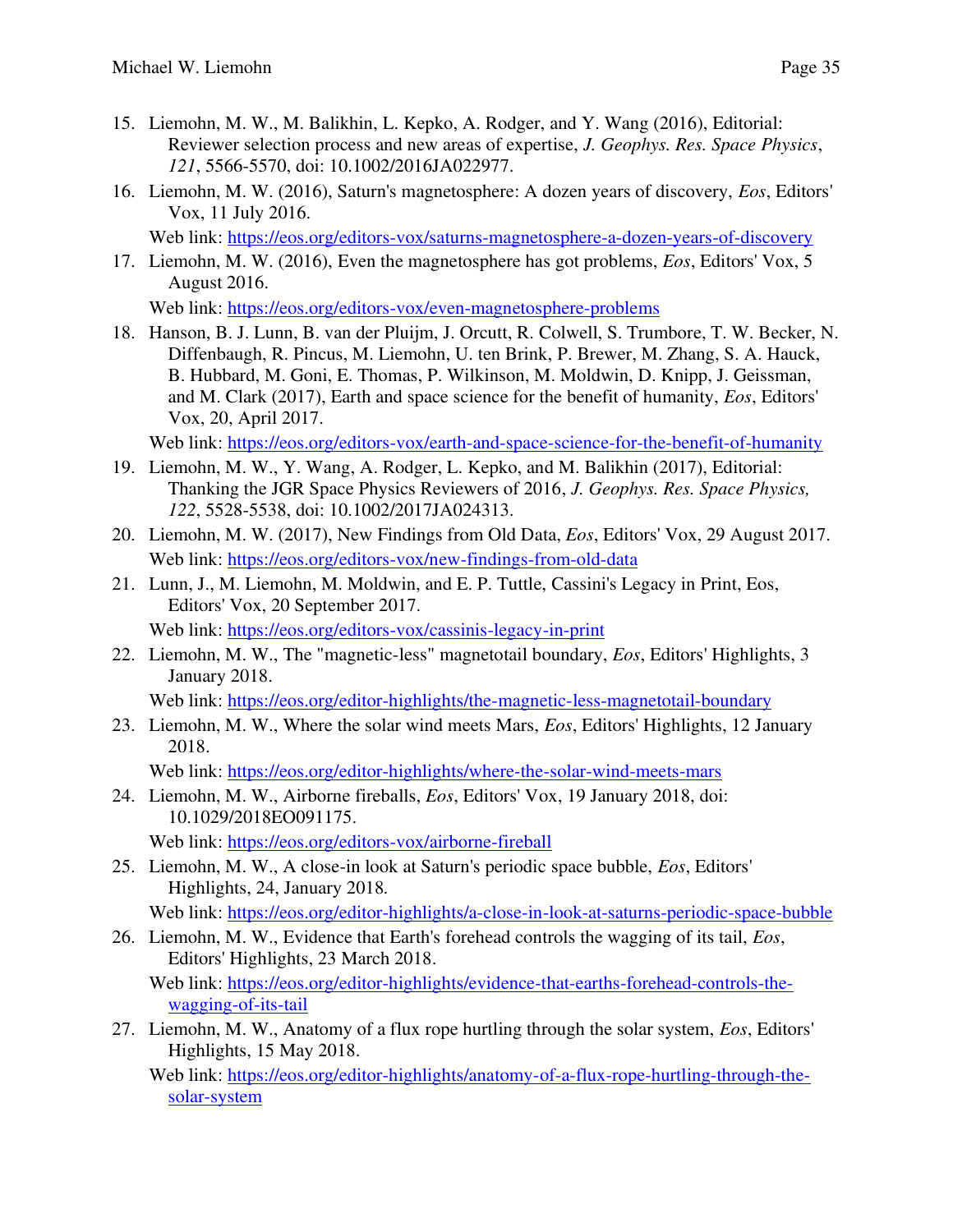15. Liemohn, M. W., M. Balikhin, L. Kepko, A. Rodger, and Y. Wang (2016), Editorial: Reviewer selection process and new areas of expertise, *J. Geophys. Res. Space Physics*, *121*, 5566-5570, doi: 10.1002/2016JA022977.
16. Liemohn, M. W. (2016), Saturn's magnetosphere: A dozen years of discovery, *Eos*, Editors' Vox, 11 July 2016.

    Web link: https://eos.org/editors-vox/saturns-magnetosphere-a-dozen-years-of-discovery
17. Liemohn, M. W. (2016), Even the magnetosphere has got problems, *Eos*, Editors' Vox, 5 August 2016.

    Web link: https://eos.org/editors-vox/even-magnetosphere-problems
18. Hanson, B. J. Lunn, B. van der Pluijm, J. Orcutt, R. Colwell, S. Trumbore, T. W. Becker, N. Diffenbaugh, R. Pincus, M. Liemohn, U. ten Brink, P. Brewer, M. Zhang, S. A. Hauck, B. Hubbard, M. Goni, E. Thomas, P. Wilkinson, M. Moldwin, D. Knipp, J. Geissman, and M. Clark (2017), Earth and space science for the benefit of humanity, *Eos*, Editors' Vox, 20, April 2017.

    Web link: https://eos.org/editors-vox/earth-and-space-science-for-the-benefit-of-humanity
19. Liemohn, M. W., Y. Wang, A. Rodger, L. Kepko, and M. Balikhin (2017), Editorial: Thanking the JGR Space Physics Reviewers of 2016, *J. Geophys. Res. Space Physics, 122*, 5528-5538, doi: 10.1002/2017JA024313.
20. Liemohn, M. W. (2017), New Findings from Old Data, *Eos*, Editors' Vox, 29 August 2017.

    Web link: https://eos.org/editors-vox/new-findings-from-old-data
21. Lunn, J., M. Liemohn, M. Moldwin, and E. P. Tuttle, Cassini's Legacy in Print, Eos, Editors' Vox, 20 September 2017.

    Web link: https://eos.org/editors-vox/cassinis-legacy-in-print
22. Liemohn, M. W., The "magnetic-less" magnetotail boundary, *Eos*, Editors' Highlights, 3 January 2018.

    Web link: https://eos.org/editor-highlights/the-magnetic-less-magnetotail-boundary
23. Liemohn, M. W., Where the solar wind meets Mars, *Eos*, Editors' Highlights, 12 January 2018.

    Web link: https://eos.org/editor-highlights/where-the-solar-wind-meets-mars
24. Liemohn, M. W., Airborne fireballs, *Eos*, Editors' Vox, 19 January 2018, doi: 10.1029/2018EO091175.

    Web link: https://eos.org/editors-vox/airborne-fireball
25. Liemohn, M. W., A close-in look at Saturn's periodic space bubble, *Eos*, Editors' Highlights, 24, January 2018.

    Web link: https://eos.org/editor-highlights/a-close-in-look-at-saturns-periodic-space-bubble
26. Liemohn, M. W., Evidence that Earth's forehead controls the wagging of its tail, *Eos*, Editors' Highlights, 23 March 2018.

    Web link: https://eos.org/editor-highlights/evidence-that-earths-forehead-controls-the-wagging-of-its-tail
27. Liemohn, M. W., Anatomy of a flux rope hurtling through the solar system, *Eos*, Editors' Highlights, 15 May 2018.

    Web link: https://eos.org/editor-highlights/anatomy-of-a-flux-rope-hurtling-through-the-solar-system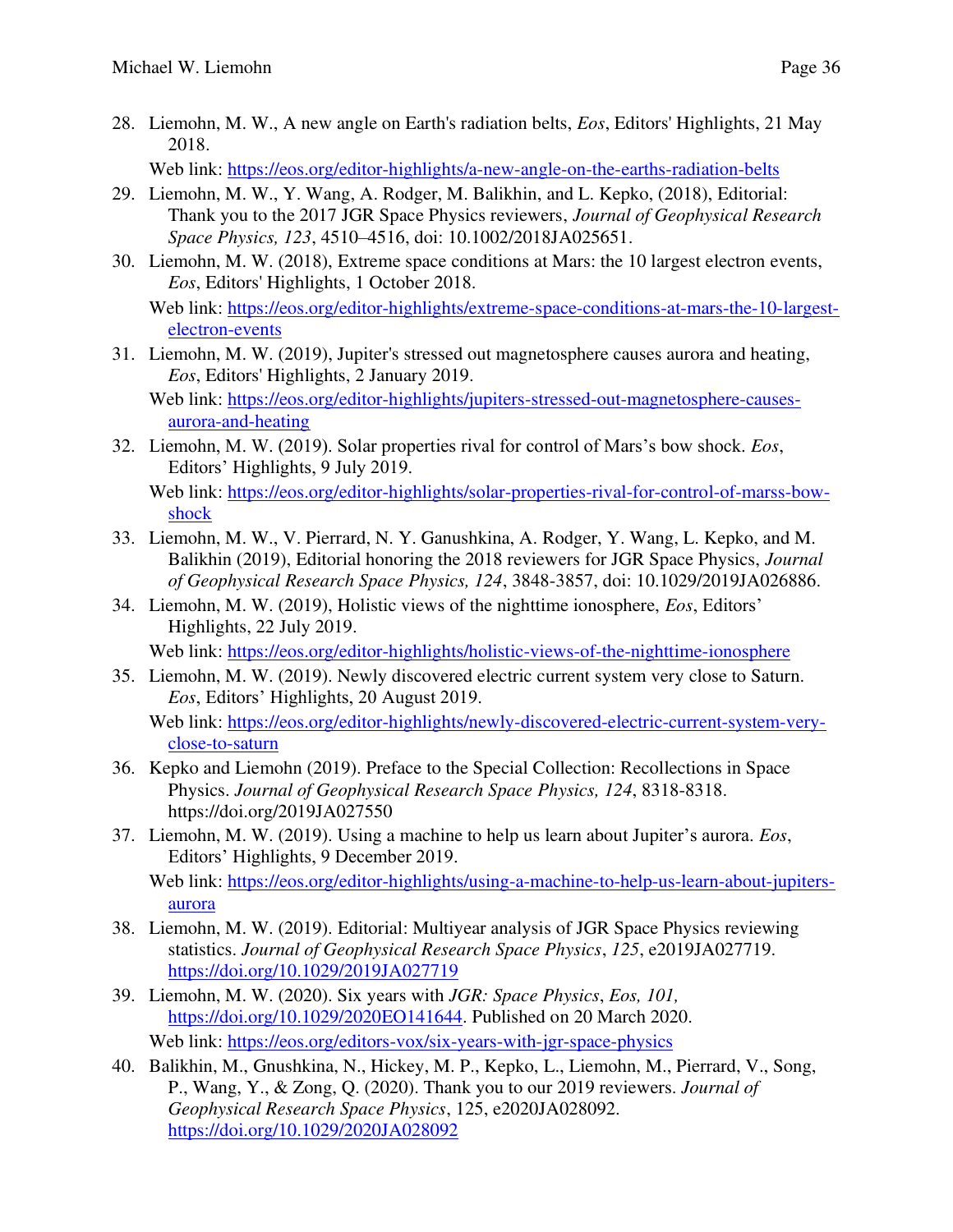28. Liemohn, M. W., A new angle on Earth's radiation belts, *Eos*, Editors' Highlights, 21 May 2018.

    Web link: https://eos.org/editor-highlights/a-new-angle-on-the-earths-radiation-belts

29. Liemohn, M. W., Y. Wang, A. Rodger, M. Balikhin, and L. Kepko, (2018), Editorial: Thank you to the 2017 JGR Space Physics reviewers, *Journal of Geophysical Research Space Physics, 123*, 4510–4516, doi: 10.1002/2018JA025651.

30. Liemohn, M. W. (2018), Extreme space conditions at Mars: the 10 largest electron events, *Eos*, Editors' Highlights, 1 October 2018.

    Web link: https://eos.org/editor-highlights/extreme-space-conditions-at-mars-the-10-largest-electron-events

31. Liemohn, M. W. (2019), Jupiter's stressed out magnetosphere causes aurora and heating, *Eos*, Editors' Highlights, 2 January 2019.

    Web link: https://eos.org/editor-highlights/jupiters-stressed-out-magnetosphere-causes-aurora-and-heating

32. Liemohn, M. W. (2019). Solar properties rival for control of Mars's bow shock. *Eos*, Editors' Highlights, 9 July 2019.

    Web link: https://eos.org/editor-highlights/solar-properties-rival-for-control-of-marss-bow-shock

33. Liemohn, M. W., V. Pierrard, N. Y. Ganushkina, A. Rodger, Y. Wang, L. Kepko, and M. Balikhin (2019), Editorial honoring the 2018 reviewers for JGR Space Physics, *Journal of Geophysical Research Space Physics, 124*, 3848-3857, doi: 10.1029/2019JA026886.

34. Liemohn, M. W. (2019), Holistic views of the nighttime ionosphere, *Eos*, Editors' Highlights, 22 July 2019.

    Web link: https://eos.org/editor-highlights/holistic-views-of-the-nighttime-ionosphere

35. Liemohn, M. W. (2019). Newly discovered electric current system very close to Saturn. *Eos*, Editors' Highlights, 20 August 2019.

    Web link: https://eos.org/editor-highlights/newly-discovered-electric-current-system-very-close-to-saturn

36. Kepko and Liemohn (2019). Preface to the Special Collection: Recollections in Space Physics. *Journal of Geophysical Research Space Physics, 124*, 8318-8318. https://doi.org/2019JA027550

37. Liemohn, M. W. (2019). Using a machine to help us learn about Jupiter's aurora. *Eos*, Editors' Highlights, 9 December 2019.

    Web link: https://eos.org/editor-highlights/using-a-machine-to-help-us-learn-about-jupiters-aurora

38. Liemohn, M. W. (2019). Editorial: Multiyear analysis of JGR Space Physics reviewing statistics. *Journal of Geophysical Research Space Physics*, *125*, e2019JA027719. https://doi.org/10.1029/2019JA027719

39. Liemohn, M. W. (2020). Six years with *JGR: Space Physics*, *Eos, 101,* https://doi.org/10.1029/2020EO141644. Published on 20 March 2020.

    Web link: https://eos.org/editors-vox/six-years-with-jgr-space-physics

40. Balikhin, M., Gnushkina, N., Hickey, M. P., Kepko, L., Liemohn, M., Pierrard, V., Song, P., Wang, Y., & Zong, Q. (2020). Thank you to our 2019 reviewers. *Journal of Geophysical Research Space Physics*, 125, e2020JA028092. https://doi.org/10.1029/2020JA028092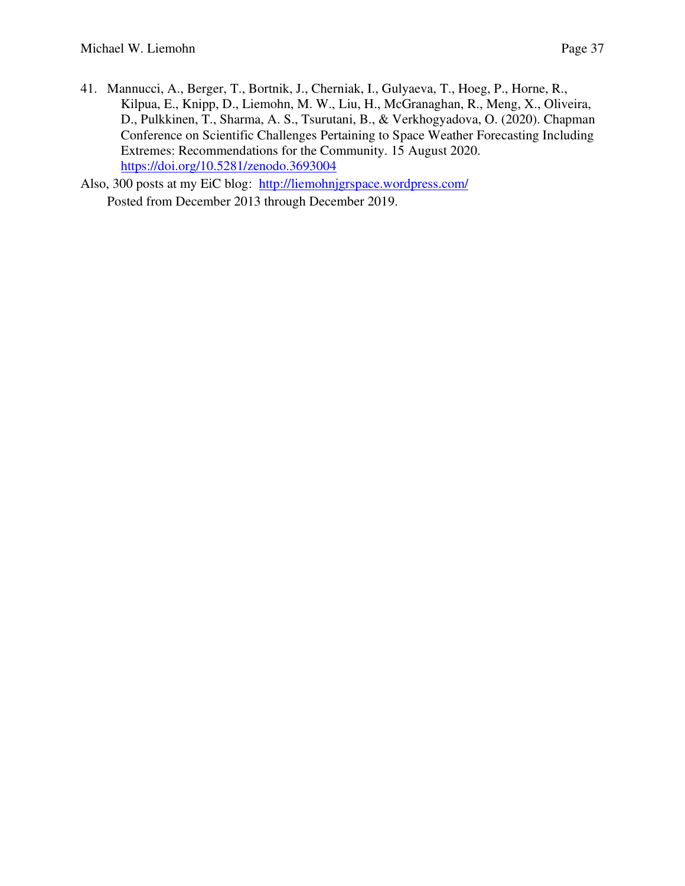41. Mannucci, A., Berger, T., Bortnik, J., Cherniak, I., Gulyaeva, T., Hoeg, P., Horne, R., Kilpua, E., Knipp, D., Liemohn, M. W., Liu, H., McGranaghan, R., Meng, X., Oliveira, D., Pulkkinen, T., Sharma, A. S., Tsurutani, B., & Verkhogyadova, O. (2020). Chapman Conference on Scientific Challenges Pertaining to Space Weather Forecasting Including Extremes: Recommendations for the Community. 15 August 2020. https://doi.org/10.5281/zenodo.3693004

Also, 300 posts at my EiC blog: http://liemohnjgrspace.wordpress.com/
Posted from December 2013 through December 2019.